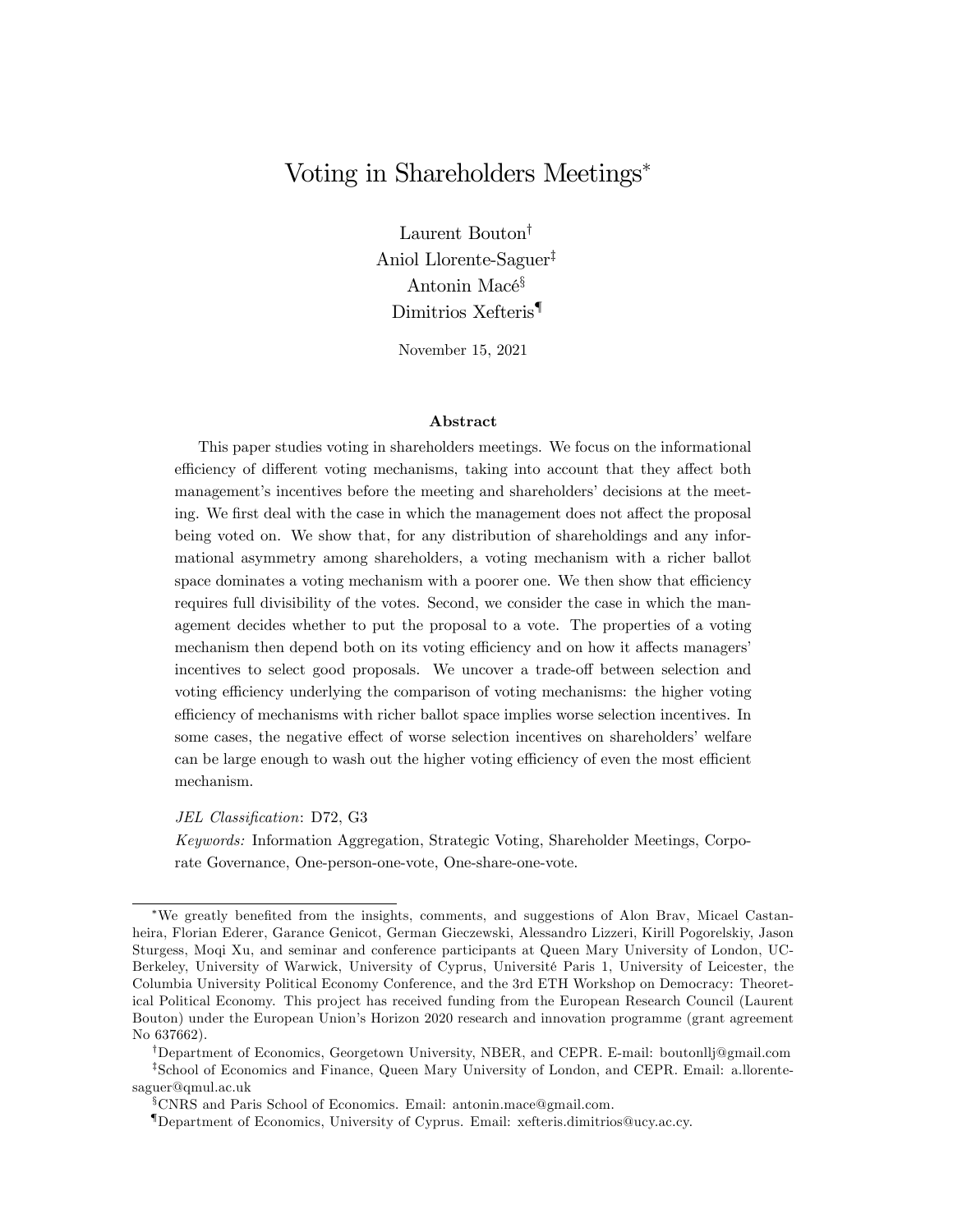# Voting in Shareholders Meetings*

Laurent Bouton†
Aniol Llorente-Saguer‡
Antonin Macé§
Dimitrios Xefteris¶

November 15, 2021

### Abstract

This paper studies voting in shareholders meetings. We focus on the informational efficiency of different voting mechanisms, taking into account that they affect both management's incentives before the meeting and shareholders' decisions at the meeting. We first deal with the case in which the management does not affect the proposal being voted on. We show that, for any distribution of shareholdings and any informational asymmetry among shareholders, a voting mechanism with a richer ballot space dominates a voting mechanism with a poorer one. We then show that efficiency requires full divisibility of the votes. Second, we consider the case in which the management decides whether to put the proposal to a vote. The properties of a voting mechanism then depend both on its voting efficiency and on how it affects managers' incentives to select good proposals. We uncover a trade-off between selection and voting efficiency underlying the comparison of voting mechanisms: the higher voting efficiency of mechanisms with richer ballot space implies worse selection incentives. In some cases, the negative effect of worse selection incentives on shareholders' welfare can be large enough to wash out the higher voting efficiency of even the most efficient mechanism.

*JEL Classification*: D72, G3

*Keywords:* Information Aggregation, Strategic Voting, Shareholder Meetings, Corporate Governance, One-person-one-vote, One-share-one-vote.

---

*We greatly benefited from the insights, comments, and suggestions of Alon Brav, Micael Castanheira, Florian Ederer, Garance Genicot, German Gieczewski, Alessandro Lizzeri, Kirill Pogorelskiy, Jason Sturgess, Moqi Xu, and seminar and conference participants at Queen Mary University of London, UC-Berkeley, University of Warwick, University of Cyprus, Université Paris 1, University of Leicester, the Columbia University Political Economy Conference, and the 3rd ETH Workshop on Democracy: Theoretical Political Economy. This project has received funding from the European Research Council (Laurent Bouton) under the European Union's Horizon 2020 research and innovation programme (grant agreement No 637662).

†Department of Economics, Georgetown University, NBER, and CEPR. E-mail: boutonllj@gmail.com

‡School of Economics and Finance, Queen Mary University of London, and CEPR. Email: a.llorente-saguer@qmul.ac.uk

§CNRS and Paris School of Economics. Email: antonin.mace@gmail.com.

¶Department of Economics, University of Cyprus. Email: xefteris.dimitrios@ucy.ac.cy.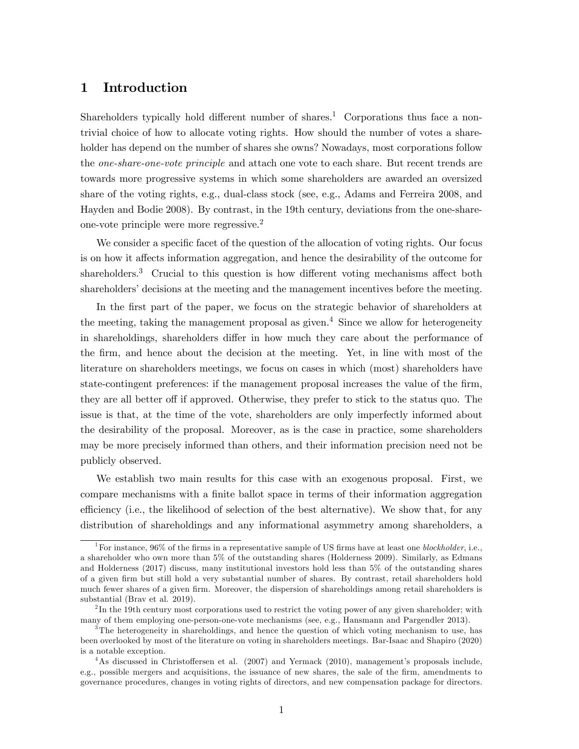# 1 Introduction

Shareholders typically hold different number of shares.[1] Corporations thus face a non-trivial choice of how to allocate voting rights. How should the number of votes a shareholder has depend on the number of shares she owns? Nowadays, most corporations follow the *one-share-one-vote principle* and attach one vote to each share. But recent trends are towards more progressive systems in which some shareholders are awarded an oversized share of the voting rights, e.g., dual-class stock (see, e.g., Adams and Ferreira 2008, and Hayden and Bodie 2008). By contrast, in the 19th century, deviations from the one-share-one-vote principle were more regressive.[2]

We consider a specific facet of the question of the allocation of voting rights. Our focus is on how it affects information aggregation, and hence the desirability of the outcome for shareholders.[3] Crucial to this question is how different voting mechanisms affect both shareholders' decisions at the meeting and the management incentives before the meeting.

In the first part of the paper, we focus on the strategic behavior of shareholders at the meeting, taking the management proposal as given.[4] Since we allow for heterogeneity in shareholdings, shareholders differ in how much they care about the performance of the firm, and hence about the decision at the meeting. Yet, in line with most of the literature on shareholders meetings, we focus on cases in which (most) shareholders have state-contingent preferences: if the management proposal increases the value of the firm, they are all better off if approved. Otherwise, they prefer to stick to the status quo. The issue is that, at the time of the vote, shareholders are only imperfectly informed about the desirability of the proposal. Moreover, as is the case in practice, some shareholders may be more precisely informed than others, and their information precision need not be publicly observed.

We establish two main results for this case with an exogenous proposal. First, we compare mechanisms with a finite ballot space in terms of their information aggregation efficiency (i.e., the likelihood of selection of the best alternative). We show that, for any distribution of shareholdings and any informational asymmetry among shareholders, a

[1] For instance, 96% of the firms in a representative sample of US firms have at least one *blockholder*, i.e., a shareholder who own more than 5% of the outstanding shares (Holderness 2009). Similarly, as Edmans and Holderness (2017) discuss, many institutional investors hold less than 5% of the outstanding shares of a given firm but still hold a very substantial number of shares. By contrast, retail shareholders hold much fewer shares of a given firm. Moreover, the dispersion of shareholdings among retail shareholders is substantial (Brav et al. 2019).

[2] In the 19th century most corporations used to restrict the voting power of any given shareholder; with many of them employing one-person-one-vote mechanisms (see, e.g., Hansmann and Pargendler 2013).

[3] The heterogeneity in shareholdings, and hence the question of which voting mechanism to use, has been overlooked by most of the literature on voting in shareholders meetings. Bar-Isaac and Shapiro (2020) is a notable exception.

[4] As discussed in Christoffersen et al. (2007) and Yermack (2010), management's proposals include, e.g., possible mergers and acquisitions, the issuance of new shares, the sale of the firm, amendments to governance procedures, changes in voting rights of directors, and new compensation package for directors.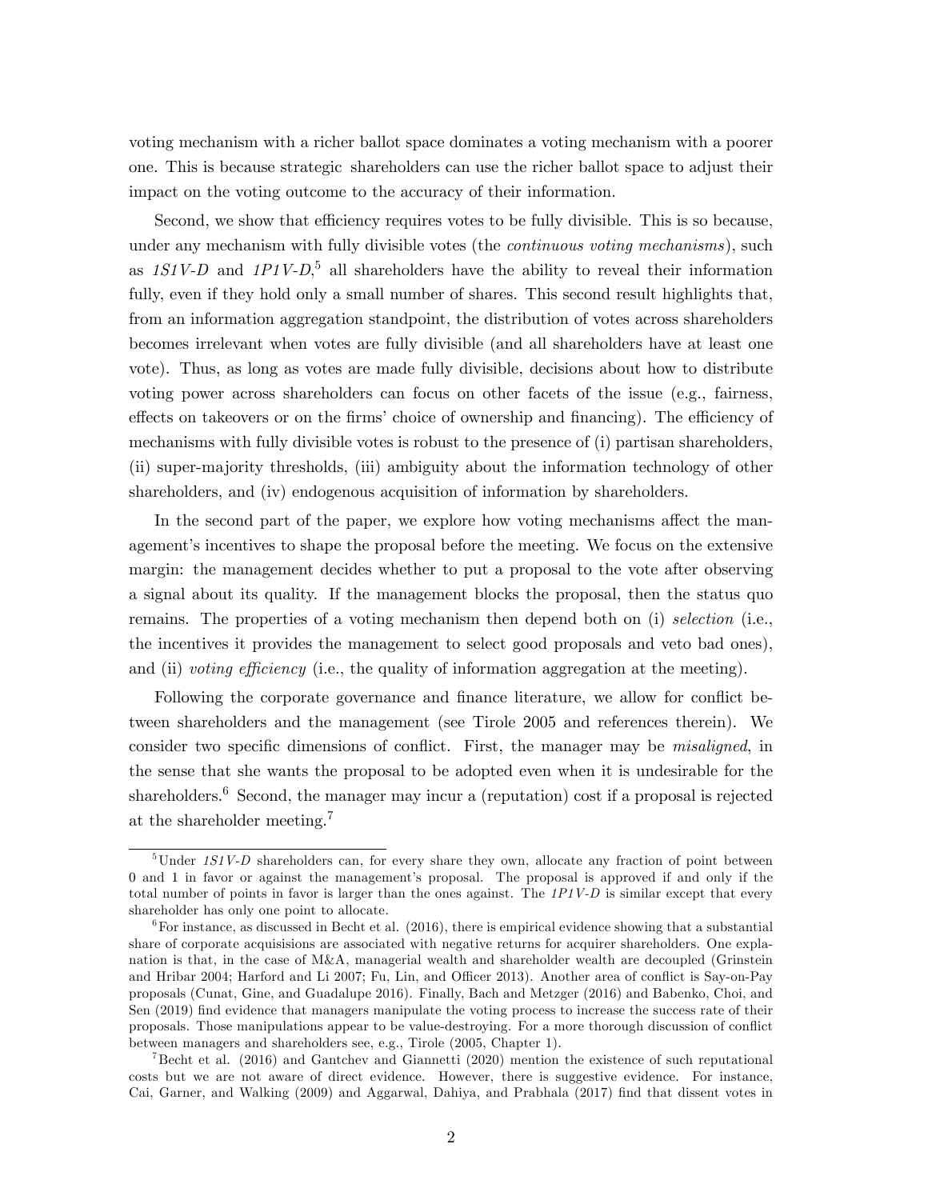voting mechanism with a richer ballot space dominates a voting mechanism with a poorer one. This is because strategic shareholders can use the richer ballot space to adjust their impact on the voting outcome to the accuracy of their information.

Second, we show that efficiency requires votes to be fully divisible. This is so because, under any mechanism with fully divisible votes (the *continuous voting mechanisms*), such as *1S1V-D* and *1P1V-D*,[5] all shareholders have the ability to reveal their information fully, even if they hold only a small number of shares. This second result highlights that, from an information aggregation standpoint, the distribution of votes across shareholders becomes irrelevant when votes are fully divisible (and all shareholders have at least one vote). Thus, as long as votes are made fully divisible, decisions about how to distribute voting power across shareholders can focus on other facets of the issue (e.g., fairness, effects on takeovers or on the firms' choice of ownership and financing). The efficiency of mechanisms with fully divisible votes is robust to the presence of (i) partisan shareholders, (ii) super-majority thresholds, (iii) ambiguity about the information technology of other shareholders, and (iv) endogenous acquisition of information by shareholders.

In the second part of the paper, we explore how voting mechanisms affect the management's incentives to shape the proposal before the meeting. We focus on the extensive margin: the management decides whether to put a proposal to the vote after observing a signal about its quality. If the management blocks the proposal, then the status quo remains. The properties of a voting mechanism then depend both on (i) *selection* (i.e., the incentives it provides the management to select good proposals and veto bad ones), and (ii) *voting efficiency* (i.e., the quality of information aggregation at the meeting).

Following the corporate governance and finance literature, we allow for conflict between shareholders and the management (see Tirole 2005 and references therein). We consider two specific dimensions of conflict. First, the manager may be *misaligned*, in the sense that she wants the proposal to be adopted even when it is undesirable for the shareholders.[6] Second, the manager may incur a (reputation) cost if a proposal is rejected at the shareholder meeting.[7]

---

[5] Under *1S1V-D* shareholders can, for every share they own, allocate any fraction of point between 0 and 1 in favor or against the management's proposal. The proposal is approved if and only if the total number of points in favor is larger than the ones against. The *1P1V-D* is similar except that every shareholder has only one point to allocate.

[6] For instance, as discussed in Becht et al. (2016), there is empirical evidence showing that a substantial share of corporate acquisitions are associated with negative returns for acquirer shareholders. One explanation is that, in the case of M&A, managerial wealth and shareholder wealth are decoupled (Grinstein and Hribar 2004; Harford and Li 2007; Fu, Lin, and Officer 2013). Another area of conflict is Say-on-Pay proposals (Cunat, Gine, and Guadalupe 2016). Finally, Bach and Metzger (2016) and Babenko, Choi, and Sen (2019) find evidence that managers manipulate the voting process to increase the success rate of their proposals. Those manipulations appear to be value-destroying. For a more thorough discussion of conflict between managers and shareholders see, e.g., Tirole (2005, Chapter 1).

[7] Becht et al. (2016) and Gantchev and Giannetti (2020) mention the existence of such reputational costs but we are not aware of direct evidence. However, there is suggestive evidence. For instance, Cai, Garner, and Walking (2009) and Aggarwal, Dahiya, and Prabhala (2017) find that dissent votes in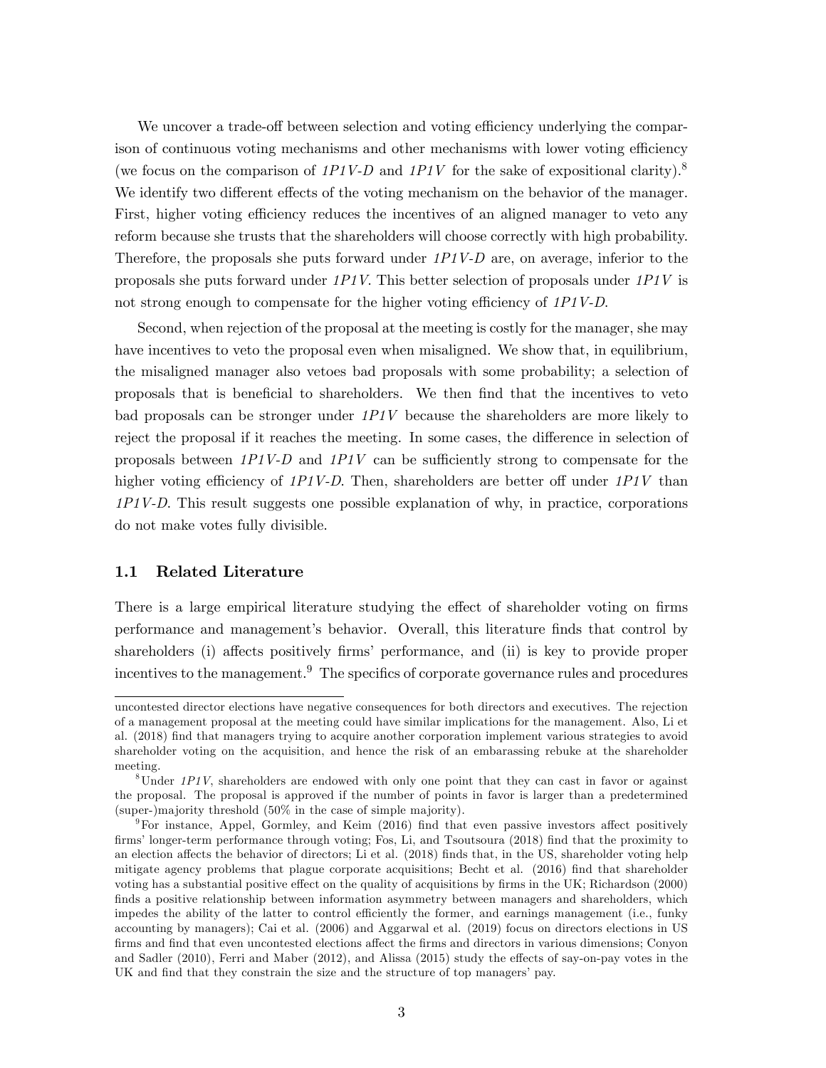We uncover a trade-off between selection and voting efficiency underlying the comparison of continuous voting mechanisms and other mechanisms with lower voting efficiency (we focus on the comparison of *1P1V-D* and *1P1V* for the sake of expositional clarity).[8] We identify two different effects of the voting mechanism on the behavior of the manager. First, higher voting efficiency reduces the incentives of an aligned manager to veto any reform because she trusts that the shareholders will choose correctly with high probability. Therefore, the proposals she puts forward under *1P1V-D* are, on average, inferior to the proposals she puts forward under *1P1V*. This better selection of proposals under *1P1V* is not strong enough to compensate for the higher voting efficiency of *1P1V-D*.

Second, when rejection of the proposal at the meeting is costly for the manager, she may have incentives to veto the proposal even when misaligned. We show that, in equilibrium, the misaligned manager also vetoes bad proposals with some probability; a selection of proposals that is beneficial to shareholders. We then find that the incentives to veto bad proposals can be stronger under *1P1V* because the shareholders are more likely to reject the proposal if it reaches the meeting. In some cases, the difference in selection of proposals between *1P1V-D* and *1P1V* can be sufficiently strong to compensate for the higher voting efficiency of *1P1V-D*. Then, shareholders are better off under *1P1V* than *1P1V-D*. This result suggests one possible explanation of why, in practice, corporations do not make votes fully divisible.

### 1.1 Related Literature

There is a large empirical literature studying the effect of shareholder voting on firms performance and management's behavior. Overall, this literature finds that control by shareholders (i) affects positively firms' performance, and (ii) is key to provide proper incentives to the management.[9] The specifics of corporate governance rules and procedures

---

uncontested director elections have negative consequences for both directors and executives. The rejection of a management proposal at the meeting could have similar implications for the management. Also, Li et al. (2018) find that managers trying to acquire another corporation implement various strategies to avoid shareholder voting on the acquisition, and hence the risk of an embarassing rebuke at the shareholder meeting.

[8] Under *1P1V*, shareholders are endowed with only one point that they can cast in favor or against the proposal. The proposal is approved if the number of points in favor is larger than a predetermined (super-)majority threshold (50% in the case of simple majority).

[9] For instance, Appel, Gormley, and Keim (2016) find that even passive investors affect positively firms' longer-term performance through voting; Fos, Li, and Tsoutsoura (2018) find that the proximity to an election affects the behavior of directors; Li et al. (2018) finds that, in the US, shareholder voting help mitigate agency problems that plague corporate acquisitions; Becht et al. (2016) find that shareholder voting has a substantial positive effect on the quality of acquisitions by firms in the UK; Richardson (2000) finds a positive relationship between information asymmetry between managers and shareholders, which impedes the ability of the latter to control efficiently the former, and earnings management (i.e., funky accounting by managers); Cai et al. (2006) and Aggarwal et al. (2019) focus on directors elections in US firms and find that even uncontested elections affect the firms and directors in various dimensions; Conyon and Sadler (2010), Ferri and Maber (2012), and Alissa (2015) study the effects of say-on-pay votes in the UK and find that they constrain the size and the structure of top managers' pay.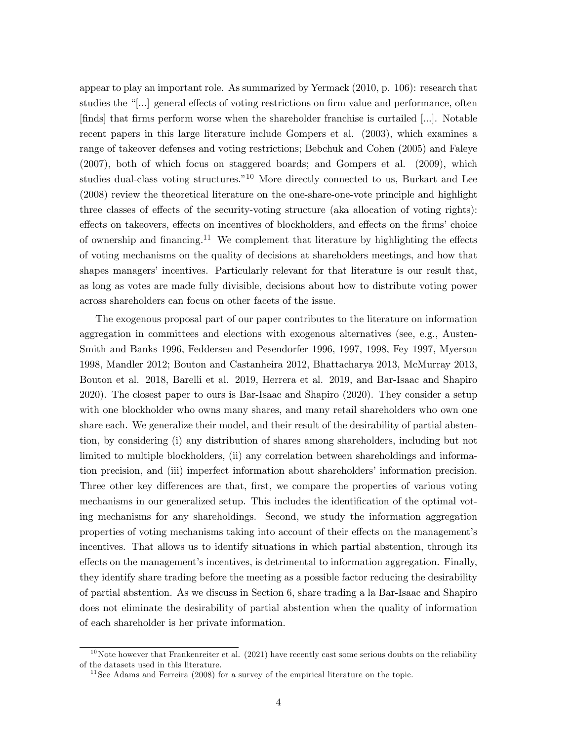appear to play an important role. As summarized by Yermack (2010, p. 106): research that studies the "[...] general effects of voting restrictions on firm value and performance, often [finds] that firms perform worse when the shareholder franchise is curtailed [...]. Notable recent papers in this large literature include Gompers et al. (2003), which examines a range of takeover defenses and voting restrictions; Bebchuk and Cohen (2005) and Faleye (2007), both of which focus on staggered boards; and Gompers et al. (2009), which studies dual-class voting structures."[10] More directly connected to us, Burkart and Lee (2008) review the theoretical literature on the one-share-one-vote principle and highlight three classes of effects of the security-voting structure (aka allocation of voting rights): effects on takeovers, effects on incentives of blockholders, and effects on the firms' choice of ownership and financing.[11] We complement that literature by highlighting the effects of voting mechanisms on the quality of decisions at shareholders meetings, and how that shapes managers' incentives. Particularly relevant for that literature is our result that, as long as votes are made fully divisible, decisions about how to distribute voting power across shareholders can focus on other facets of the issue.

The exogenous proposal part of our paper contributes to the literature on information aggregation in committees and elections with exogenous alternatives (see, e.g., Austen-Smith and Banks 1996, Feddersen and Pesendorfer 1996, 1997, 1998, Fey 1997, Myerson 1998, Mandler 2012; Bouton and Castanheira 2012, Bhattacharya 2013, McMurray 2013, Bouton et al. 2018, Barelli et al. 2019, Herrera et al. 2019, and Bar-Isaac and Shapiro 2020). The closest paper to ours is Bar-Isaac and Shapiro (2020). They consider a setup with one blockholder who owns many shares, and many retail shareholders who own one share each. We generalize their model, and their result of the desirability of partial abstention, by considering (i) any distribution of shares among shareholders, including but not limited to multiple blockholders, (ii) any correlation between shareholdings and information precision, and (iii) imperfect information about shareholders' information precision. Three other key differences are that, first, we compare the properties of various voting mechanisms in our generalized setup. This includes the identification of the optimal voting mechanisms for any shareholdings. Second, we study the information aggregation properties of voting mechanisms taking into account of their effects on the management's incentives. That allows us to identify situations in which partial abstention, through its effects on the management's incentives, is detrimental to information aggregation. Finally, they identify share trading before the meeting as a possible factor reducing the desirability of partial abstention. As we discuss in Section 6, share trading a la Bar-Isaac and Shapiro does not eliminate the desirability of partial abstention when the quality of information of each shareholder is her private information.

[10] Note however that Frankenreiter et al. (2021) have recently cast some serious doubts on the reliability of the datasets used in this literature.

[11] See Adams and Ferreira (2008) for a survey of the empirical literature on the topic.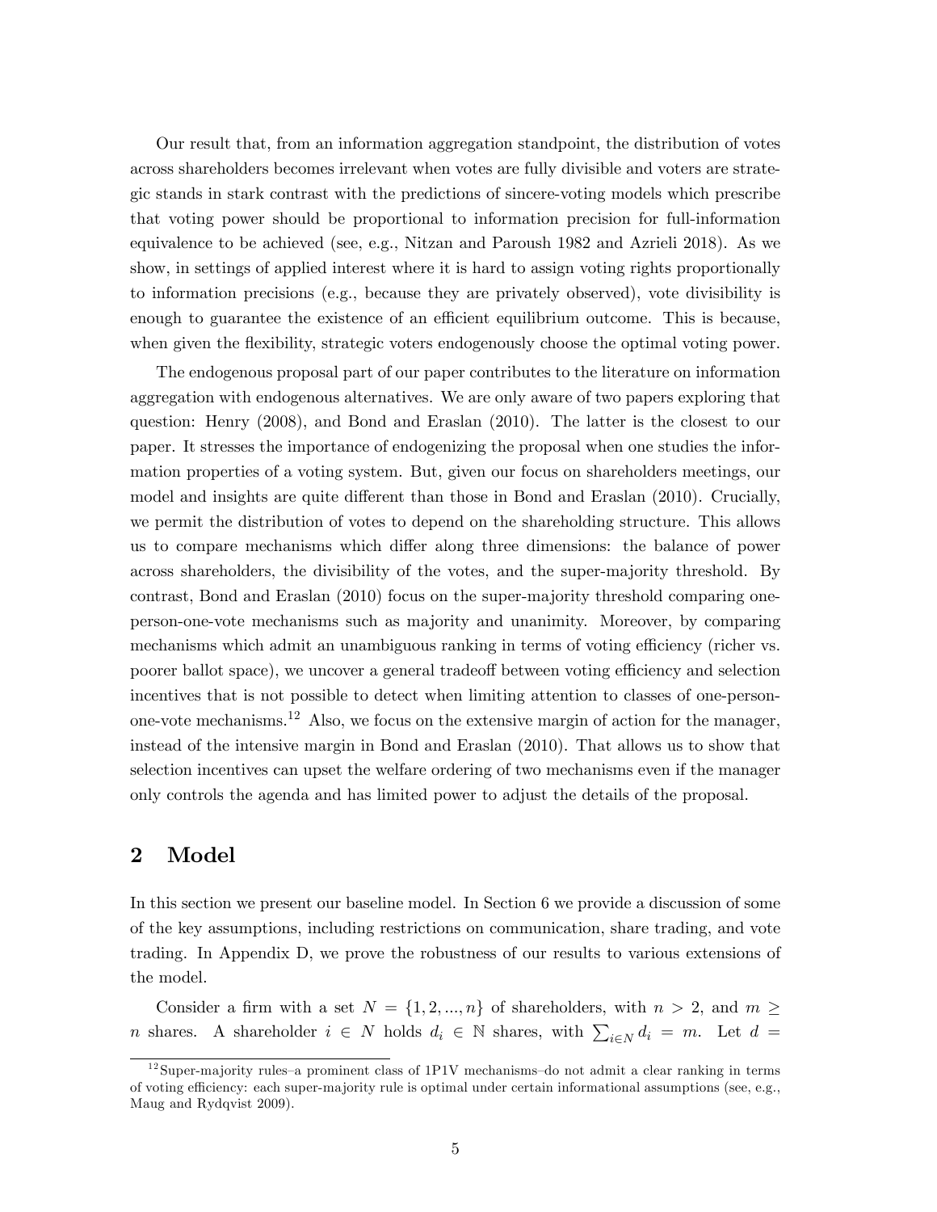Our result that, from an information aggregation standpoint, the distribution of votes across shareholders becomes irrelevant when votes are fully divisible and voters are strategic stands in stark contrast with the predictions of sincere-voting models which prescribe that voting power should be proportional to information precision for full-information equivalence to be achieved (see, e.g., Nitzan and Paroush 1982 and Azrieli 2018). As we show, in settings of applied interest where it is hard to assign voting rights proportionally to information precisions (e.g., because they are privately observed), vote divisibility is enough to guarantee the existence of an efficient equilibrium outcome. This is because, when given the flexibility, strategic voters endogenously choose the optimal voting power.

The endogenous proposal part of our paper contributes to the literature on information aggregation with endogenous alternatives. We are only aware of two papers exploring that question: Henry (2008), and Bond and Eraslan (2010). The latter is the closest to our paper. It stresses the importance of endogenizing the proposal when one studies the information properties of a voting system. But, given our focus on shareholders meetings, our model and insights are quite different than those in Bond and Eraslan (2010). Crucially, we permit the distribution of votes to depend on the shareholding structure. This allows us to compare mechanisms which differ along three dimensions: the balance of power across shareholders, the divisibility of the votes, and the super-majority threshold. By contrast, Bond and Eraslan (2010) focus on the super-majority threshold comparing one-person-one-vote mechanisms such as majority and unanimity. Moreover, by comparing mechanisms which admit an unambiguous ranking in terms of voting efficiency (richer vs. poorer ballot space), we uncover a general tradeoff between voting efficiency and selection incentives that is not possible to detect when limiting attention to classes of one-person-one-vote mechanisms.[12] Also, we focus on the extensive margin of action for the manager, instead of the intensive margin in Bond and Eraslan (2010). That allows us to show that selection incentives can upset the welfare ordering of two mechanisms even if the manager only controls the agenda and has limited power to adjust the details of the proposal.

## 2 Model

In this section we present our baseline model. In Section 6 we provide a discussion of some of the key assumptions, including restrictions on communication, share trading, and vote trading. In Appendix D, we prove the robustness of our results to various extensions of the model.

Consider a firm with a set $N = \{1, 2, ..., n\}$ of shareholders, with $n > 2$, and $m \geq n$ shares. A shareholder $i \in N$ holds $d_i \in \mathbb{N}$ shares, with $\sum_{i \in N} d_i = m$. Let $d =$

[12] Super-majority rules–a prominent class of 1P1V mechanisms–do not admit a clear ranking in terms of voting efficiency: each super-majority rule is optimal under certain informational assumptions (see, e.g., Maug and Rydqvist 2009).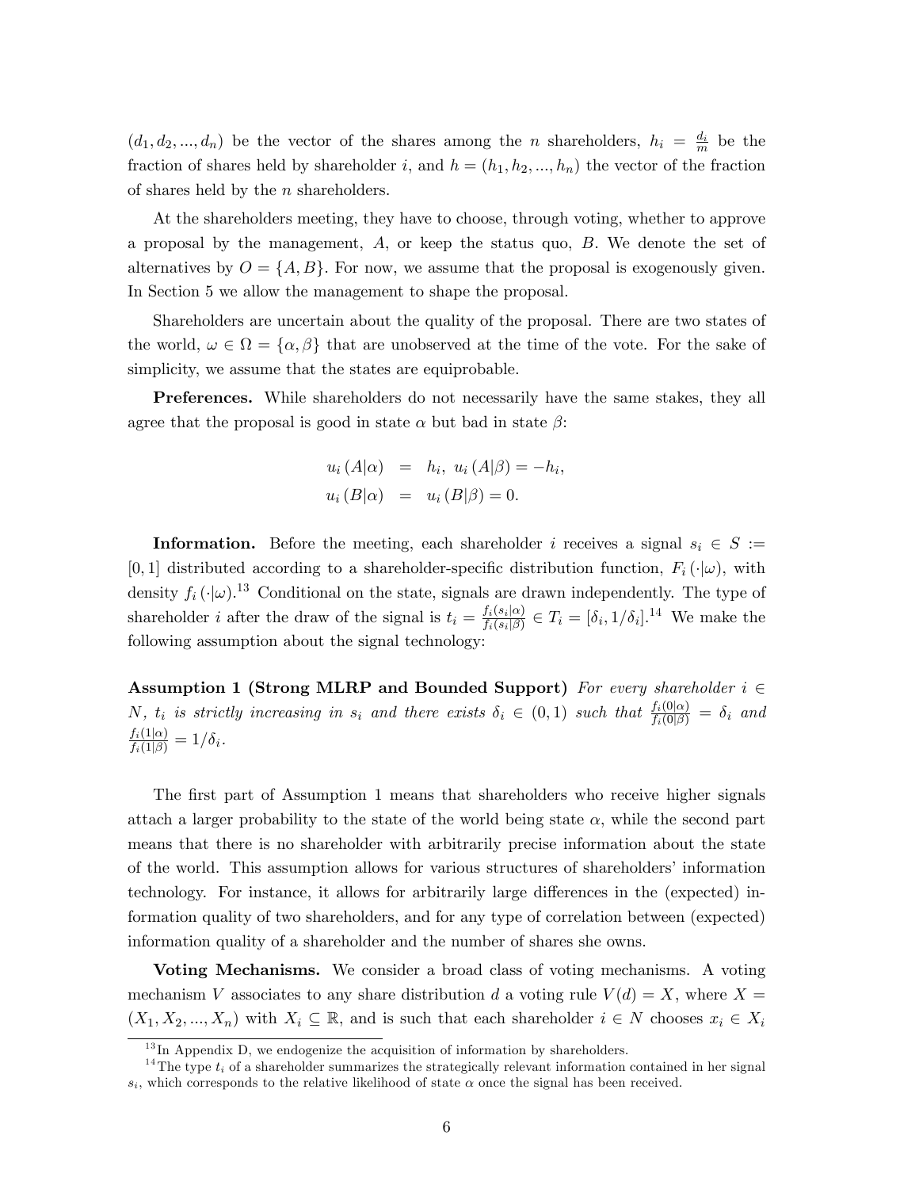$(d_1, d_2, ..., d_n)$ be the vector of the shares among the $n$ shareholders, $h_i = \frac{d_i}{m}$ be the fraction of shares held by shareholder $i$, and $h = (h_1, h_2, ..., h_n)$ the vector of the fraction of shares held by the $n$ shareholders.

At the shareholders meeting, they have to choose, through voting, whether to approve a proposal by the management, $A$, or keep the status quo, $B$. We denote the set of alternatives by $O = \{A, B\}$. For now, we assume that the proposal is exogenously given. In Section 5 we allow the management to shape the proposal.

Shareholders are uncertain about the quality of the proposal. There are two states of the world, $\omega \in \Omega = \{\alpha, \beta\}$ that are unobserved at the time of the vote. For the sake of simplicity, we assume that the states are equiprobable.

**Preferences.** While shareholders do not necessarily have the same stakes, they all agree that the proposal is good in state $\alpha$ but bad in state $\beta$:

$$
\begin{aligned}
u_i(A|\alpha) &= h_i, \; u_i(A|\beta) = -h_i, \\
u_i(B|\alpha) &= u_i(B|\beta) = 0.
\end{aligned}
$$

**Information.** Before the meeting, each shareholder $i$ receives a signal $s_i \in S := [0,1]$ distributed according to a shareholder-specific distribution function, $F_i(\cdot|\omega)$, with density $f_i(\cdot|\omega)$.[13] Conditional on the state, signals are drawn independently. The type of shareholder $i$ after the draw of the signal is $t_i = \frac{f_i(s_i|\alpha)}{f_i(s_i|\beta)} \in T_i = [\delta_i, 1/\delta_i]$.[14] We make the following assumption about the signal technology:

**Assumption 1 (Strong MLRP and Bounded Support)** *For every shareholder $i \in N$, $t_i$ is strictly increasing in $s_i$ and there exists $\delta_i \in (0,1)$ such that $\frac{f_i(0|\alpha)}{f_i(0|\beta)} = \delta_i$ and $\frac{f_i(1|\alpha)}{f_i(1|\beta)} = 1/\delta_i$.*

The first part of Assumption 1 means that shareholders who receive higher signals attach a larger probability to the state of the world being state $\alpha$, while the second part means that there is no shareholder with arbitrarily precise information about the state of the world. This assumption allows for various structures of shareholders' information technology. For instance, it allows for arbitrarily large differences in the (expected) information quality of two shareholders, and for any type of correlation between (expected) information quality of a shareholder and the number of shares she owns.

**Voting Mechanisms.** We consider a broad class of voting mechanisms. A voting mechanism $V$ associates to any share distribution $d$ a voting rule $V(d) = X$, where $X = (X_1, X_2, ..., X_n)$ with $X_i \subseteq \mathbb{R}$, and is such that each shareholder $i \in N$ chooses $x_i \in X_i$

[13] In Appendix D, we endogenize the acquisition of information by shareholders.

[14] The type $t_i$ of a shareholder summarizes the strategically relevant information contained in her signal $s_i$, which corresponds to the relative likelihood of state $\alpha$ once the signal has been received.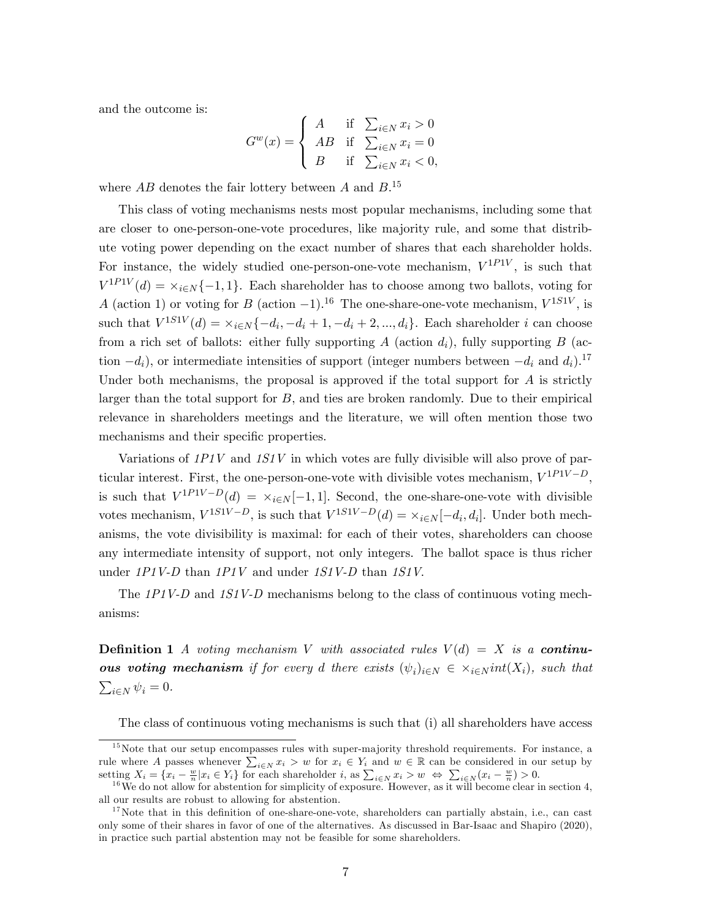and the outcome is:

$$G^w(x) = \begin{cases} A & \text{if } \sum_{i \in N} x_i > 0 \\ AB & \text{if } \sum_{i \in N} x_i = 0 \\ B & \text{if } \sum_{i \in N} x_i < 0, \end{cases}$$

where $AB$ denotes the fair lottery between $A$ and $B$.[15]

This class of voting mechanisms nests most popular mechanisms, including some that are closer to one-person-one-vote procedures, like majority rule, and some that distribute voting power depending on the exact number of shares that each shareholder holds. For instance, the widely studied one-person-one-vote mechanism, $V^{1P1V}$, is such that $V^{1P1V}(d) = \times_{i \in N}\{-1, 1\}$. Each shareholder has to choose among two ballots, voting for $A$ (action 1) or voting for $B$ (action $-1$).[16] The one-share-one-vote mechanism, $V^{1S1V}$, is such that $V^{1S1V}(d) = \times_{i \in N}\{-d_i, -d_i + 1, -d_i + 2, ..., d_i\}$. Each shareholder $i$ can choose from a rich set of ballots: either fully supporting $A$ (action $d_i$), fully supporting $B$ (action $-d_i$), or intermediate intensities of support (integer numbers between $-d_i$ and $d_i$).[17] Under both mechanisms, the proposal is approved if the total support for $A$ is strictly larger than the total support for $B$, and ties are broken randomly. Due to their empirical relevance in shareholders meetings and the literature, we will often mention those two mechanisms and their specific properties.

Variations of *1P1V* and *1S1V* in which votes are fully divisible will also prove of particular interest. First, the one-person-one-vote with divisible votes mechanism, $V^{1P1V-D}$, is such that $V^{1P1V-D}(d) = \times_{i \in N}[-1, 1]$. Second, the one-share-one-vote with divisible votes mechanism, $V^{1S1V-D}$, is such that $V^{1S1V-D}(d) = \times_{i \in N}[-d_i, d_i]$. Under both mechanisms, the vote divisibility is maximal: for each of their votes, shareholders can choose any intermediate intensity of support, not only integers. The ballot space is thus richer under *1P1V-D* than *1P1V* and under *1S1V-D* than *1S1V*.

The *1P1V-D* and *1S1V-D* mechanisms belong to the class of continuous voting mechanisms:

**Definition 1** *A voting mechanism $V$ with associated rules $V(d) = X$ is a **continuous voting mechanism** if for every $d$ there exists $(\psi_i)_{i \in N} \in \times_{i \in N} int(X_i)$, such that $\sum_{i \in N} \psi_i = 0$.*

The class of continuous voting mechanisms is such that (i) all shareholders have access

---

[15] Note that our setup encompasses rules with super-majority threshold requirements. For instance, a rule where $A$ passes whenever $\sum_{i \in N} x_i > w$ for $x_i \in Y_i$ and $w \in \mathbb{R}$ can be considered in our setup by setting $X_i = \{x_i - \frac{w}{n} | x_i \in Y_i\}$ for each shareholder $i$, as $\sum_{i \in N} x_i > w \Leftrightarrow \sum_{i \in N}(x_i - \frac{w}{n}) > 0$.

[16] We do not allow for abstention for simplicity of exposure. However, as it will become clear in section 4, all our results are robust to allowing for abstention.

[17] Note that in this definition of one-share-one-vote, shareholders can partially abstain, i.e., can cast only some of their shares in favor of one of the alternatives. As discussed in Bar-Isaac and Shapiro (2020), in practice such partial abstention may not be feasible for some shareholders.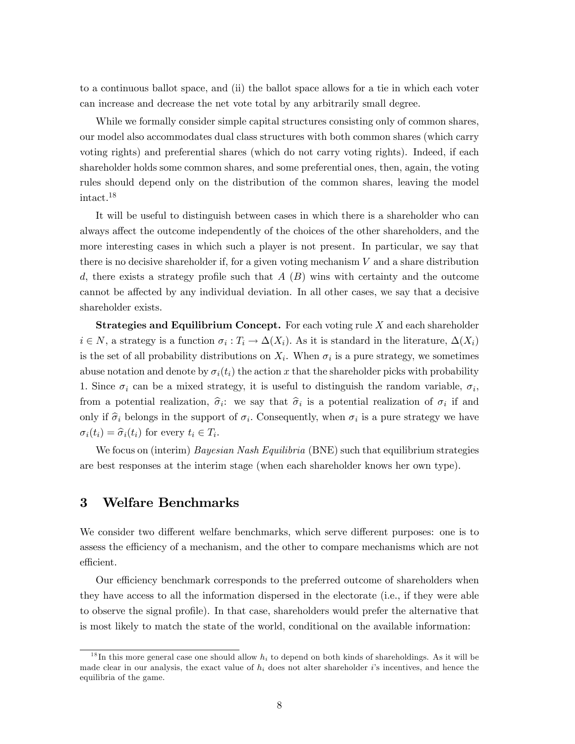to a continuous ballot space, and (ii) the ballot space allows for a tie in which each voter can increase and decrease the net vote total by any arbitrarily small degree.

While we formally consider simple capital structures consisting only of common shares, our model also accommodates dual class structures with both common shares (which carry voting rights) and preferential shares (which do not carry voting rights). Indeed, if each shareholder holds some common shares, and some preferential ones, then, again, the voting rules should depend only on the distribution of the common shares, leaving the model intact.[18]

It will be useful to distinguish between cases in which there is a shareholder who can always affect the outcome independently of the choices of the other shareholders, and the more interesting cases in which such a player is not present. In particular, we say that there is no decisive shareholder if, for a given voting mechanism $V$ and a share distribution $d$, there exists a strategy profile such that $A$ $(B)$ wins with certainty and the outcome cannot be affected by any individual deviation. In all other cases, we say that a decisive shareholder exists.

**Strategies and Equilibrium Concept.** For each voting rule $X$ and each shareholder $i \in N$, a strategy is a function $\sigma_i : T_i \to \Delta(X_i)$. As it is standard in the literature, $\Delta(X_i)$ is the set of all probability distributions on $X_i$. When $\sigma_i$ is a pure strategy, we sometimes abuse notation and denote by $\sigma_i(t_i)$ the action $x$ that the shareholder picks with probability 1. Since $\sigma_i$ can be a mixed strategy, it is useful to distinguish the random variable, $\sigma_i$, from a potential realization, $\widehat{\sigma}_i$: we say that $\widehat{\sigma}_i$ is a potential realization of $\sigma_i$ if and only if $\widehat{\sigma}_i$ belongs in the support of $\sigma_i$. Consequently, when $\sigma_i$ is a pure strategy we have $\sigma_i(t_i) = \widehat{\sigma}_i(t_i)$ for every $t_i \in T_i$.

We focus on (interim) *Bayesian Nash Equilibria* (BNE) such that equilibrium strategies are best responses at the interim stage (when each shareholder knows her own type).

# 3 Welfare Benchmarks

We consider two different welfare benchmarks, which serve different purposes: one is to assess the efficiency of a mechanism, and the other to compare mechanisms which are not efficient.

Our efficiency benchmark corresponds to the preferred outcome of shareholders when they have access to all the information dispersed in the electorate (i.e., if they were able to observe the signal profile). In that case, shareholders would prefer the alternative that is most likely to match the state of the world, conditional on the available information:

[18] In this more general case one should allow $h_i$ to depend on both kinds of shareholdings. As it will be made clear in our analysis, the exact value of $h_i$ does not alter shareholder $i$'s incentives, and hence the equilibria of the game.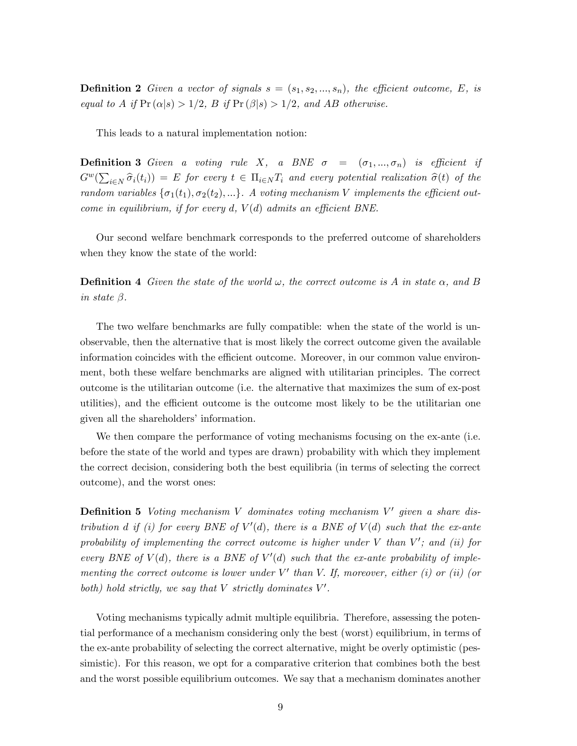**Definition 2** *Given a vector of signals $s = (s_1, s_2, ..., s_n)$, the efficient outcome, $E$, is equal to $A$ if $\Pr(\alpha|s) > 1/2$, $B$ if $\Pr(\beta|s) > 1/2$, and $AB$ otherwise.*

This leads to a natural implementation notion:

**Definition 3** *Given a voting rule $X$, a BNE $\sigma = (\sigma_1, ..., \sigma_n)$ is efficient if $G^w(\sum_{i \in N} \widehat{\sigma}_i(t_i)) = E$ for every $t \in \Pi_{i \in N} T_i$ and every potential realization $\widehat{\sigma}(t)$ of the random variables $\{\sigma_1(t_1), \sigma_2(t_2), ...\}$. A voting mechanism $V$ implements the efficient outcome in equilibrium, if for every $d$, $V(d)$ admits an efficient BNE.*

Our second welfare benchmark corresponds to the preferred outcome of shareholders when they know the state of the world:

**Definition 4** *Given the state of the world $\omega$, the correct outcome is $A$ in state $\alpha$, and $B$ in state $\beta$.*

The two welfare benchmarks are fully compatible: when the state of the world is unobservable, then the alternative that is most likely the correct outcome given the available information coincides with the efficient outcome. Moreover, in our common value environment, both these welfare benchmarks are aligned with utilitarian principles. The correct outcome is the utilitarian outcome (i.e. the alternative that maximizes the sum of ex-post utilities), and the efficient outcome is the outcome most likely to be the utilitarian one given all the shareholders' information.

We then compare the performance of voting mechanisms focusing on the ex-ante (i.e. before the state of the world and types are drawn) probability with which they implement the correct decision, considering both the best equilibria (in terms of selecting the correct outcome), and the worst ones:

**Definition 5** *Voting mechanism $V$ dominates voting mechanism $V'$ given a share distribution $d$ if (i) for every BNE of $V'(d)$, there is a BNE of $V(d)$ such that the ex-ante probability of implementing the correct outcome is higher under $V$ than $V'$; and (ii) for every BNE of $V(d)$, there is a BNE of $V'(d)$ such that the ex-ante probability of implementing the correct outcome is lower under $V'$ than $V$. If, moreover, either (i) or (ii) (or both) hold strictly, we say that $V$ strictly dominates $V'$.*

Voting mechanisms typically admit multiple equilibria. Therefore, assessing the potential performance of a mechanism considering only the best (worst) equilibrium, in terms of the ex-ante probability of selecting the correct alternative, might be overly optimistic (pessimistic). For this reason, we opt for a comparative criterion that combines both the best and the worst possible equilibrium outcomes. We say that a mechanism dominates another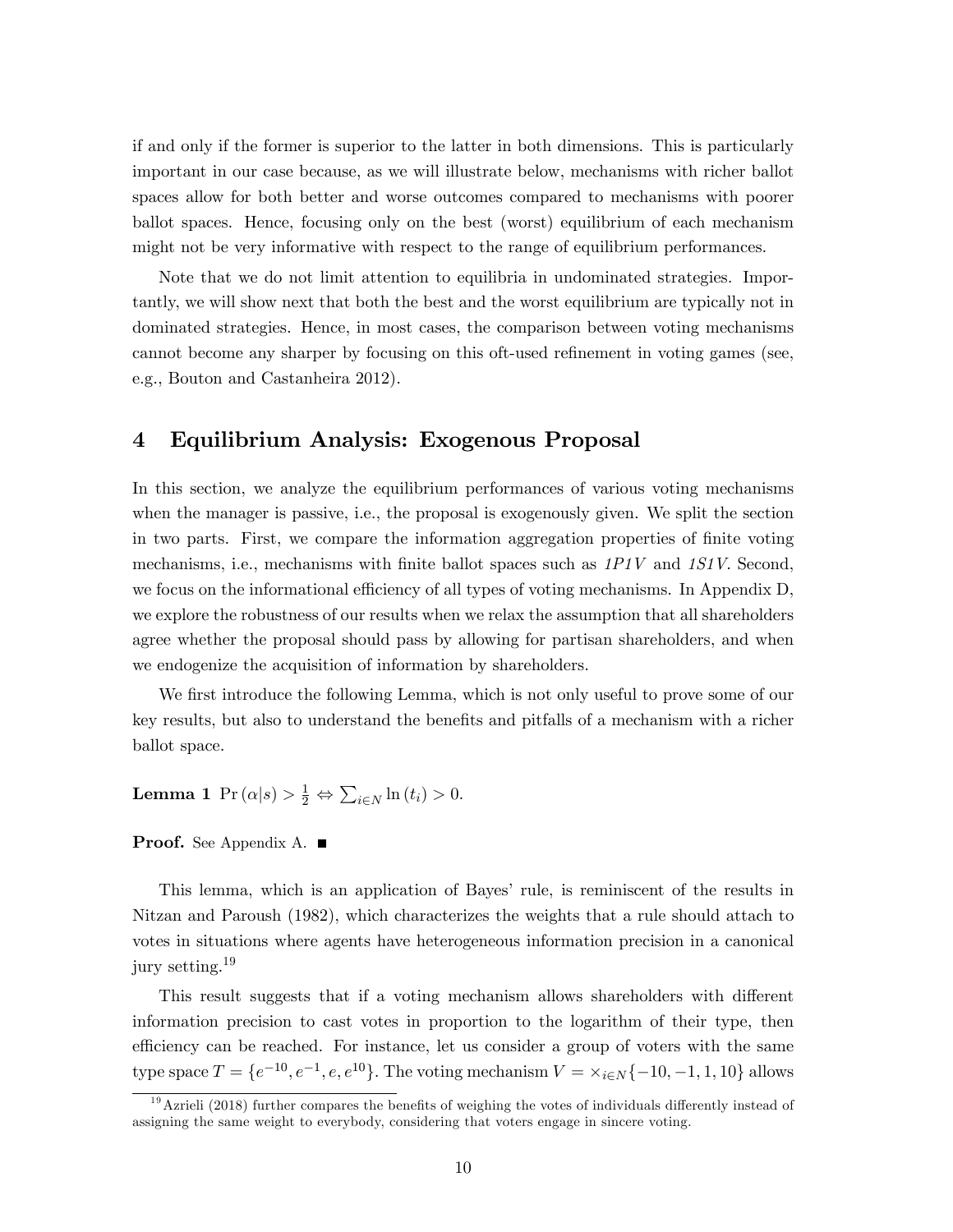if and only if the former is superior to the latter in both dimensions. This is particularly important in our case because, as we will illustrate below, mechanisms with richer ballot spaces allow for both better and worse outcomes compared to mechanisms with poorer ballot spaces. Hence, focusing only on the best (worst) equilibrium of each mechanism might not be very informative with respect to the range of equilibrium performances.

Note that we do not limit attention to equilibria in undominated strategies. Importantly, we will show next that both the best and the worst equilibrium are typically not in dominated strategies. Hence, in most cases, the comparison between voting mechanisms cannot become any sharper by focusing on this oft-used refinement in voting games (see, e.g., Bouton and Castanheira 2012).

# 4 Equilibrium Analysis: Exogenous Proposal

In this section, we analyze the equilibrium performances of various voting mechanisms when the manager is passive, i.e., the proposal is exogenously given. We split the section in two parts. First, we compare the information aggregation properties of finite voting mechanisms, i.e., mechanisms with finite ballot spaces such as *1P1V* and *1S1V*. Second, we focus on the informational efficiency of all types of voting mechanisms. In Appendix D, we explore the robustness of our results when we relax the assumption that all shareholders agree whether the proposal should pass by allowing for partisan shareholders, and when we endogenize the acquisition of information by shareholders.

We first introduce the following Lemma, which is not only useful to prove some of our key results, but also to understand the benefits and pitfalls of a mechanism with a richer ballot space.

**Lemma 1** $\Pr(\alpha|s) > \frac{1}{2} \Leftrightarrow \sum_{i \in N} \ln(t_i) > 0.$

**Proof.** See Appendix A. ■

This lemma, which is an application of Bayes' rule, is reminiscent of the results in Nitzan and Paroush (1982), which characterizes the weights that a rule should attach to votes in situations where agents have heterogeneous information precision in a canonical jury setting.[19]

This result suggests that if a voting mechanism allows shareholders with different information precision to cast votes in proportion to the logarithm of their type, then efficiency can be reached. For instance, let us consider a group of voters with the same type space $T = \{e^{-10}, e^{-1}, e, e^{10}\}$. The voting mechanism $V = \times_{i \in N}\{-10, -1, 1, 10\}$ allows

[19] Azrieli (2018) further compares the benefits of weighing the votes of individuals differently instead of assigning the same weight to everybody, considering that voters engage in sincere voting.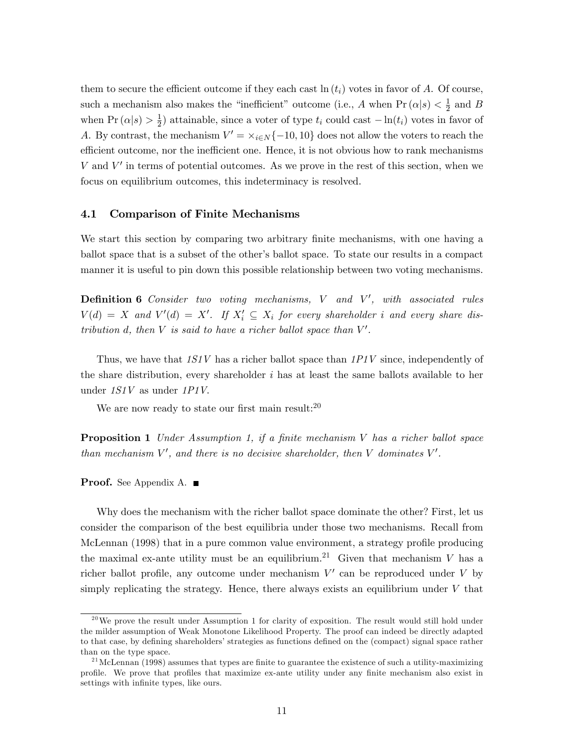them to secure the efficient outcome if they each cast $\ln(t_i)$ votes in favor of $A$. Of course, such a mechanism also makes the "inefficient" outcome (i.e., $A$ when $\Pr(\alpha|s) < \frac{1}{2}$ and $B$ when $\Pr(\alpha|s) > \frac{1}{2}$) attainable, since a voter of type $t_i$ could cast $-\ln(t_i)$ votes in favor of $A$. By contrast, the mechanism $V' = \times_{i \in N}\{-10, 10\}$ does not allow the voters to reach the efficient outcome, nor the inefficient one. Hence, it is not obvious how to rank mechanisms $V$ and $V'$ in terms of potential outcomes. As we prove in the rest of this section, when we focus on equilibrium outcomes, this indeterminacy is resolved.

### 4.1 Comparison of Finite Mechanisms

We start this section by comparing two arbitrary finite mechanisms, with one having a ballot space that is a subset of the other's ballot space. To state our results in a compact manner it is useful to pin down this possible relationship between two voting mechanisms.

**Definition 6** *Consider two voting mechanisms, $V$ and $V'$, with associated rules $V(d) = X$ and $V'(d) = X'$. If $X'_i \subseteq X_i$ for every shareholder $i$ and every share distribution $d$, then $V$ is said to have a richer ballot space than $V'$.*

Thus, we have that *1S1V* has a richer ballot space than *1P1V* since, independently of the share distribution, every shareholder $i$ has at least the same ballots available to her under *1S1V* as under *1P1V*.

We are now ready to state our first main result:[20]

**Proposition 1** *Under Assumption 1, if a finite mechanism $V$ has a richer ballot space than mechanism $V'$, and there is no decisive shareholder, then $V$ dominates $V'$.*

**Proof.** See Appendix A. ■

Why does the mechanism with the richer ballot space dominate the other? First, let us consider the comparison of the best equilibria under those two mechanisms. Recall from McLennan (1998) that in a pure common value environment, a strategy profile producing the maximal ex-ante utility must be an equilibrium.[21] Given that mechanism $V$ has a richer ballot profile, any outcome under mechanism $V'$ can be reproduced under $V$ by simply replicating the strategy. Hence, there always exists an equilibrium under $V$ that

[20] We prove the result under Assumption 1 for clarity of exposition. The result would still hold under the milder assumption of Weak Monotone Likelihood Property. The proof can indeed be directly adapted to that case, by defining shareholders' strategies as functions defined on the (compact) signal space rather than on the type space.

[21] McLennan (1998) assumes that types are finite to guarantee the existence of such a utility-maximizing profile. We prove that profiles that maximize ex-ante utility under any finite mechanism also exist in settings with infinite types, like ours.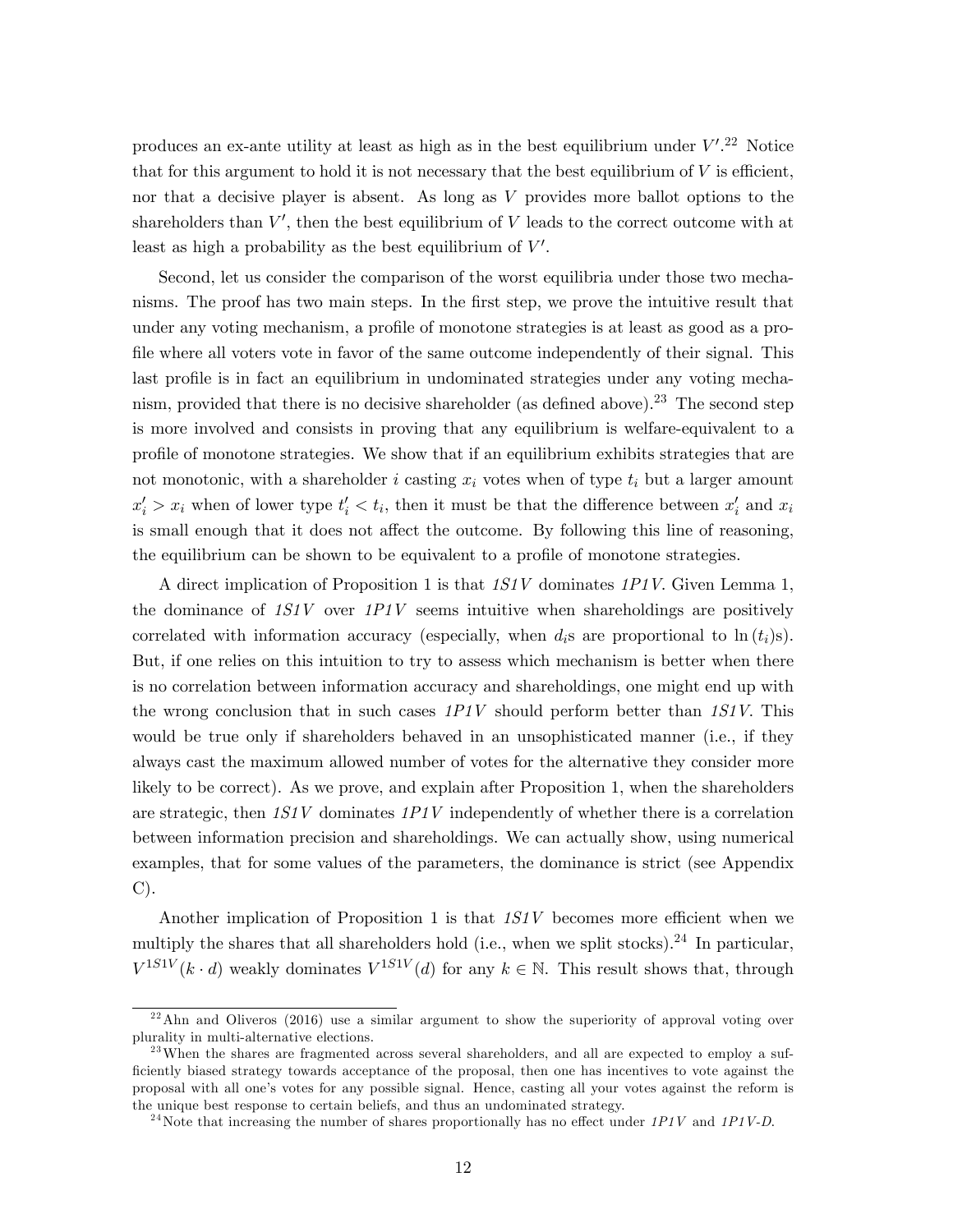produces an ex-ante utility at least as high as in the best equilibrium under $V'$.[22] Notice that for this argument to hold it is not necessary that the best equilibrium of $V$ is efficient, nor that a decisive player is absent. As long as $V$ provides more ballot options to the shareholders than $V'$, then the best equilibrium of $V$ leads to the correct outcome with at least as high a probability as the best equilibrium of $V'$.

Second, let us consider the comparison of the worst equilibria under those two mechanisms. The proof has two main steps. In the first step, we prove the intuitive result that under any voting mechanism, a profile of monotone strategies is at least as good as a profile where all voters vote in favor of the same outcome independently of their signal. This last profile is in fact an equilibrium in undominated strategies under any voting mechanism, provided that there is no decisive shareholder (as defined above).[23] The second step is more involved and consists in proving that any equilibrium is welfare-equivalent to a profile of monotone strategies. We show that if an equilibrium exhibits strategies that are not monotonic, with a shareholder $i$ casting $x_i$ votes when of type $t_i$ but a larger amount $x_i' > x_i$ when of lower type $t_i' < t_i$, then it must be that the difference between $x_i'$ and $x_i$ is small enough that it does not affect the outcome. By following this line of reasoning, the equilibrium can be shown to be equivalent to a profile of monotone strategies.

A direct implication of Proposition 1 is that *1S1V* dominates *1P1V*. Given Lemma 1, the dominance of *1S1V* over *1P1V* seems intuitive when shareholdings are positively correlated with information accuracy (especially, when $d_i$s are proportional to $\ln(t_i)$s). But, if one relies on this intuition to try to assess which mechanism is better when there is no correlation between information accuracy and shareholdings, one might end up with the wrong conclusion that in such cases *1P1V* should perform better than *1S1V*. This would be true only if shareholders behaved in an unsophisticated manner (i.e., if they always cast the maximum allowed number of votes for the alternative they consider more likely to be correct). As we prove, and explain after Proposition 1, when the shareholders are strategic, then *1S1V* dominates *1P1V* independently of whether there is a correlation between information precision and shareholdings. We can actually show, using numerical examples, that for some values of the parameters, the dominance is strict (see Appendix C).

Another implication of Proposition 1 is that *1S1V* becomes more efficient when we multiply the shares that all shareholders hold (i.e., when we split stocks).[24] In particular, $V^{1S1V}(k \cdot d)$ weakly dominates $V^{1S1V}(d)$ for any $k \in \mathbb{N}$. This result shows that, through

[22] Ahn and Oliveros (2016) use a similar argument to show the superiority of approval voting over plurality in multi-alternative elections.

[23] When the shares are fragmented across several shareholders, and all are expected to employ a sufficiently biased strategy towards acceptance of the proposal, then one has incentives to vote against the proposal with all one's votes for any possible signal. Hence, casting all your votes against the reform is the unique best response to certain beliefs, and thus an undominated strategy.

[24] Note that increasing the number of shares proportionally has no effect under *1P1V* and *1P1V-D*.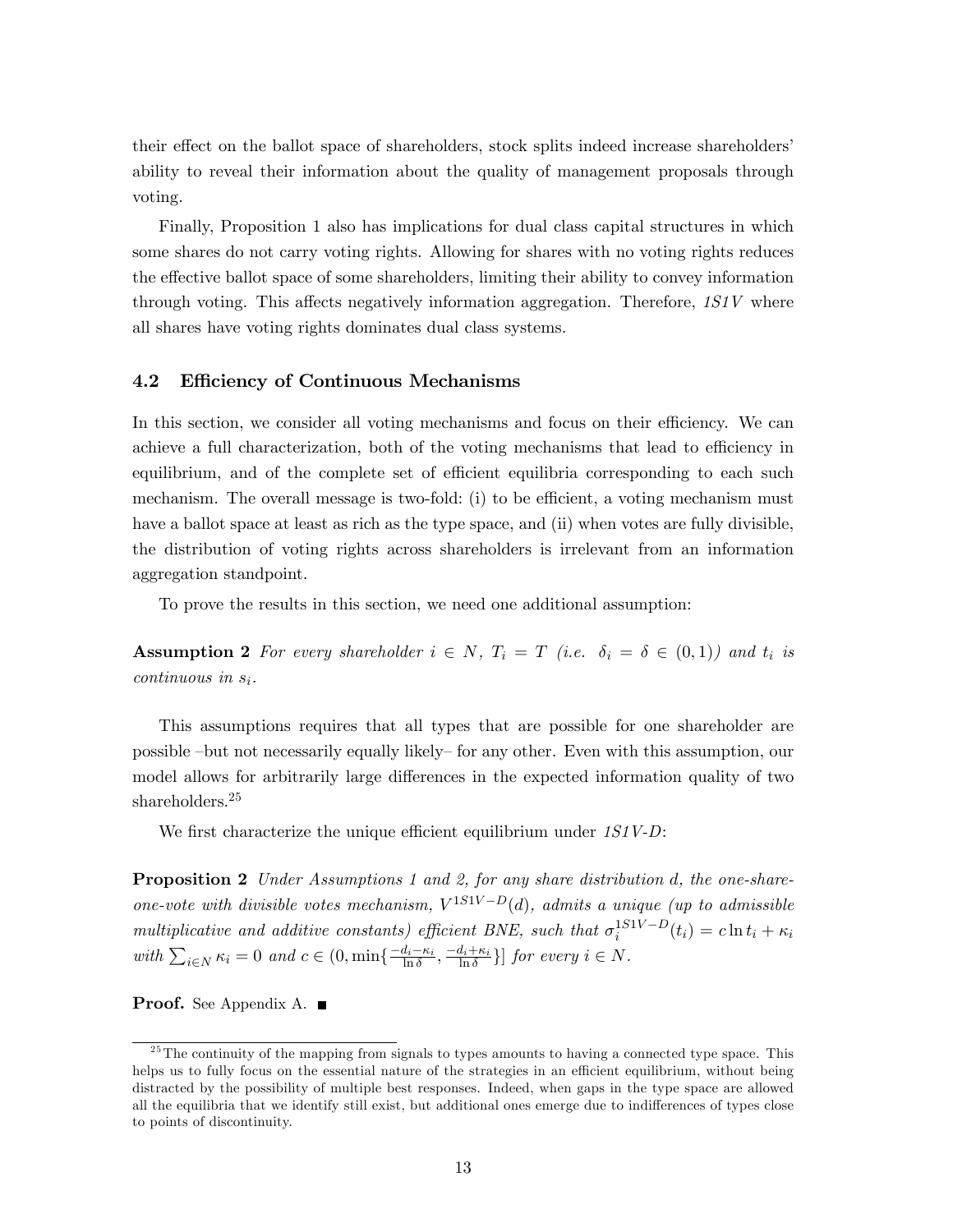their effect on the ballot space of shareholders, stock splits indeed increase shareholders' ability to reveal their information about the quality of management proposals through voting.

Finally, Proposition 1 also has implications for dual class capital structures in which some shares do not carry voting rights. Allowing for shares with no voting rights reduces the effective ballot space of some shareholders, limiting their ability to convey information through voting. This affects negatively information aggregation. Therefore, *1S1V* where all shares have voting rights dominates dual class systems.

### 4.2 Efficiency of Continuous Mechanisms

In this section, we consider all voting mechanisms and focus on their efficiency. We can achieve a full characterization, both of the voting mechanisms that lead to efficiency in equilibrium, and of the complete set of efficient equilibria corresponding to each such mechanism. The overall message is two-fold: (i) to be efficient, a voting mechanism must have a ballot space at least as rich as the type space, and (ii) when votes are fully divisible, the distribution of voting rights across shareholders is irrelevant from an information aggregation standpoint.

To prove the results in this section, we need one additional assumption:

**Assumption 2** *For every shareholder $i \in N$, $T_i = T$ (i.e. $\delta_i = \delta \in (0,1)$) and $t_i$ is continuous in $s_i$.*

This assumptions requires that all types that are possible for one shareholder are possible –but not necessarily equally likely– for any other. Even with this assumption, our model allows for arbitrarily large differences in the expected information quality of two shareholders.[25]

We first characterize the unique efficient equilibrium under *1S1V-D*:

**Proposition 2** *Under Assumptions 1 and 2, for any share distribution d, the one-share-one-vote with divisible votes mechanism, $V^{1S1V-D}(d)$, admits a unique (up to admissible multiplicative and additive constants) efficient BNE, such that $\sigma_i^{1S1V-D}(t_i) = c \ln t_i + \kappa_i$ with $\sum_{i \in N} \kappa_i = 0$ and $c \in (0, \min\{\frac{-d_i - \kappa_i}{\ln \delta}, \frac{-d_i + \kappa_i}{\ln \delta}\}]$ for every $i \in N$.*

**Proof.** See Appendix A. ■

[25] The continuity of the mapping from signals to types amounts to having a connected type space. This helps us to fully focus on the essential nature of the strategies in an efficient equilibrium, without being distracted by the possibility of multiple best responses. Indeed, when gaps in the type space are allowed all the equilibria that we identify still exist, but additional ones emerge due to indifferences of types close to points of discontinuity.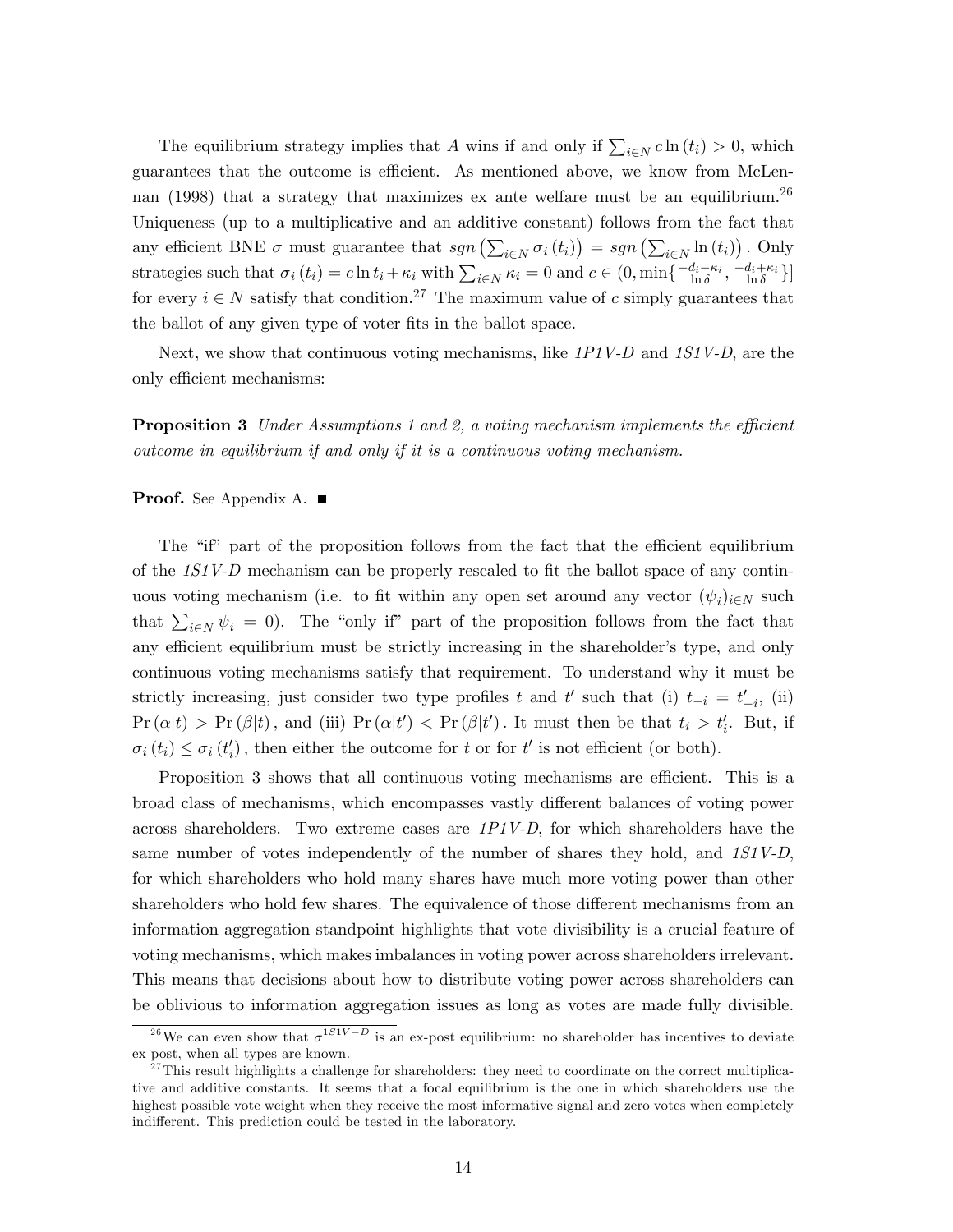The equilibrium strategy implies that $A$ wins if and only if $\sum_{i\in N} c\ln(t_i) > 0$, which guarantees that the outcome is efficient. As mentioned above, we know from McLennan (1998) that a strategy that maximizes ex ante welfare must be an equilibrium.[26] Uniqueness (up to a multiplicative and an additive constant) follows from the fact that any efficient BNE $\sigma$ must guarantee that $sgn\left(\sum_{i\in N}\sigma_i(t_i)\right) = sgn\left(\sum_{i\in N}\ln(t_i)\right)$. Only strategies such that $\sigma_i(t_i) = c\ln t_i + \kappa_i$ with $\sum_{i\in N}\kappa_i = 0$ and $c \in (0, \min\{\frac{-d_i-\kappa_i}{\ln\delta}, \frac{-d_i+\kappa_i}{\ln\delta}\}]$ for every $i \in N$ satisfy that condition.[27] The maximum value of $c$ simply guarantees that the ballot of any given type of voter fits in the ballot space.

Next, we show that continuous voting mechanisms, like *1P1V-D* and *1S1V-D*, are the only efficient mechanisms:

**Proposition 3** *Under Assumptions 1 and 2, a voting mechanism implements the efficient outcome in equilibrium if and only if it is a continuous voting mechanism.*

**Proof.** See Appendix A. ■

The "if" part of the proposition follows from the fact that the efficient equilibrium of the *1S1V-D* mechanism can be properly rescaled to fit the ballot space of any continuous voting mechanism (i.e. to fit within any open set around any vector $(\psi_i)_{i\in N}$ such that $\sum_{i\in N}\psi_i = 0$). The "only if" part of the proposition follows from the fact that any efficient equilibrium must be strictly increasing in the shareholder's type, and only continuous voting mechanisms satisfy that requirement. To understand why it must be strictly increasing, just consider two type profiles $t$ and $t'$ such that (i) $t_{-i} = t'_{-i}$, (ii) $\Pr(\alpha|t) > \Pr(\beta|t)$, and (iii) $\Pr(\alpha|t') < \Pr(\beta|t')$. It must then be that $t_i > t'_i$. But, if $\sigma_i(t_i) \le \sigma_i(t'_i)$, then either the outcome for $t$ or for $t'$ is not efficient (or both).

Proposition 3 shows that all continuous voting mechanisms are efficient. This is a broad class of mechanisms, which encompasses vastly different balances of voting power across shareholders. Two extreme cases are *1P1V-D*, for which shareholders have the same number of votes independently of the number of shares they hold, and *1S1V-D*, for which shareholders who hold many shares have much more voting power than other shareholders who hold few shares. The equivalence of those different mechanisms from an information aggregation standpoint highlights that vote divisibility is a crucial feature of voting mechanisms, which makes imbalances in voting power across shareholders irrelevant. This means that decisions about how to distribute voting power across shareholders can be oblivious to information aggregation issues as long as votes are made fully divisible.

[26] We can even show that $\sigma^{1S1V-D}$ is an ex-post equilibrium: no shareholder has incentives to deviate ex post, when all types are known.

[27] This result highlights a challenge for shareholders: they need to coordinate on the correct multiplicative and additive constants. It seems that a focal equilibrium is the one in which shareholders use the highest possible vote weight when they receive the most informative signal and zero votes when completely indifferent. This prediction could be tested in the laboratory.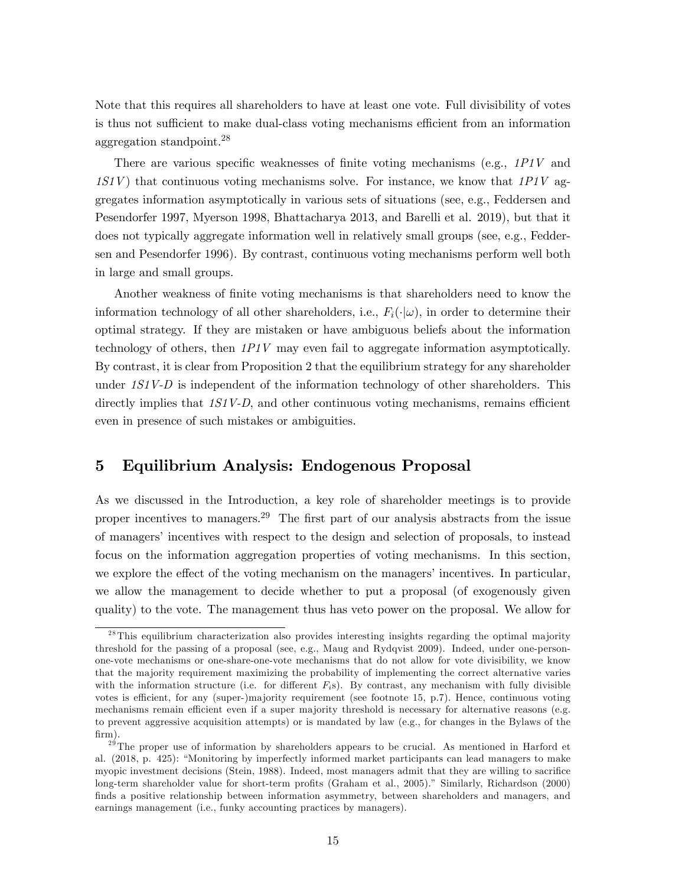Note that this requires all shareholders to have at least one vote. Full divisibility of votes is thus not sufficient to make dual-class voting mechanisms efficient from an information aggregation standpoint.[28]

There are various specific weaknesses of finite voting mechanisms (e.g., *1P1V* and *1S1V*) that continuous voting mechanisms solve. For instance, we know that *1P1V* aggregates information asymptotically in various sets of situations (see, e.g., Feddersen and Pesendorfer 1997, Myerson 1998, Bhattacharya 2013, and Barelli et al. 2019), but that it does not typically aggregate information well in relatively small groups (see, e.g., Feddersen and Pesendorfer 1996). By contrast, continuous voting mechanisms perform well both in large and small groups.

Another weakness of finite voting mechanisms is that shareholders need to know the information technology of all other shareholders, i.e., $F_i(\cdot|\omega)$, in order to determine their optimal strategy. If they are mistaken or have ambiguous beliefs about the information technology of others, then *1P1V* may even fail to aggregate information asymptotically. By contrast, it is clear from Proposition 2 that the equilibrium strategy for any shareholder under *1S1V-D* is independent of the information technology of other shareholders. This directly implies that *1S1V-D*, and other continuous voting mechanisms, remains efficient even in presence of such mistakes or ambiguities.

## 5 Equilibrium Analysis: Endogenous Proposal

As we discussed in the Introduction, a key role of shareholder meetings is to provide proper incentives to managers.[29] The first part of our analysis abstracts from the issue of managers' incentives with respect to the design and selection of proposals, to instead focus on the information aggregation properties of voting mechanisms. In this section, we explore the effect of the voting mechanism on the managers' incentives. In particular, we allow the management to decide whether to put a proposal (of exogenously given quality) to the vote. The management thus has veto power on the proposal. We allow for

---

[28] This equilibrium characterization also provides interesting insights regarding the optimal majority threshold for the passing of a proposal (see, e.g., Maug and Rydqvist 2009). Indeed, under one-person-one-vote mechanisms or one-share-one-vote mechanisms that do not allow for vote divisibility, we know that the majority requirement maximizing the probability of implementing the correct alternative varies with the information structure (i.e. for different $F_i$s). By contrast, any mechanism with fully divisible votes is efficient, for any (super-)majority requirement (see footnote 15, p.7). Hence, continuous voting mechanisms remain efficient even if a super majority threshold is necessary for alternative reasons (e.g. to prevent aggressive acquisition attempts) or is mandated by law (e.g., for changes in the Bylaws of the firm).

[29] The proper use of information by shareholders appears to be crucial. As mentioned in Harford et al. (2018, p. 425): "Monitoring by imperfectly informed market participants can lead managers to make myopic investment decisions (Stein, 1988). Indeed, most managers admit that they are willing to sacrifice long-term shareholder value for short-term profits (Graham et al., 2005)." Similarly, Richardson (2000) finds a positive relationship between information asymmetry, between shareholders and managers, and earnings management (i.e., funky accounting practices by managers).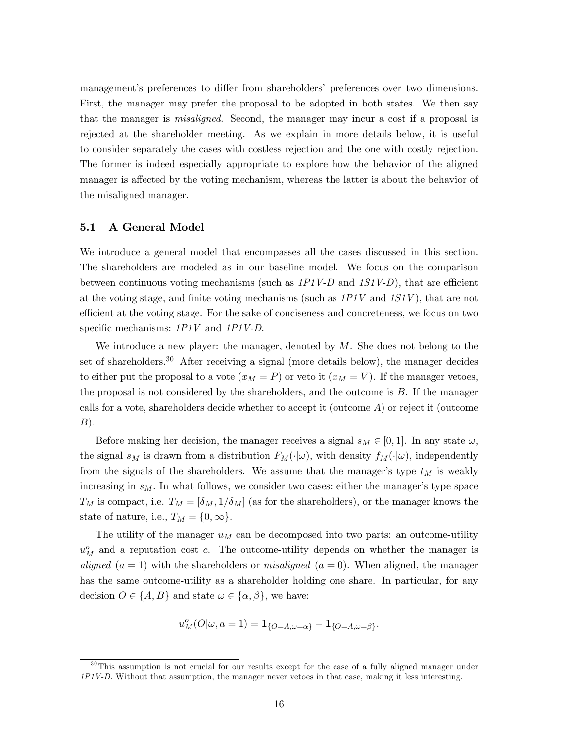management's preferences to differ from shareholders' preferences over two dimensions. First, the manager may prefer the proposal to be adopted in both states. We then say that the manager is *misaligned.* Second, the manager may incur a cost if a proposal is rejected at the shareholder meeting. As we explain in more details below, it is useful to consider separately the cases with costless rejection and the one with costly rejection. The former is indeed especially appropriate to explore how the behavior of the aligned manager is affected by the voting mechanism, whereas the latter is about the behavior of the misaligned manager.

### 5.1 A General Model

We introduce a general model that encompasses all the cases discussed in this section. The shareholders are modeled as in our baseline model. We focus on the comparison between continuous voting mechanisms (such as *1P1V-D* and *1S1V-D*), that are efficient at the voting stage, and finite voting mechanisms (such as *1P1V* and *1S1V*), that are not efficient at the voting stage. For the sake of conciseness and concreteness, we focus on two specific mechanisms: *1P1V* and *1P1V-D*.

We introduce a new player: the manager, denoted by $M$. She does not belong to the set of shareholders.[30] After receiving a signal (more details below), the manager decides to either put the proposal to a vote ($x_M = P$) or veto it ($x_M = V$). If the manager vetoes, the proposal is not considered by the shareholders, and the outcome is $B$. If the manager calls for a vote, shareholders decide whether to accept it (outcome $A$) or reject it (outcome $B$).

Before making her decision, the manager receives a signal $s_M \in [0, 1]$. In any state $\omega$, the signal $s_M$ is drawn from a distribution $F_M(\cdot|\omega)$, with density $f_M(\cdot|\omega)$, independently from the signals of the shareholders. We assume that the manager's type $t_M$ is weakly increasing in $s_M$. In what follows, we consider two cases: either the manager's type space $T_M$ is compact, i.e. $T_M = [\delta_M, 1/\delta_M]$ (as for the shareholders), or the manager knows the state of nature, i.e., $T_M = \{0, \infty\}$.

The utility of the manager $u_M$ can be decomposed into two parts: an outcome-utility $u^o_M$ and a reputation cost $c$. The outcome-utility depends on whether the manager is *aligned* ($a = 1$) with the shareholders or *misaligned* ($a = 0$). When aligned, the manager has the same outcome-utility as a shareholder holding one share. In particular, for any decision $O \in \{A, B\}$ and state $\omega \in \{\alpha, \beta\}$, we have:

$$u^o_M(O|\omega, a = 1) = \mathbf{1}_{\{O=A,\omega=\alpha\}} - \mathbf{1}_{\{O=A,\omega=\beta\}}.$$

[30] This assumption is not crucial for our results except for the case of a fully aligned manager under *1P1V-D*. Without that assumption, the manager never vetoes in that case, making it less interesting.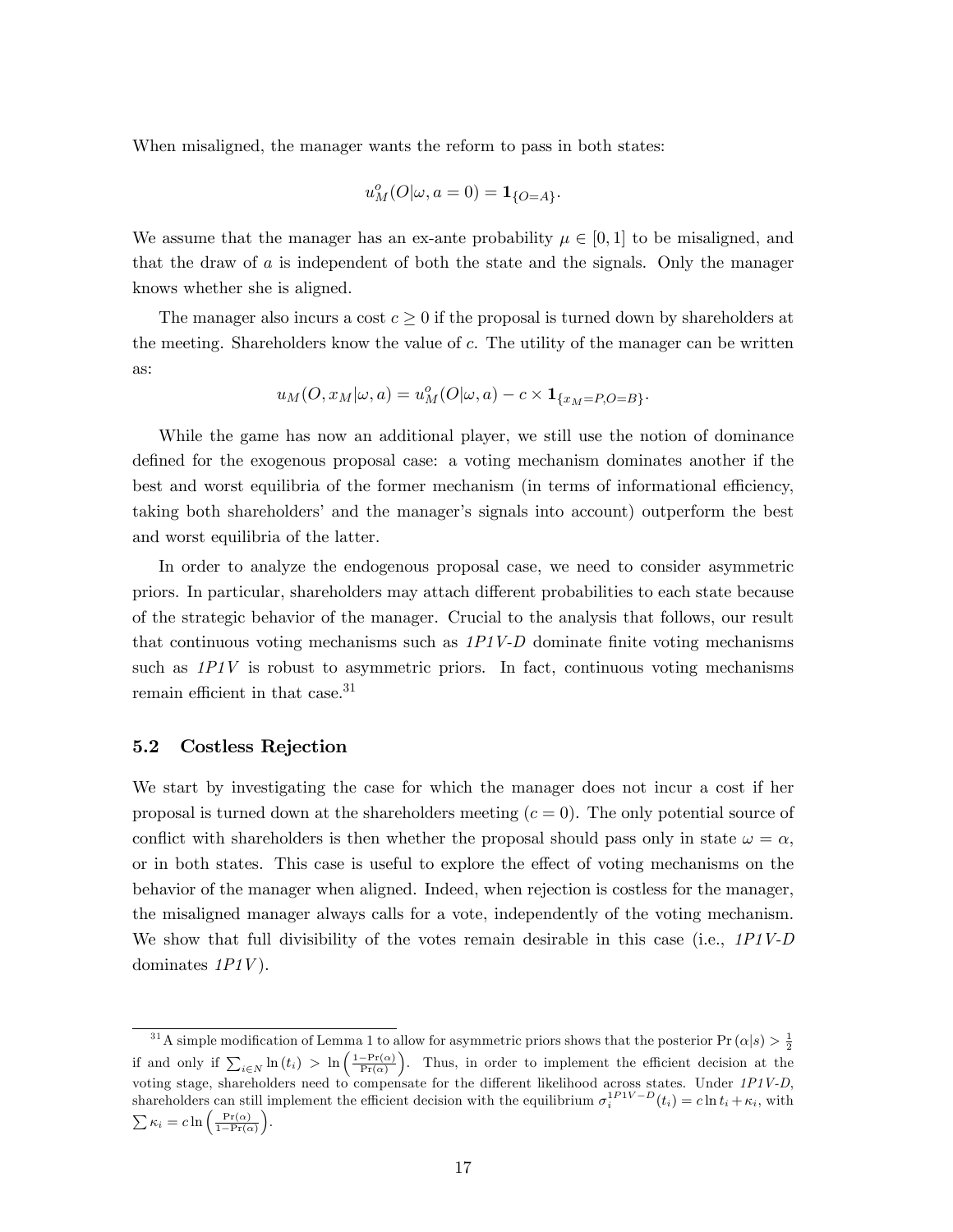When misaligned, the manager wants the reform to pass in both states:

$$u_M^o(O|\omega, a = 0) = \mathbf{1}_{\{O=A\}}.$$

We assume that the manager has an ex-ante probability $\mu \in [0, 1]$ to be misaligned, and that the draw of $a$ is independent of both the state and the signals. Only the manager knows whether she is aligned.

The manager also incurs a cost $c \geq 0$ if the proposal is turned down by shareholders at the meeting. Shareholders know the value of $c$. The utility of the manager can be written as:

$$u_M(O, x_M|\omega, a) = u_M^o(O|\omega, a) - c \times \mathbf{1}_{\{x_M=P, O=B\}}.$$

While the game has now an additional player, we still use the notion of dominance defined for the exogenous proposal case: a voting mechanism dominates another if the best and worst equilibria of the former mechanism (in terms of informational efficiency, taking both shareholders' and the manager's signals into account) outperform the best and worst equilibria of the latter.

In order to analyze the endogenous proposal case, we need to consider asymmetric priors. In particular, shareholders may attach different probabilities to each state because of the strategic behavior of the manager. Crucial to the analysis that follows, our result that continuous voting mechanisms such as *1P1V-D* dominate finite voting mechanisms such as *1P1V* is robust to asymmetric priors. In fact, continuous voting mechanisms remain efficient in that case.[31]

## 5.2 Costless Rejection

We start by investigating the case for which the manager does not incur a cost if her proposal is turned down at the shareholders meeting ($c = 0$). The only potential source of conflict with shareholders is then whether the proposal should pass only in state $\omega = \alpha$, or in both states. This case is useful to explore the effect of voting mechanisms on the behavior of the manager when aligned. Indeed, when rejection is costless for the manager, the misaligned manager always calls for a vote, independently of the voting mechanism. We show that full divisibility of the votes remain desirable in this case (i.e., *1P1V-D* dominates *1P1V*).

[31] A simple modification of Lemma 1 to allow for asymmetric priors shows that the posterior $\Pr(\alpha|s) > \frac{1}{2}$ if and only if $\sum_{i \in N} \ln(t_i) > \ln\left(\frac{1-\Pr(\alpha)}{\Pr(\alpha)}\right)$. Thus, in order to implement the efficient decision at the voting stage, shareholders need to compensate for the different likelihood across states. Under *1P1V-D*, shareholders can still implement the efficient decision with the equilibrium $\sigma_i^{1P1V-D}(t_i) = c \ln t_i + \kappa_i$, with $\sum \kappa_i = c \ln\left(\frac{\Pr(\alpha)}{1-\Pr(\alpha)}\right)$.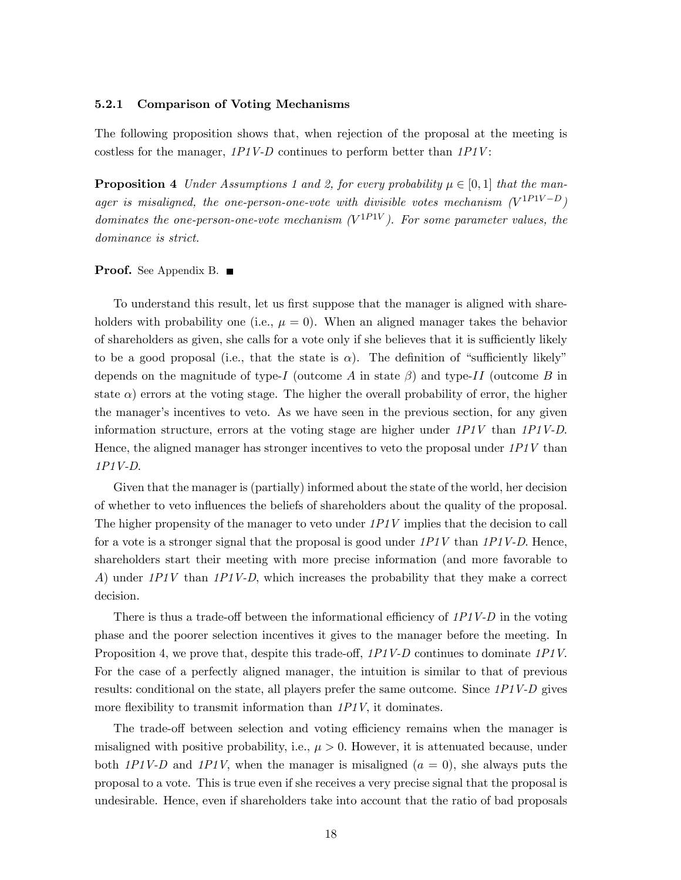### 5.2.1 Comparison of Voting Mechanisms

The following proposition shows that, when rejection of the proposal at the meeting is costless for the manager, *1P1V-D* continues to perform better than *1P1V*:

**Proposition 4** *Under Assumptions 1 and 2, for every probability $\mu \in [0, 1]$ that the manager is misaligned, the one-person-one-vote with divisible votes mechanism ($V^{1P1V-D}$) dominates the one-person-one-vote mechanism ($V^{1P1V}$). For some parameter values, the dominance is strict.*

**Proof.** See Appendix B. ■

To understand this result, let us first suppose that the manager is aligned with shareholders with probability one (i.e., $\mu = 0$). When an aligned manager takes the behavior of shareholders as given, she calls for a vote only if she believes that it is sufficiently likely to be a good proposal (i.e., that the state is $\alpha$). The definition of "sufficiently likely" depends on the magnitude of type-$I$ (outcome $A$ in state $\beta$) and type-$II$ (outcome $B$ in state $\alpha$) errors at the voting stage. The higher the overall probability of error, the higher the manager's incentives to veto. As we have seen in the previous section, for any given information structure, errors at the voting stage are higher under *1P1V* than *1P1V-D*. Hence, the aligned manager has stronger incentives to veto the proposal under *1P1V* than *1P1V-D*.

Given that the manager is (partially) informed about the state of the world, her decision of whether to veto influences the beliefs of shareholders about the quality of the proposal. The higher propensity of the manager to veto under *1P1V* implies that the decision to call for a vote is a stronger signal that the proposal is good under *1P1V* than *1P1V-D*. Hence, shareholders start their meeting with more precise information (and more favorable to $A$) under *1P1V* than *1P1V-D*, which increases the probability that they make a correct decision.

There is thus a trade-off between the informational efficiency of *1P1V-D* in the voting phase and the poorer selection incentives it gives to the manager before the meeting. In Proposition 4, we prove that, despite this trade-off, *1P1V-D* continues to dominate *1P1V*. For the case of a perfectly aligned manager, the intuition is similar to that of previous results: conditional on the state, all players prefer the same outcome. Since *1P1V-D* gives more flexibility to transmit information than *1P1V*, it dominates.

The trade-off between selection and voting efficiency remains when the manager is misaligned with positive probability, i.e., $\mu > 0$. However, it is attenuated because, under both *1P1V-D* and *1P1V*, when the manager is misaligned ($a = 0$), she always puts the proposal to a vote. This is true even if she receives a very precise signal that the proposal is undesirable. Hence, even if shareholders take into account that the ratio of bad proposals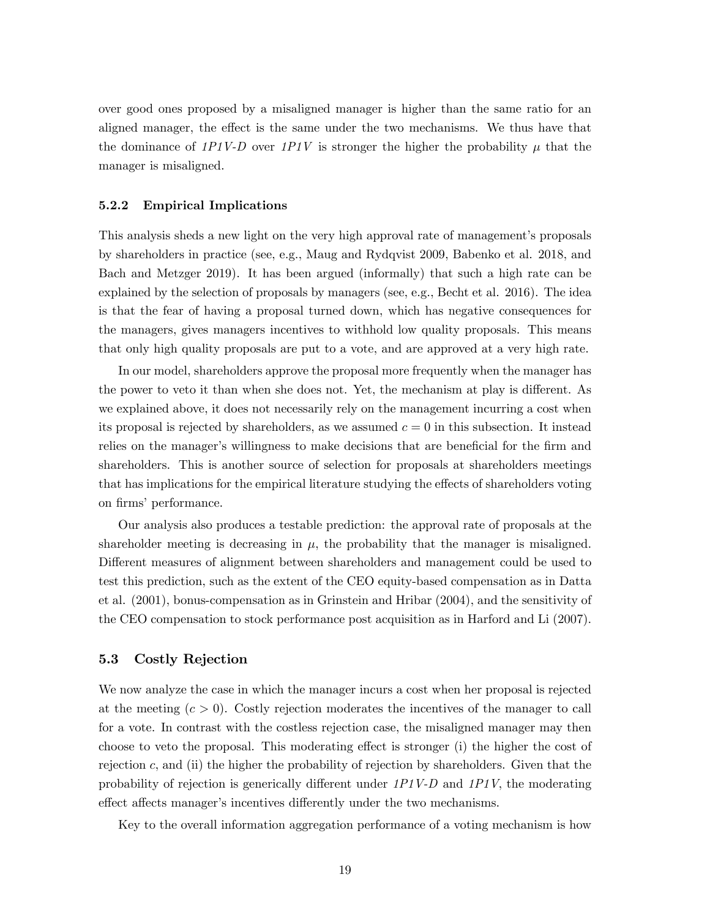over good ones proposed by a misaligned manager is higher than the same ratio for an aligned manager, the effect is the same under the two mechanisms. We thus have that the dominance of *1P1V-D* over *1P1V* is stronger the higher the probability $\mu$ that the manager is misaligned.

#### 5.2.2 Empirical Implications

This analysis sheds a new light on the very high approval rate of management's proposals by shareholders in practice (see, e.g., Maug and Rydqvist 2009, Babenko et al. 2018, and Bach and Metzger 2019). It has been argued (informally) that such a high rate can be explained by the selection of proposals by managers (see, e.g., Becht et al. 2016). The idea is that the fear of having a proposal turned down, which has negative consequences for the managers, gives managers incentives to withhold low quality proposals. This means that only high quality proposals are put to a vote, and are approved at a very high rate.

In our model, shareholders approve the proposal more frequently when the manager has the power to veto it than when she does not. Yet, the mechanism at play is different. As we explained above, it does not necessarily rely on the management incurring a cost when its proposal is rejected by shareholders, as we assumed $c = 0$ in this subsection. It instead relies on the manager's willingness to make decisions that are beneficial for the firm and shareholders. This is another source of selection for proposals at shareholders meetings that has implications for the empirical literature studying the effects of shareholders voting on firms' performance.

Our analysis also produces a testable prediction: the approval rate of proposals at the shareholder meeting is decreasing in $\mu$, the probability that the manager is misaligned. Different measures of alignment between shareholders and management could be used to test this prediction, such as the extent of the CEO equity-based compensation as in Datta et al. (2001), bonus-compensation as in Grinstein and Hribar (2004), and the sensitivity of the CEO compensation to stock performance post acquisition as in Harford and Li (2007).

### 5.3 Costly Rejection

We now analyze the case in which the manager incurs a cost when her proposal is rejected at the meeting ($c > 0$). Costly rejection moderates the incentives of the manager to call for a vote. In contrast with the costless rejection case, the misaligned manager may then choose to veto the proposal. This moderating effect is stronger (i) the higher the cost of rejection $c$, and (ii) the higher the probability of rejection by shareholders. Given that the probability of rejection is generically different under *1P1V-D* and *1P1V*, the moderating effect affects manager's incentives differently under the two mechanisms.

Key to the overall information aggregation performance of a voting mechanism is how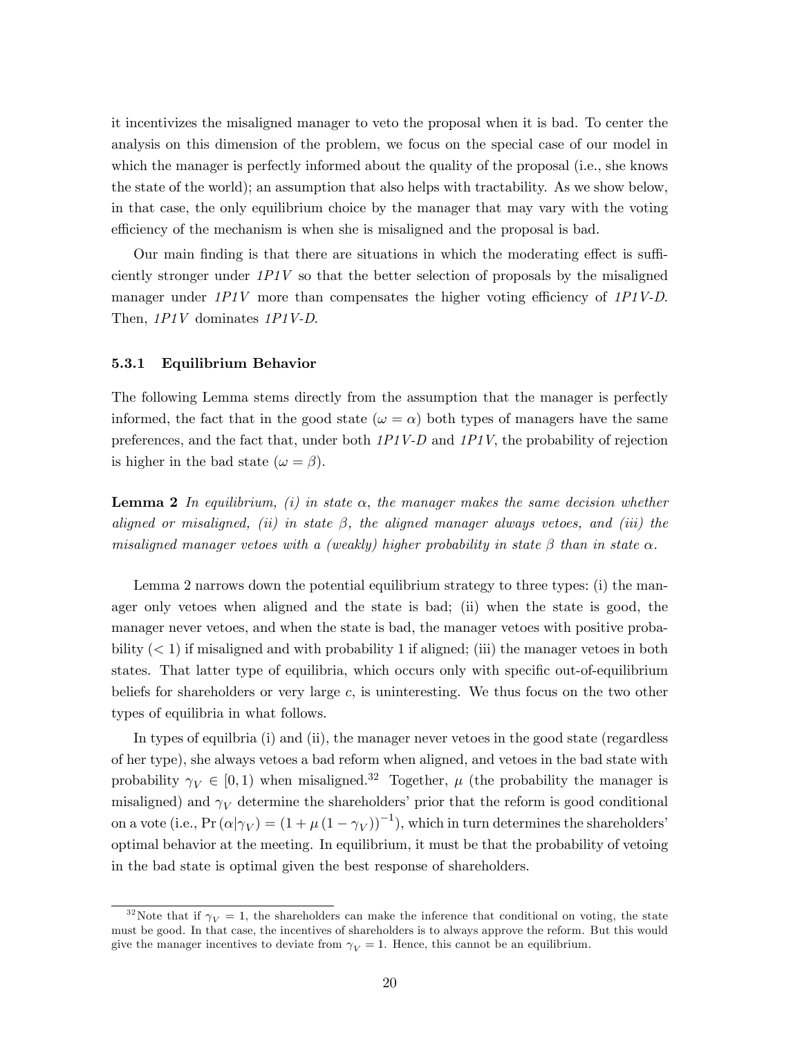it incentivizes the misaligned manager to veto the proposal when it is bad. To center the analysis on this dimension of the problem, we focus on the special case of our model in which the manager is perfectly informed about the quality of the proposal (i.e., she knows the state of the world); an assumption that also helps with tractability. As we show below, in that case, the only equilibrium choice by the manager that may vary with the voting efficiency of the mechanism is when she is misaligned and the proposal is bad.

Our main finding is that there are situations in which the moderating effect is sufficiently stronger under *1P1V* so that the better selection of proposals by the misaligned manager under *1P1V* more than compensates the higher voting efficiency of *1P1V-D*. Then, *1P1V* dominates *1P1V-D*.

### 5.3.1 Equilibrium Behavior

The following Lemma stems directly from the assumption that the manager is perfectly informed, the fact that in the good state ($\omega = \alpha$) both types of managers have the same preferences, and the fact that, under both *1P1V-D* and *1P1V*, the probability of rejection is higher in the bad state ($\omega = \beta$).

**Lemma 2** *In equilibrium, (i) in state $\alpha$, the manager makes the same decision whether aligned or misaligned, (ii) in state $\beta$, the aligned manager always vetoes, and (iii) the misaligned manager vetoes with a (weakly) higher probability in state $\beta$ than in state $\alpha$.*

Lemma 2 narrows down the potential equilibrium strategy to three types: (i) the manager only vetoes when aligned and the state is bad; (ii) when the state is good, the manager never vetoes, and when the state is bad, the manager vetoes with positive probability ($< 1$) if misaligned and with probability 1 if aligned; (iii) the manager vetoes in both states. That latter type of equilibria, which occurs only with specific out-of-equilibrium beliefs for shareholders or very large $c$, is uninteresting. We thus focus on the two other types of equilibria in what follows.

In types of equilbria (i) and (ii), the manager never vetoes in the good state (regardless of her type), she always vetoes a bad reform when aligned, and vetoes in the bad state with probability $\gamma_V \in [0, 1)$ when misaligned.[32] Together, $\mu$ (the probability the manager is misaligned) and $\gamma_V$ determine the shareholders' prior that the reform is good conditional on a vote (i.e., $\Pr(\alpha|\gamma_V) = (1 + \mu(1 - \gamma_V))^{-1}$), which in turn determines the shareholders' optimal behavior at the meeting. In equilibrium, it must be that the probability of vetoing in the bad state is optimal given the best response of shareholders.

[32] Note that if $\gamma_V = 1$, the shareholders can make the inference that conditional on voting, the state must be good. In that case, the incentives of shareholders is to always approve the reform. But this would give the manager incentives to deviate from $\gamma_V = 1$. Hence, this cannot be an equilibrium.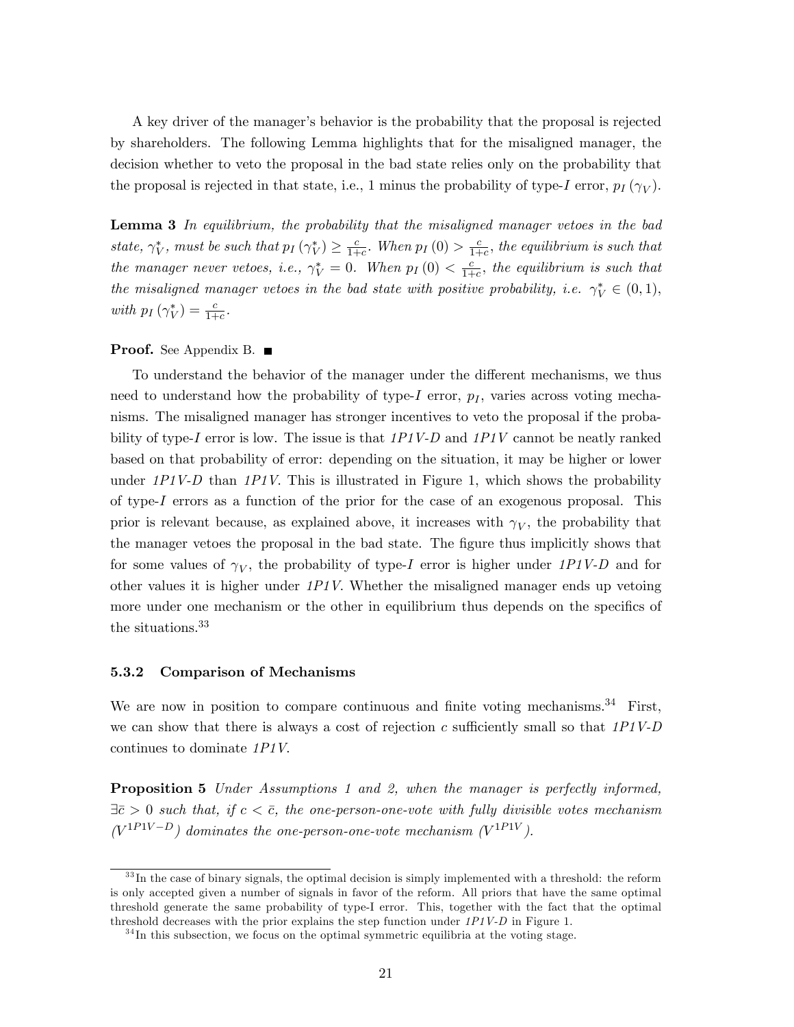A key driver of the manager's behavior is the probability that the proposal is rejected by shareholders. The following Lemma highlights that for the misaligned manager, the decision whether to veto the proposal in the bad state relies only on the probability that the proposal is rejected in that state, i.e., 1 minus the probability of type-$I$ error, $p_I(\gamma_V)$.

**Lemma 3** *In equilibrium, the probability that the misaligned manager vetoes in the bad state, $\gamma_V^*$, must be such that $p_I(\gamma_V^*) \geq \frac{c}{1+c}$. When $p_I(0) > \frac{c}{1+c}$, the equilibrium is such that the manager never vetoes, i.e., $\gamma_V^* = 0$. When $p_I(0) < \frac{c}{1+c}$, the equilibrium is such that the misaligned manager vetoes in the bad state with positive probability, i.e. $\gamma_V^* \in (0,1)$, with $p_I(\gamma_V^*) = \frac{c}{1+c}$.*

**Proof.** See Appendix B. ■

To understand the behavior of the manager under the different mechanisms, we thus need to understand how the probability of type-$I$ error, $p_I$, varies across voting mechanisms. The misaligned manager has stronger incentives to veto the proposal if the probability of type-$I$ error is low. The issue is that *1P1V-D* and *1P1V* cannot be neatly ranked based on that probability of error: depending on the situation, it may be higher or lower under *1P1V-D* than *1P1V*. This is illustrated in Figure 1, which shows the probability of type-$I$ errors as a function of the prior for the case of an exogenous proposal. This prior is relevant because, as explained above, it increases with $\gamma_V$, the probability that the manager vetoes the proposal in the bad state. The figure thus implicitly shows that for some values of $\gamma_V$, the probability of type-$I$ error is higher under *1P1V-D* and for other values it is higher under *1P1V*. Whether the misaligned manager ends up vetoing more under one mechanism or the other in equilibrium thus depends on the specifics of the situations.[33]

### 5.3.2 Comparison of Mechanisms

We are now in position to compare continuous and finite voting mechanisms.[34] First, we can show that there is always a cost of rejection $c$ sufficiently small so that *1P1V-D* continues to dominate *1P1V*.

**Proposition 5** *Under Assumptions 1 and 2, when the manager is perfectly informed, $\exists \bar{c} > 0$ such that, if $c < \bar{c}$, the one-person-one-vote with fully divisible votes mechanism ($V^{1P1V-D}$) dominates the one-person-one-vote mechanism ($V^{1P1V}$).*

[33] In the case of binary signals, the optimal decision is simply implemented with a threshold: the reform is only accepted given a number of signals in favor of the reform. All priors that have the same optimal threshold generate the same probability of type-I error. This, together with the fact that the optimal threshold decreases with the prior explains the step function under *1P1V-D* in Figure 1.

[34] In this subsection, we focus on the optimal symmetric equilibria at the voting stage.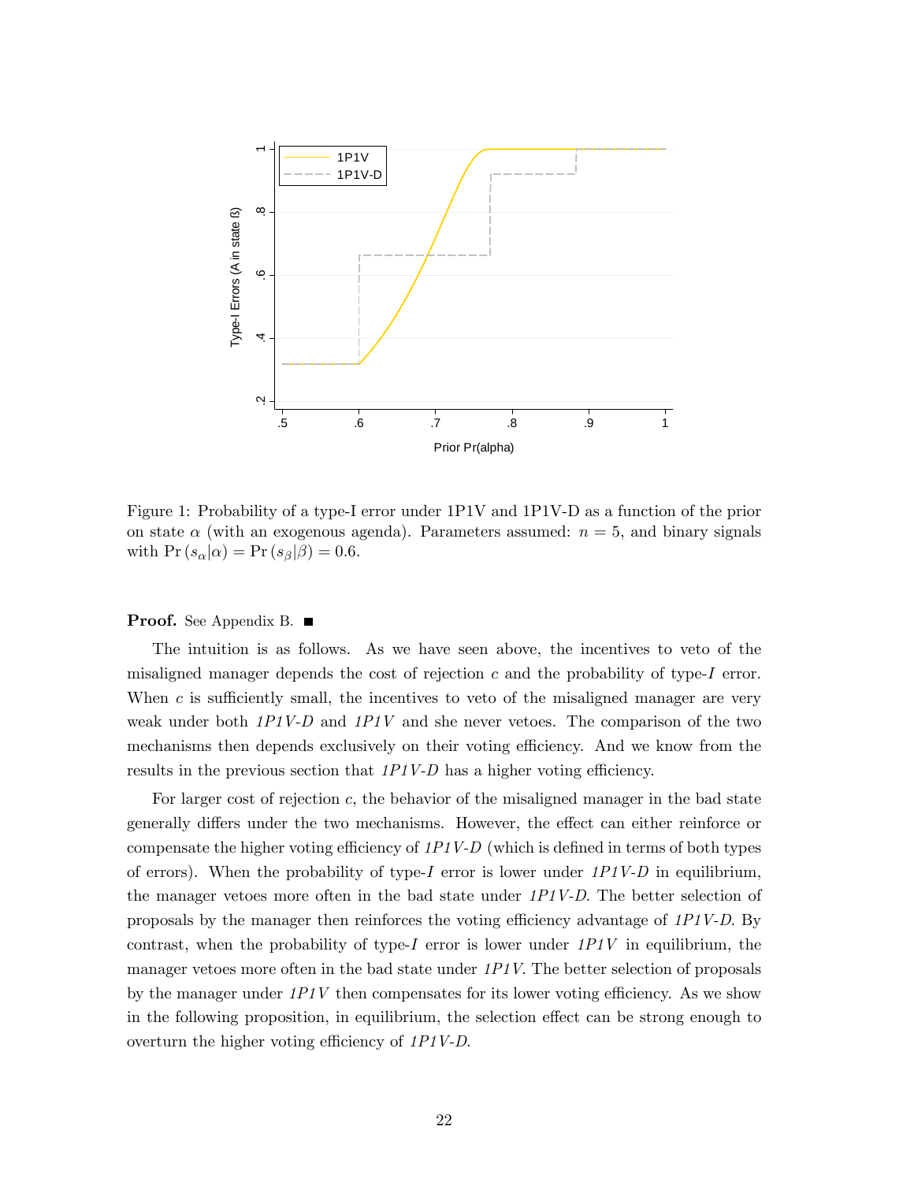Figure 1: Probability of a type-I error under 1P1V and 1P1V-D as a function of the prior on state $\alpha$ (with an exogenous agenda). Parameters assumed: $n = 5$, and binary signals with $\Pr(s_\alpha|\alpha) = \Pr(s_\beta|\beta) = 0.6$.

**Proof.** See Appendix B. ■

The intuition is as follows. As we have seen above, the incentives to veto of the misaligned manager depends the cost of rejection $c$ and the probability of type-$I$ error. When $c$ is sufficiently small, the incentives to veto of the misaligned manager are very weak under both *1P1V-D* and *1P1V* and she never vetoes. The comparison of the two mechanisms then depends exclusively on their voting efficiency. And we know from the results in the previous section that *1P1V-D* has a higher voting efficiency.

For larger cost of rejection $c$, the behavior of the misaligned manager in the bad state generally differs under the two mechanisms. However, the effect can either reinforce or compensate the higher voting efficiency of *1P1V-D* (which is defined in terms of both types of errors). When the probability of type-$I$ error is lower under *1P1V-D* in equilibrium, the manager vetoes more often in the bad state under *1P1V-D*. The better selection of proposals by the manager then reinforces the voting efficiency advantage of *1P1V-D*. By contrast, when the probability of type-$I$ error is lower under *1P1V* in equilibrium, the manager vetoes more often in the bad state under *1P1V*. The better selection of proposals by the manager under *1P1V* then compensates for its lower voting efficiency. As we show in the following proposition, in equilibrium, the selection effect can be strong enough to overturn the higher voting efficiency of *1P1V-D*.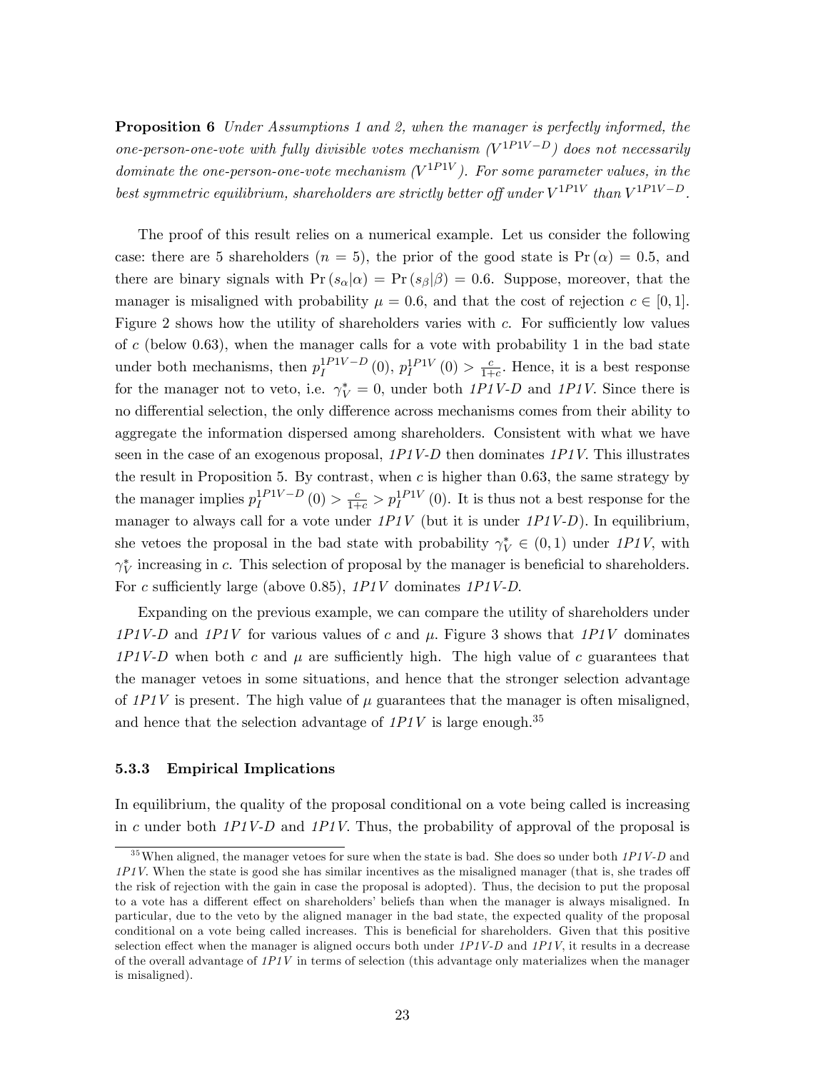**Proposition 6** *Under Assumptions 1 and 2, when the manager is perfectly informed, the one-person-one-vote with fully divisible votes mechanism ($V^{1P1V-D}$) does not necessarily dominate the one-person-one-vote mechanism ($V^{1P1V}$). For some parameter values, in the best symmetric equilibrium, shareholders are strictly better off under $V^{1P1V}$ than $V^{1P1V-D}$.*

The proof of this result relies on a numerical example. Let us consider the following case: there are 5 shareholders ($n = 5$), the prior of the good state is $\Pr(\alpha) = 0.5$, and there are binary signals with $\Pr(s_\alpha|\alpha) = \Pr(s_\beta|\beta) = 0.6$. Suppose, moreover, that the manager is misaligned with probability $\mu = 0.6$, and that the cost of rejection $c \in [0, 1]$. Figure 2 shows how the utility of shareholders varies with $c$. For sufficiently low values of $c$ (below 0.63), when the manager calls for a vote with probability 1 in the bad state under both mechanisms, then $p_I^{1P1V-D}(0)$, $p_I^{1P1V}(0) > \frac{c}{1+c}$. Hence, it is a best response for the manager not to veto, i.e. $\gamma_V^* = 0$, under both *1P1V-D* and *1P1V*. Since there is no differential selection, the only difference across mechanisms comes from their ability to aggregate the information dispersed among shareholders. Consistent with what we have seen in the case of an exogenous proposal, *1P1V-D* then dominates *1P1V*. This illustrates the result in Proposition 5. By contrast, when $c$ is higher than 0.63, the same strategy by the manager implies $p_I^{1P1V-D}(0) > \frac{c}{1+c} > p_I^{1P1V}(0)$. It is thus not a best response for the manager to always call for a vote under *1P1V* (but it is under *1P1V-D*). In equilibrium, she vetoes the proposal in the bad state with probability $\gamma_V^* \in (0, 1)$ under *1P1V*, with $\gamma_V^*$ increasing in $c$. This selection of proposal by the manager is beneficial to shareholders. For $c$ sufficiently large (above 0.85), *1P1V* dominates *1P1V-D*.

Expanding on the previous example, we can compare the utility of shareholders under *1P1V-D* and *1P1V* for various values of $c$ and $\mu$. Figure 3 shows that *1P1V* dominates *1P1V-D* when both $c$ and $\mu$ are sufficiently high. The high value of $c$ guarantees that the manager vetoes in some situations, and hence that the stronger selection advantage of *1P1V* is present. The high value of $\mu$ guarantees that the manager is often misaligned, and hence that the selection advantage of *1P1V* is large enough.[35]

### 5.3.3 Empirical Implications

In equilibrium, the quality of the proposal conditional on a vote being called is increasing in $c$ under both *1P1V-D* and *1P1V*. Thus, the probability of approval of the proposal is

[35] When aligned, the manager vetoes for sure when the state is bad. She does so under both *1P1V-D* and *1P1V*. When the state is good she has similar incentives as the misaligned manager (that is, she trades off the risk of rejection with the gain in case the proposal is adopted). Thus, the decision to put the proposal to a vote has a different effect on shareholders' beliefs than when the manager is always misaligned. In particular, due to the veto by the aligned manager in the bad state, the expected quality of the proposal conditional on a vote being called increases. This is beneficial for shareholders. Given that this positive selection effect when the manager is aligned occurs both under *1P1V-D* and *1P1V*, it results in a decrease of the overall advantage of *1P1V* in terms of selection (this advantage only materializes when the manager is misaligned).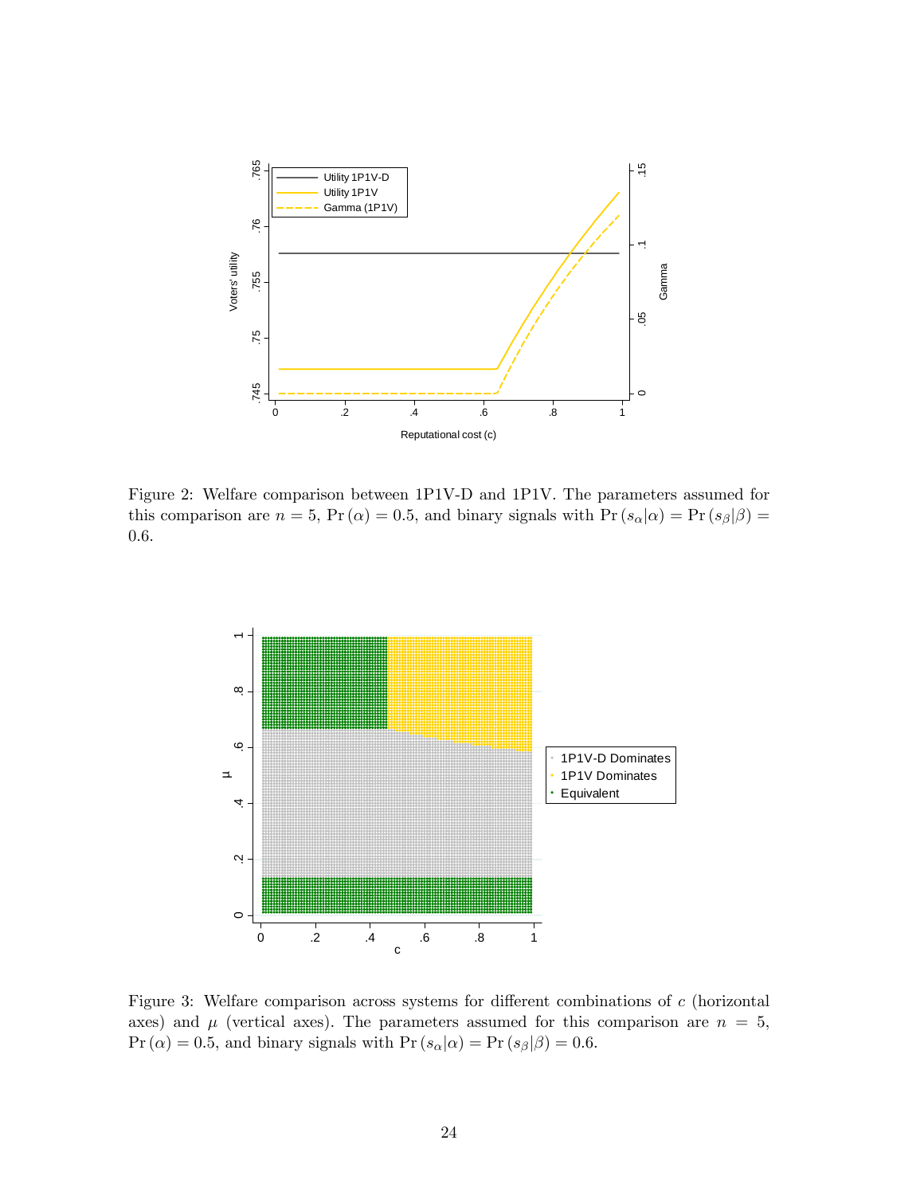Figure 2: Welfare comparison between 1P1V-D and 1P1V. The parameters assumed for this comparison are $n = 5$, $\Pr(\alpha) = 0.5$, and binary signals with $\Pr(s_\alpha|\alpha) = \Pr(s_\beta|\beta) = 0.6$.

Figure 3: Welfare comparison across systems for different combinations of $c$ (horizontal axes) and $\mu$ (vertical axes). The parameters assumed for this comparison are $n = 5$, $\Pr(\alpha) = 0.5$, and binary signals with $\Pr(s_\alpha|\alpha) = \Pr(s_\beta|\beta) = 0.6$.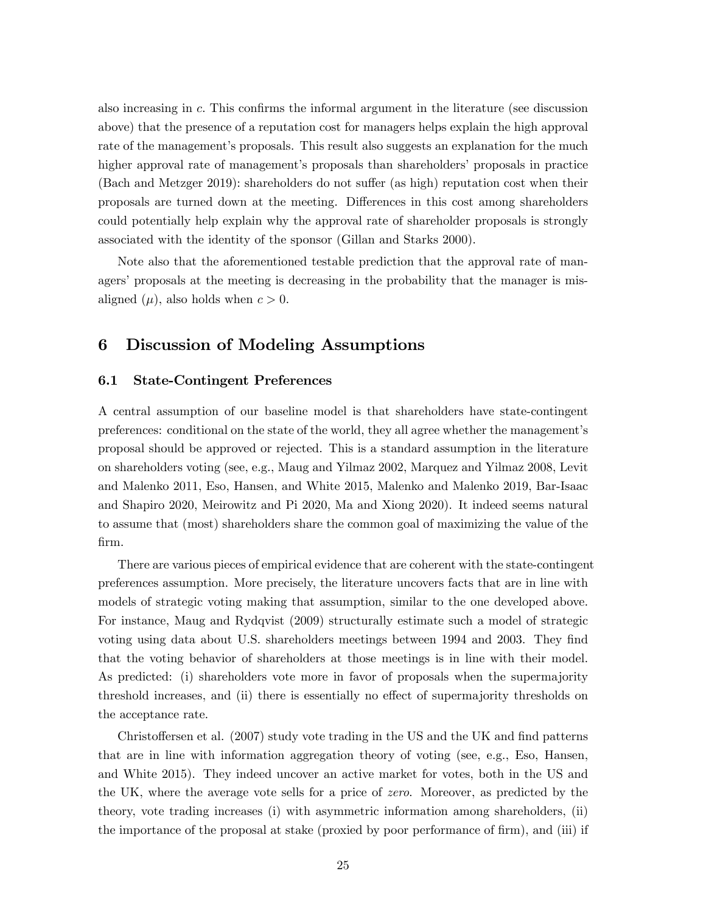also increasing in $c$. This confirms the informal argument in the literature (see discussion above) that the presence of a reputation cost for managers helps explain the high approval rate of the management's proposals. This result also suggests an explanation for the much higher approval rate of management's proposals than shareholders' proposals in practice (Bach and Metzger 2019): shareholders do not suffer (as high) reputation cost when their proposals are turned down at the meeting. Differences in this cost among shareholders could potentially help explain why the approval rate of shareholder proposals is strongly associated with the identity of the sponsor (Gillan and Starks 2000).

Note also that the aforementioned testable prediction that the approval rate of managers' proposals at the meeting is decreasing in the probability that the manager is misaligned ($\mu$), also holds when $c > 0$.

# 6 Discussion of Modeling Assumptions

## 6.1 State-Contingent Preferences

A central assumption of our baseline model is that shareholders have state-contingent preferences: conditional on the state of the world, they all agree whether the management's proposal should be approved or rejected. This is a standard assumption in the literature on shareholders voting (see, e.g., Maug and Yilmaz 2002, Marquez and Yilmaz 2008, Levit and Malenko 2011, Eso, Hansen, and White 2015, Malenko and Malenko 2019, Bar-Isaac and Shapiro 2020, Meirowitz and Pi 2020, Ma and Xiong 2020). It indeed seems natural to assume that (most) shareholders share the common goal of maximizing the value of the firm.

There are various pieces of empirical evidence that are coherent with the state-contingent preferences assumption. More precisely, the literature uncovers facts that are in line with models of strategic voting making that assumption, similar to the one developed above. For instance, Maug and Rydqvist (2009) structurally estimate such a model of strategic voting using data about U.S. shareholders meetings between 1994 and 2003. They find that the voting behavior of shareholders at those meetings is in line with their model. As predicted: (i) shareholders vote more in favor of proposals when the supermajority threshold increases, and (ii) there is essentially no effect of supermajority thresholds on the acceptance rate.

Christoffersen et al. (2007) study vote trading in the US and the UK and find patterns that are in line with information aggregation theory of voting (see, e.g., Eso, Hansen, and White 2015). They indeed uncover an active market for votes, both in the US and the UK, where the average vote sells for a price of *zero*. Moreover, as predicted by the theory, vote trading increases (i) with asymmetric information among shareholders, (ii) the importance of the proposal at stake (proxied by poor performance of firm), and (iii) if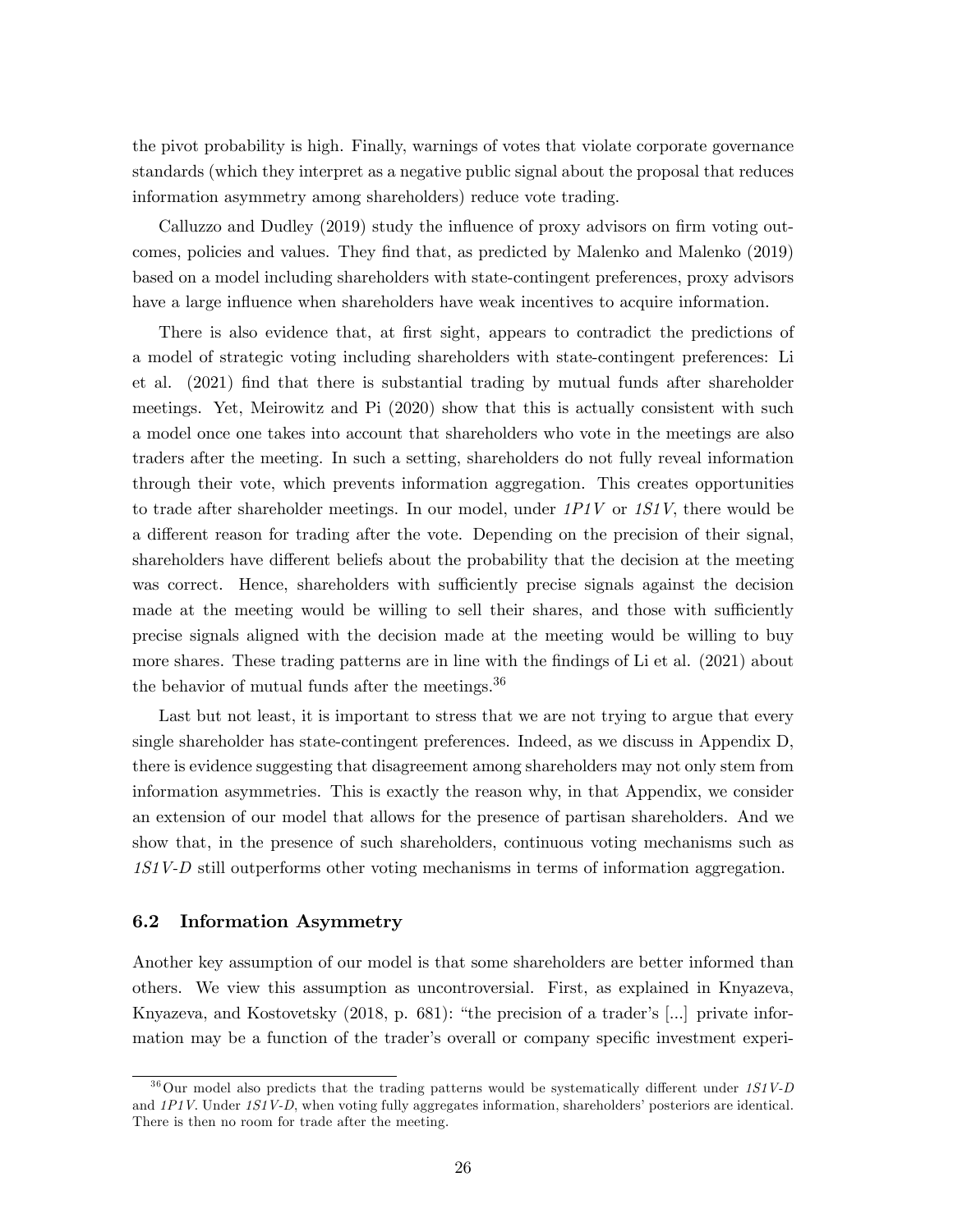the pivot probability is high. Finally, warnings of votes that violate corporate governance standards (which they interpret as a negative public signal about the proposal that reduces information asymmetry among shareholders) reduce vote trading.

Calluzzo and Dudley (2019) study the influence of proxy advisors on firm voting outcomes, policies and values. They find that, as predicted by Malenko and Malenko (2019) based on a model including shareholders with state-contingent preferences, proxy advisors have a large influence when shareholders have weak incentives to acquire information.

There is also evidence that, at first sight, appears to contradict the predictions of a model of strategic voting including shareholders with state-contingent preferences: Li et al. (2021) find that there is substantial trading by mutual funds after shareholder meetings. Yet, Meirowitz and Pi (2020) show that this is actually consistent with such a model once one takes into account that shareholders who vote in the meetings are also traders after the meeting. In such a setting, shareholders do not fully reveal information through their vote, which prevents information aggregation. This creates opportunities to trade after shareholder meetings. In our model, under *1P1V* or *1S1V*, there would be a different reason for trading after the vote. Depending on the precision of their signal, shareholders have different beliefs about the probability that the decision at the meeting was correct. Hence, shareholders with sufficiently precise signals against the decision made at the meeting would be willing to sell their shares, and those with sufficiently precise signals aligned with the decision made at the meeting would be willing to buy more shares. These trading patterns are in line with the findings of Li et al. (2021) about the behavior of mutual funds after the meetings.[36]

Last but not least, it is important to stress that we are not trying to argue that every single shareholder has state-contingent preferences. Indeed, as we discuss in Appendix D, there is evidence suggesting that disagreement among shareholders may not only stem from information asymmetries. This is exactly the reason why, in that Appendix, we consider an extension of our model that allows for the presence of partisan shareholders. And we show that, in the presence of such shareholders, continuous voting mechanisms such as *1S1V-D* still outperforms other voting mechanisms in terms of information aggregation.

## 6.2 Information Asymmetry

Another key assumption of our model is that some shareholders are better informed than others. We view this assumption as uncontroversial. First, as explained in Knyazeva, Knyazeva, and Kostovetsky (2018, p. 681): "the precision of a trader's [...] private information may be a function of the trader's overall or company specific investment experi-

[36] Our model also predicts that the trading patterns would be systematically different under *1S1V-D* and *1P1V*. Under *1S1V-D*, when voting fully aggregates information, shareholders' posteriors are identical. There is then no room for trade after the meeting.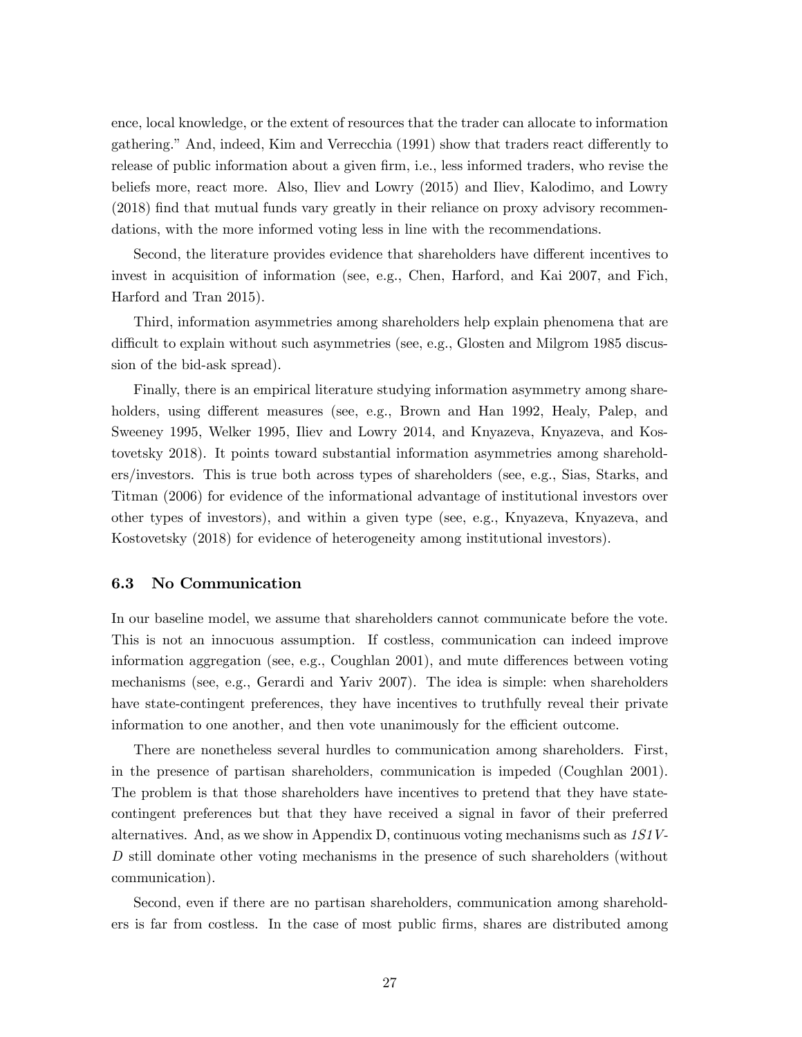ence, local knowledge, or the extent of resources that the trader can allocate to information gathering." And, indeed, Kim and Verrecchia (1991) show that traders react differently to release of public information about a given firm, i.e., less informed traders, who revise the beliefs more, react more. Also, Iliev and Lowry (2015) and Iliev, Kalodimo, and Lowry (2018) find that mutual funds vary greatly in their reliance on proxy advisory recommendations, with the more informed voting less in line with the recommendations.

Second, the literature provides evidence that shareholders have different incentives to invest in acquisition of information (see, e.g., Chen, Harford, and Kai 2007, and Fich, Harford and Tran 2015).

Third, information asymmetries among shareholders help explain phenomena that are difficult to explain without such asymmetries (see, e.g., Glosten and Milgrom 1985 discussion of the bid-ask spread).

Finally, there is an empirical literature studying information asymmetry among shareholders, using different measures (see, e.g., Brown and Han 1992, Healy, Palep, and Sweeney 1995, Welker 1995, Iliev and Lowry 2014, and Knyazeva, Knyazeva, and Kostovetsky 2018). It points toward substantial information asymmetries among shareholders/investors. This is true both across types of shareholders (see, e.g., Sias, Starks, and Titman (2006) for evidence of the informational advantage of institutional investors over other types of investors), and within a given type (see, e.g., Knyazeva, Knyazeva, and Kostovetsky (2018) for evidence of heterogeneity among institutional investors).

### 6.3 No Communication

In our baseline model, we assume that shareholders cannot communicate before the vote. This is not an innocuous assumption. If costless, communication can indeed improve information aggregation (see, e.g., Coughlan 2001), and mute differences between voting mechanisms (see, e.g., Gerardi and Yariv 2007). The idea is simple: when shareholders have state-contingent preferences, they have incentives to truthfully reveal their private information to one another, and then vote unanimously for the efficient outcome.

There are nonetheless several hurdles to communication among shareholders. First, in the presence of partisan shareholders, communication is impeded (Coughlan 2001). The problem is that those shareholders have incentives to pretend that they have state-contingent preferences but that they have received a signal in favor of their preferred alternatives. And, as we show in Appendix D, continuous voting mechanisms such as *1S1V-D* still dominate other voting mechanisms in the presence of such shareholders (without communication).

Second, even if there are no partisan shareholders, communication among shareholders is far from costless. In the case of most public firms, shares are distributed among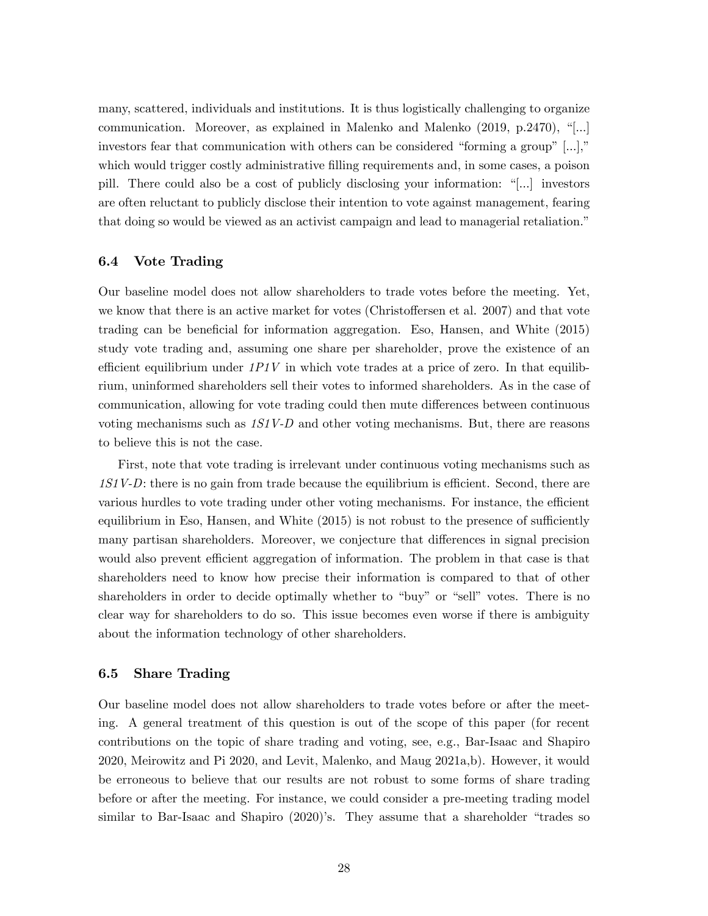many, scattered, individuals and institutions. It is thus logistically challenging to organize communication. Moreover, as explained in Malenko and Malenko (2019, p.2470), "[...] investors fear that communication with others can be considered "forming a group" [...]," which would trigger costly administrative filling requirements and, in some cases, a poison pill. There could also be a cost of publicly disclosing your information: "[...] investors are often reluctant to publicly disclose their intention to vote against management, fearing that doing so would be viewed as an activist campaign and lead to managerial retaliation."

### 6.4 Vote Trading

Our baseline model does not allow shareholders to trade votes before the meeting. Yet, we know that there is an active market for votes (Christoffersen et al. 2007) and that vote trading can be beneficial for information aggregation. Eso, Hansen, and White (2015) study vote trading and, assuming one share per shareholder, prove the existence of an efficient equilibrium under *1P1V* in which vote trades at a price of zero. In that equilibrium, uninformed shareholders sell their votes to informed shareholders. As in the case of communication, allowing for vote trading could then mute differences between continuous voting mechanisms such as *1S1V-D* and other voting mechanisms. But, there are reasons to believe this is not the case.

First, note that vote trading is irrelevant under continuous voting mechanisms such as *1S1V-D*: there is no gain from trade because the equilibrium is efficient. Second, there are various hurdles to vote trading under other voting mechanisms. For instance, the efficient equilibrium in Eso, Hansen, and White (2015) is not robust to the presence of sufficiently many partisan shareholders. Moreover, we conjecture that differences in signal precision would also prevent efficient aggregation of information. The problem in that case is that shareholders need to know how precise their information is compared to that of other shareholders in order to decide optimally whether to "buy" or "sell" votes. There is no clear way for shareholders to do so. This issue becomes even worse if there is ambiguity about the information technology of other shareholders.

### 6.5 Share Trading

Our baseline model does not allow shareholders to trade votes before or after the meeting. A general treatment of this question is out of the scope of this paper (for recent contributions on the topic of share trading and voting, see, e.g., Bar-Isaac and Shapiro 2020, Meirowitz and Pi 2020, and Levit, Malenko, and Maug 2021a,b). However, it would be erroneous to believe that our results are not robust to some forms of share trading before or after the meeting. For instance, we could consider a pre-meeting trading model similar to Bar-Isaac and Shapiro (2020)'s. They assume that a shareholder "trades so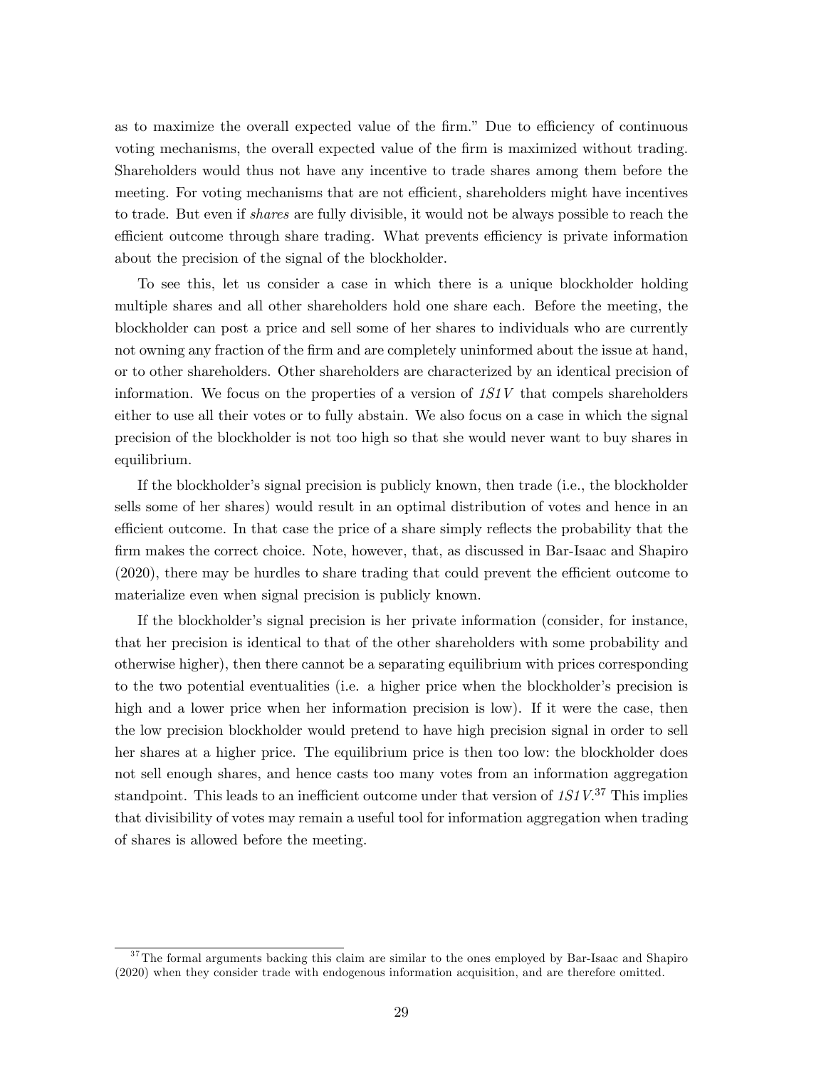as to maximize the overall expected value of the firm." Due to efficiency of continuous voting mechanisms, the overall expected value of the firm is maximized without trading. Shareholders would thus not have any incentive to trade shares among them before the meeting. For voting mechanisms that are not efficient, shareholders might have incentives to trade. But even if *shares* are fully divisible, it would not be always possible to reach the efficient outcome through share trading. What prevents efficiency is private information about the precision of the signal of the blockholder.

To see this, let us consider a case in which there is a unique blockholder holding multiple shares and all other shareholders hold one share each. Before the meeting, the blockholder can post a price and sell some of her shares to individuals who are currently not owning any fraction of the firm and are completely uninformed about the issue at hand, or to other shareholders. Other shareholders are characterized by an identical precision of information. We focus on the properties of a version of *1S1V* that compels shareholders either to use all their votes or to fully abstain. We also focus on a case in which the signal precision of the blockholder is not too high so that she would never want to buy shares in equilibrium.

If the blockholder's signal precision is publicly known, then trade (i.e., the blockholder sells some of her shares) would result in an optimal distribution of votes and hence in an efficient outcome. In that case the price of a share simply reflects the probability that the firm makes the correct choice. Note, however, that, as discussed in Bar-Isaac and Shapiro (2020), there may be hurdles to share trading that could prevent the efficient outcome to materialize even when signal precision is publicly known.

If the blockholder's signal precision is her private information (consider, for instance, that her precision is identical to that of the other shareholders with some probability and otherwise higher), then there cannot be a separating equilibrium with prices corresponding to the two potential eventualities (i.e. a higher price when the blockholder's precision is high and a lower price when her information precision is low). If it were the case, then the low precision blockholder would pretend to have high precision signal in order to sell her shares at a higher price. The equilibrium price is then too low: the blockholder does not sell enough shares, and hence casts too many votes from an information aggregation standpoint. This leads to an inefficient outcome under that version of *1S1V*.[37] This implies that divisibility of votes may remain a useful tool for information aggregation when trading of shares is allowed before the meeting.

[37] The formal arguments backing this claim are similar to the ones employed by Bar-Isaac and Shapiro (2020) when they consider trade with endogenous information acquisition, and are therefore omitted.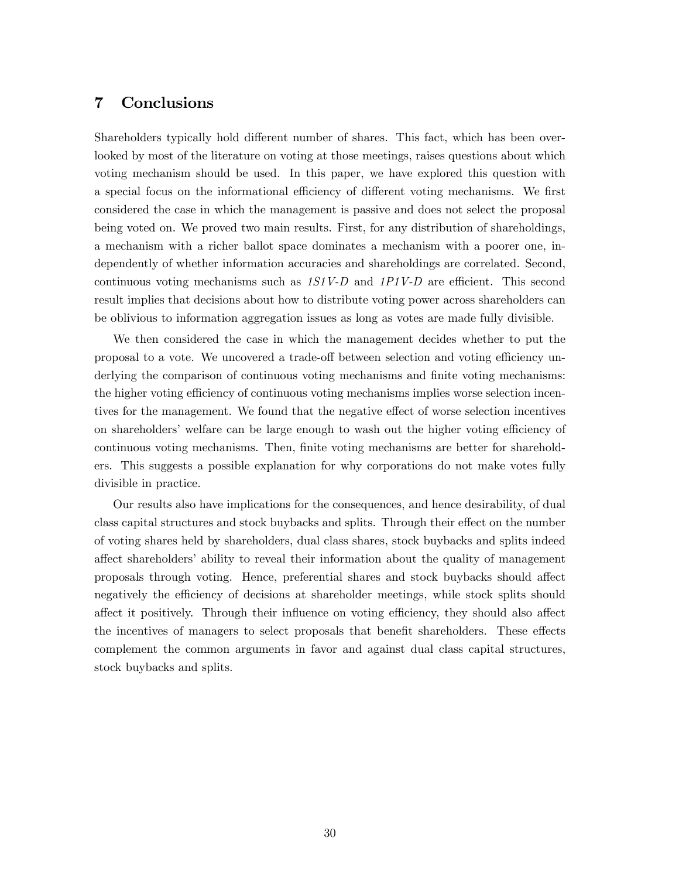## 7 Conclusions

Shareholders typically hold different number of shares. This fact, which has been overlooked by most of the literature on voting at those meetings, raises questions about which voting mechanism should be used. In this paper, we have explored this question with a special focus on the informational efficiency of different voting mechanisms. We first considered the case in which the management is passive and does not select the proposal being voted on. We proved two main results. First, for any distribution of shareholdings, a mechanism with a richer ballot space dominates a mechanism with a poorer one, independently of whether information accuracies and shareholdings are correlated. Second, continuous voting mechanisms such as *1S1V-D* and *1P1V-D* are efficient. This second result implies that decisions about how to distribute voting power across shareholders can be oblivious to information aggregation issues as long as votes are made fully divisible.

We then considered the case in which the management decides whether to put the proposal to a vote. We uncovered a trade-off between selection and voting efficiency underlying the comparison of continuous voting mechanisms and finite voting mechanisms: the higher voting efficiency of continuous voting mechanisms implies worse selection incentives for the management. We found that the negative effect of worse selection incentives on shareholders' welfare can be large enough to wash out the higher voting efficiency of continuous voting mechanisms. Then, finite voting mechanisms are better for shareholders. This suggests a possible explanation for why corporations do not make votes fully divisible in practice.

Our results also have implications for the consequences, and hence desirability, of dual class capital structures and stock buybacks and splits. Through their effect on the number of voting shares held by shareholders, dual class shares, stock buybacks and splits indeed affect shareholders' ability to reveal their information about the quality of management proposals through voting. Hence, preferential shares and stock buybacks should affect negatively the efficiency of decisions at shareholder meetings, while stock splits should affect it positively. Through their influence on voting efficiency, they should also affect the incentives of managers to select proposals that benefit shareholders. These effects complement the common arguments in favor and against dual class capital structures, stock buybacks and splits.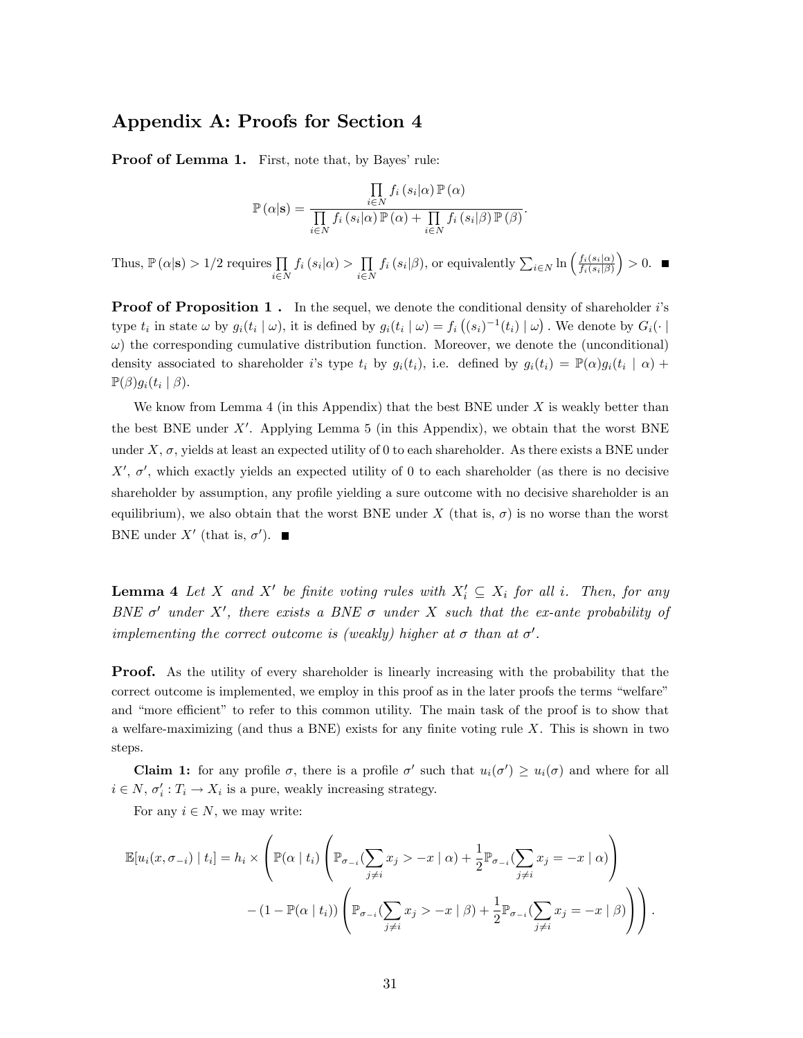# Appendix A: Proofs for Section 4

**Proof of Lemma 1.** First, note that, by Bayes' rule:

$$\mathbb{P}(\alpha|\mathbf{s}) = \frac{\prod_{i \in N} f_i(s_i|\alpha)\,\mathbb{P}(\alpha)}{\prod_{i \in N} f_i(s_i|\alpha)\,\mathbb{P}(\alpha) + \prod_{i \in N} f_i(s_i|\beta)\,\mathbb{P}(\beta)}.$$

Thus, $\mathbb{P}(\alpha|\mathbf{s}) > 1/2$ requires $\prod_{i \in N} f_i(s_i|\alpha) > \prod_{i \in N} f_i(s_i|\beta)$, or equivalently $\sum_{i \in N} \ln\left(\frac{f_i(s_i|\alpha)}{f_i(s_i|\beta)}\right) > 0$. ■

**Proof of Proposition 1 .** In the sequel, we denote the conditional density of shareholder $i$'s type $t_i$ in state $\omega$ by $g_i(t_i \mid \omega)$, it is defined by $g_i(t_i \mid \omega) = f_i\left((s_i)^{-1}(t_i) \mid \omega\right)$. We denote by $G_i(\cdot \mid \omega)$ the corresponding cumulative distribution function. Moreover, we denote the (unconditional) density associated to shareholder $i$'s type $t_i$ by $g_i(t_i)$, i.e. defined by $g_i(t_i) = \mathbb{P}(\alpha)g_i(t_i \mid \alpha) + \mathbb{P}(\beta)g_i(t_i \mid \beta)$.

We know from Lemma 4 (in this Appendix) that the best BNE under $X$ is weakly better than the best BNE under $X'$. Applying Lemma 5 (in this Appendix), we obtain that the worst BNE under $X$, $\sigma$, yields at least an expected utility of 0 to each shareholder. As there exists a BNE under $X'$, $\sigma'$, which exactly yields an expected utility of 0 to each shareholder (as there is no decisive shareholder by assumption, any profile yielding a sure outcome with no decisive shareholder is an equilibrium), we also obtain that the worst BNE under $X$ (that is, $\sigma$) is no worse than the worst BNE under $X'$ (that is, $\sigma'$). ■

**Lemma 4** *Let $X$ and $X'$ be finite voting rules with $X'_i \subseteq X_i$ for all $i$. Then, for any BNE $\sigma'$ under $X'$, there exists a BNE $\sigma$ under $X$ such that the ex-ante probability of implementing the correct outcome is (weakly) higher at $\sigma$ than at $\sigma'$.*

**Proof.** As the utility of every shareholder is linearly increasing with the probability that the correct outcome is implemented, we employ in this proof as in the later proofs the terms "welfare" and "more efficient" to refer to this common utility. The main task of the proof is to show that a welfare-maximizing (and thus a BNE) exists for any finite voting rule $X$. This is shown in two steps.

**Claim 1:** for any profile $\sigma$, there is a profile $\sigma'$ such that $u_i(\sigma') \geq u_i(\sigma)$ and where for all $i \in N$, $\sigma'_i : T_i \to X_i$ is a pure, weakly increasing strategy.

For any $i \in N$, we may write:

$$\mathbb{E}[u_i(x, \sigma_{-i}) \mid t_i] = h_i \times \left( \mathbb{P}(\alpha \mid t_i) \left( \mathbb{P}_{\sigma_{-i}}(\sum_{j \neq i} x_j > -x \mid \alpha) + \frac{1}{2}\mathbb{P}_{\sigma_{-i}}(\sum_{j \neq i} x_j = -x \mid \alpha) \right) \right.$$
$$\left. - (1 - \mathbb{P}(\alpha \mid t_i)) \left( \mathbb{P}_{\sigma_{-i}}(\sum_{j \neq i} x_j > -x \mid \beta) + \frac{1}{2}\mathbb{P}_{\sigma_{-i}}(\sum_{j \neq i} x_j = -x \mid \beta) \right) \right).$$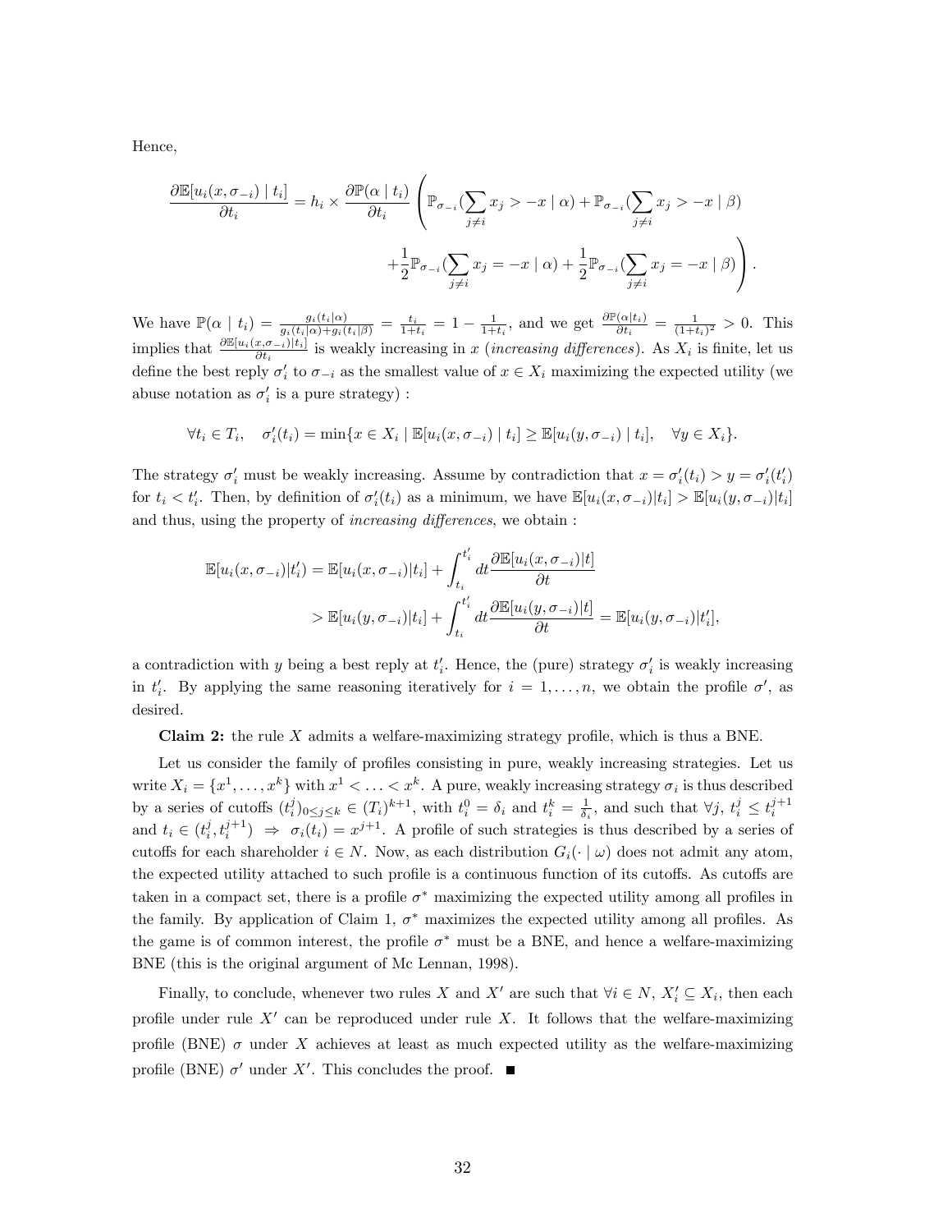Hence,

$$
\frac{\partial \mathbb{E}[u_i(x, \sigma_{-i}) \mid t_i]}{\partial t_i} = h_i \times \frac{\partial \mathbb{P}(\alpha \mid t_i)}{\partial t_i} \Bigg( \mathbb{P}_{\sigma_{-i}}(\sum_{j \neq i} x_j > -x \mid \alpha) + \mathbb{P}_{\sigma_{-i}}(\sum_{j \neq i} x_j > -x \mid \beta) + \frac{1}{2}\mathbb{P}_{\sigma_{-i}}(\sum_{j \neq i} x_j = -x \mid \alpha) + \frac{1}{2}\mathbb{P}_{\sigma_{-i}}(\sum_{j \neq i} x_j = -x \mid \beta) \Bigg).
$$

We have $\mathbb{P}(\alpha \mid t_i) = \frac{g_i(t_i|\alpha)}{g_i(t_i|\alpha)+g_i(t_i|\beta)} = \frac{t_i}{1+t_i} = 1 - \frac{1}{1+t_i}$, and we get $\frac{\partial \mathbb{P}(\alpha|t_i)}{\partial t_i} = \frac{1}{(1+t_i)^2} > 0$. This implies that $\frac{\partial \mathbb{E}[u_i(x,\sigma_{-i})|t_i]}{\partial t_i}$ is weakly increasing in $x$ (*increasing differences*). As $X_i$ is finite, let us define the best reply $\sigma'_i$ to $\sigma_{-i}$ as the smallest value of $x \in X_i$ maximizing the expected utility (we abuse notation as $\sigma'_i$ is a pure strategy) :

$$
\forall t_i \in T_i, \quad \sigma'_i(t_i) = \min\{x \in X_i \mid \mathbb{E}[u_i(x, \sigma_{-i}) \mid t_i] \geq \mathbb{E}[u_i(y, \sigma_{-i}) \mid t_i], \quad \forall y \in X_i\}.
$$

The strategy $\sigma'_i$ must be weakly increasing. Assume by contradiction that $x = \sigma'_i(t_i) > y = \sigma'_i(t'_i)$ for $t_i < t'_i$. Then, by definition of $\sigma'_i(t_i)$ as a minimum, we have $\mathbb{E}[u_i(x, \sigma_{-i})|t_i] > \mathbb{E}[u_i(y, \sigma_{-i})|t_i]$ and thus, using the property of *increasing differences*, we obtain :

$$
\begin{aligned}
\mathbb{E}[u_i(x, \sigma_{-i})|t'_i) &= \mathbb{E}[u_i(x, \sigma_{-i})|t_i] + \int_{t_i}^{t'_i} dt \frac{\partial \mathbb{E}[u_i(x, \sigma_{-i})|t]}{\partial t} \\
&> \mathbb{E}[u_i(y, \sigma_{-i})|t_i] + \int_{t_i}^{t'_i} dt \frac{\partial \mathbb{E}[u_i(y, \sigma_{-i})|t]}{\partial t} = \mathbb{E}[u_i(y, \sigma_{-i})|t'_i],
\end{aligned}
$$

a contradiction with $y$ being a best reply at $t'_i$. Hence, the (pure) strategy $\sigma'_i$ is weakly increasing in $t'_i$. By applying the same reasoning iteratively for $i = 1, \ldots, n$, we obtain the profile $\sigma'$, as desired.

**Claim 2:** the rule $X$ admits a welfare-maximizing strategy profile, which is thus a BNE.

Let us consider the family of profiles consisting in pure, weakly increasing strategies. Let us write $X_i = \{x^1, \ldots, x^k\}$ with $x^1 < \ldots < x^k$. A pure, weakly increasing strategy $\sigma_i$ is thus described by a series of cutoffs $(t_i^j)_{0 \leq j \leq k} \in (T_i)^{k+1}$, with $t_i^0 = \delta_i$ and $t_i^k = \frac{1}{\delta_i}$, and such that $\forall j,\ t_i^j \leq t_i^{j+1}$ and $t_i \in (t_i^j, t_i^{j+1}) \Rightarrow \sigma_i(t_i) = x^{j+1}$. A profile of such strategies is thus described by a series of cutoffs for each shareholder $i \in N$. Now, as each distribution $G_i(\cdot \mid \omega)$ does not admit any atom, the expected utility attached to such profile is a continuous function of its cutoffs. As cutoffs are taken in a compact set, there is a profile $\sigma^*$ maximizing the expected utility among all profiles in the family. By application of Claim 1, $\sigma^*$ maximizes the expected utility among all profiles. As the game is of common interest, the profile $\sigma^*$ must be a BNE, and hence a welfare-maximizing BNE (this is the original argument of Mc Lennan, 1998).

Finally, to conclude, whenever two rules $X$ and $X'$ are such that $\forall i \in N$, $X'_i \subseteq X_i$, then each profile under rule $X'$ can be reproduced under rule $X$. It follows that the welfare-maximizing profile (BNE) $\sigma$ under $X$ achieves at least as much expected utility as the welfare-maximizing profile (BNE) $\sigma'$ under $X'$. This concludes the proof. ■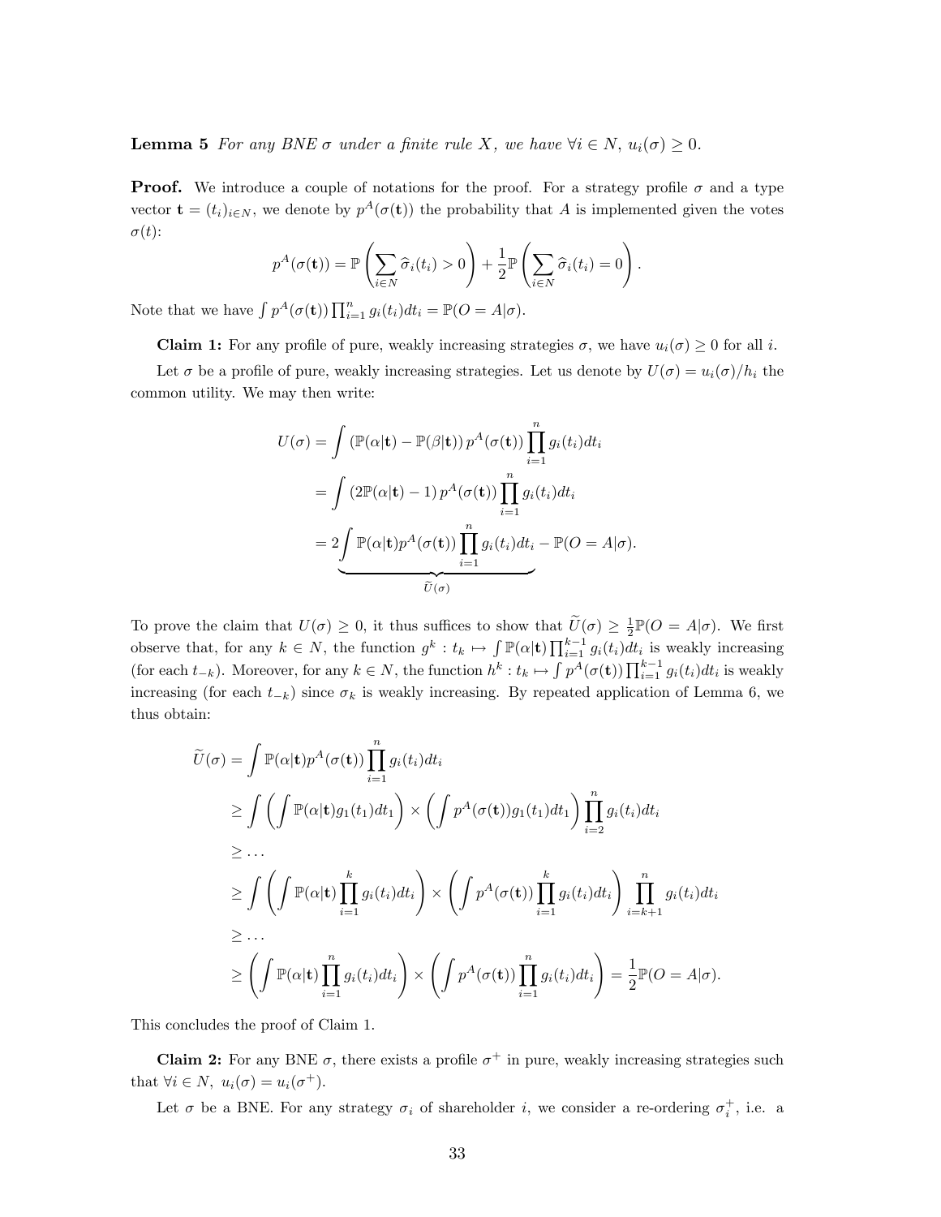**Lemma 5** *For any BNE $\sigma$ under a finite rule $X$, we have $\forall i \in N$, $u_i(\sigma) \geq 0$.*

**Proof.** We introduce a couple of notations for the proof. For a strategy profile $\sigma$ and a type vector $\mathbf{t} = (t_i)_{i \in N}$, we denote by $p^A(\sigma(\mathbf{t}))$ the probability that $A$ is implemented given the votes $\sigma(t)$:

$$p^A(\sigma(\mathbf{t})) = \mathbb{P}\left(\sum_{i \in N} \widehat{\sigma}_i(t_i) > 0\right) + \frac{1}{2}\mathbb{P}\left(\sum_{i \in N} \widehat{\sigma}_i(t_i) = 0\right).$$

Note that we have $\int p^A(\sigma(\mathbf{t})) \prod_{i=1}^n g_i(t_i) dt_i = \mathbb{P}(O = A|\sigma)$.

**Claim 1:** For any profile of pure, weakly increasing strategies $\sigma$, we have $u_i(\sigma) \geq 0$ for all $i$.

Let $\sigma$ be a profile of pure, weakly increasing strategies. Let us denote by $U(\sigma) = u_i(\sigma)/h_i$ the common utility. We may then write:

$$\begin{aligned}
U(\sigma) &= \int \left(\mathbb{P}(\alpha|\mathbf{t}) - \mathbb{P}(\beta|\mathbf{t})\right) p^A(\sigma(\mathbf{t})) \prod_{i=1}^n g_i(t_i) dt_i \\
&= \int \left(2\mathbb{P}(\alpha|\mathbf{t}) - 1\right) p^A(\sigma(\mathbf{t})) \prod_{i=1}^n g_i(t_i) dt_i \\
&= \underbrace{2\int \mathbb{P}(\alpha|\mathbf{t}) p^A(\sigma(\mathbf{t})) \prod_{i=1}^n g_i(t_i) dt_i}_{\widetilde{U}(\sigma)} - \mathbb{P}(O = A|\sigma).
\end{aligned}$$

To prove the claim that $U(\sigma) \geq 0$, it thus suffices to show that $\widetilde{U}(\sigma) \geq \frac{1}{2}\mathbb{P}(O = A|\sigma)$. We first observe that, for any $k \in N$, the function $g^k : t_k \mapsto \int \mathbb{P}(\alpha|\mathbf{t}) \prod_{i=1}^{k-1} g_i(t_i) dt_i$ is weakly increasing (for each $t_{-k}$). Moreover, for any $k \in N$, the function $h^k : t_k \mapsto \int p^A(\sigma(\mathbf{t})) \prod_{i=1}^{k-1} g_i(t_i) dt_i$ is weakly increasing (for each $t_{-k}$) since $\sigma_k$ is weakly increasing. By repeated application of Lemma 6, we thus obtain:

$$\begin{aligned}
\widetilde{U}(\sigma) &= \int \mathbb{P}(\alpha|\mathbf{t}) p^A(\sigma(\mathbf{t})) \prod_{i=1}^n g_i(t_i) dt_i \\
&\geq \int \left(\int \mathbb{P}(\alpha|\mathbf{t}) g_1(t_1) dt_1\right) \times \left(\int p^A(\sigma(\mathbf{t})) g_1(t_1) dt_1\right) \prod_{i=2}^n g_i(t_i) dt_i \\
&\geq \dots \\
&\geq \int \left(\int \mathbb{P}(\alpha|\mathbf{t}) \prod_{i=1}^k g_i(t_i) dt_i\right) \times \left(\int p^A(\sigma(\mathbf{t})) \prod_{i=1}^k g_i(t_i) dt_i\right) \prod_{i=k+1}^n g_i(t_i) dt_i \\
&\geq \dots \\
&\geq \left(\int \mathbb{P}(\alpha|\mathbf{t}) \prod_{i=1}^n g_i(t_i) dt_i\right) \times \left(\int p^A(\sigma(\mathbf{t})) \prod_{i=1}^n g_i(t_i) dt_i\right) = \frac{1}{2}\mathbb{P}(O = A|\sigma).
\end{aligned}$$

This concludes the proof of Claim 1.

**Claim 2:** For any BNE $\sigma$, there exists a profile $\sigma^+$ in pure, weakly increasing strategies such that $\forall i \in N, \ u_i(\sigma) = u_i(\sigma^+)$.

Let $\sigma$ be a BNE. For any strategy $\sigma_i$ of shareholder $i$, we consider a re-ordering $\sigma_i^+$, i.e. a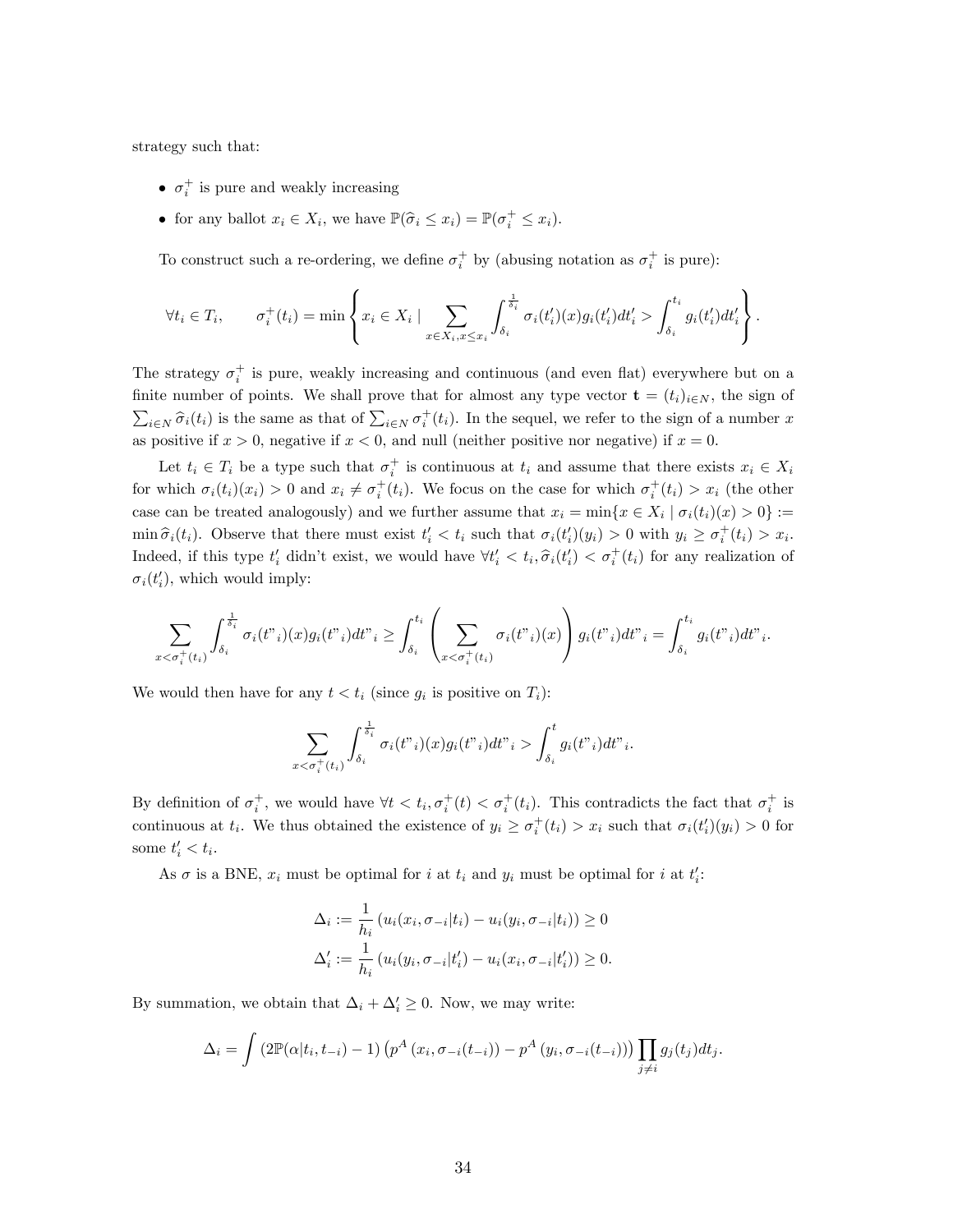strategy such that:

- $\sigma_i^+$ is pure and weakly increasing
- for any ballot $x_i \in X_i$, we have $\mathbb{P}(\widehat{\sigma}_i \leq x_i) = \mathbb{P}(\sigma_i^+ \leq x_i)$.

To construct such a re-ordering, we define $\sigma_i^+$ by (abusing notation as $\sigma_i^+$ is pure):

$$\forall t_i \in T_i, \qquad \sigma_i^+(t_i) = \min \left\{ x_i \in X_i \mid \sum_{x \in X_i, x \leq x_i} \int_{\delta_i}^{\frac{1}{\delta_i}} \sigma_i(t_i')(x) g_i(t_i') dt_i' > \int_{\delta_i}^{t_i} g_i(t_i') dt_i' \right\}.$$

The strategy $\sigma_i^+$ is pure, weakly increasing and continuous (and even flat) everywhere but on a finite number of points. We shall prove that for almost any type vector $\mathbf{t} = (t_i)_{i \in N}$, the sign of $\sum_{i \in N} \widehat{\sigma}_i(t_i)$ is the same as that of $\sum_{i \in N} \sigma_i^+(t_i)$. In the sequel, we refer to the sign of a number $x$ as positive if $x > 0$, negative if $x < 0$, and null (neither positive nor negative) if $x = 0$.

Let $t_i \in T_i$ be a type such that $\sigma_i^+$ is continuous at $t_i$ and assume that there exists $x_i \in X_i$ for which $\sigma_i(t_i)(x_i) > 0$ and $x_i \neq \sigma_i^+(t_i)$. We focus on the case for which $\sigma_i^+(t_i) > x_i$ (the other case can be treated analogously) and we further assume that $x_i = \min\{x \in X_i \mid \sigma_i(t_i)(x) > 0\} := \min \widehat{\sigma}_i(t_i)$. Observe that there must exist $t_i' < t_i$ such that $\sigma_i(t_i')(y_i) > 0$ with $y_i \geq \sigma_i^+(t_i) > x_i$. Indeed, if this type $t_i'$ didn't exist, we would have $\forall t_i' < t_i, \widehat{\sigma}_i(t_i') < \sigma_i^+(t_i)$ for any realization of $\sigma_i(t_i')$, which would imply:

$$\sum_{x < \sigma_i^+(t_i)} \int_{\delta_i}^{\frac{1}{\delta_i}} \sigma_i(t"_i)(x) g_i(t"_i) dt"_i \geq \int_{\delta_i}^{t_i} \left( \sum_{x < \sigma_i^+(t_i)} \sigma_i(t"_i)(x) \right) g_i(t"_i) dt"_i = \int_{\delta_i}^{t_i} g_i(t"_i) dt"_i.$$

We would then have for any $t < t_i$ (since $g_i$ is positive on $T_i$):

$$\sum_{x < \sigma_i^+(t_i)} \int_{\delta_i}^{\frac{1}{\delta_i}} \sigma_i(t"_i)(x) g_i(t"_i) dt"_i > \int_{\delta_i}^{t} g_i(t"_i) dt"_i.$$

By definition of $\sigma_i^+$, we would have $\forall t < t_i, \sigma_i^+(t) < \sigma_i^+(t_i)$. This contradicts the fact that $\sigma_i^+$ is continuous at $t_i$. We thus obtained the existence of $y_i \geq \sigma_i^+(t_i) > x_i$ such that $\sigma_i(t_i')(y_i) > 0$ for some $t_i' < t_i$.

As $\sigma$ is a BNE, $x_i$ must be optimal for $i$ at $t_i$ and $y_i$ must be optimal for $i$ at $t_i'$:

$$\Delta_i := \frac{1}{h_i} \left( u_i(x_i, \sigma_{-i} | t_i) - u_i(y_i, \sigma_{-i} | t_i) \right) \geq 0$$
$$\Delta_i' := \frac{1}{h_i} \left( u_i(y_i, \sigma_{-i} | t_i') - u_i(x_i, \sigma_{-i} | t_i') \right) \geq 0.$$

By summation, we obtain that $\Delta_i + \Delta_i' \geq 0$. Now, we may write:

$$\Delta_i = \int \left( 2\mathbb{P}(\alpha | t_i, t_{-i}) - 1 \right) \left( p^A\left(x_i, \sigma_{-i}(t_{-i})\right) - p^A\left(y_i, \sigma_{-i}(t_{-i})\right) \right) \prod_{j \neq i} g_j(t_j) dt_j.$$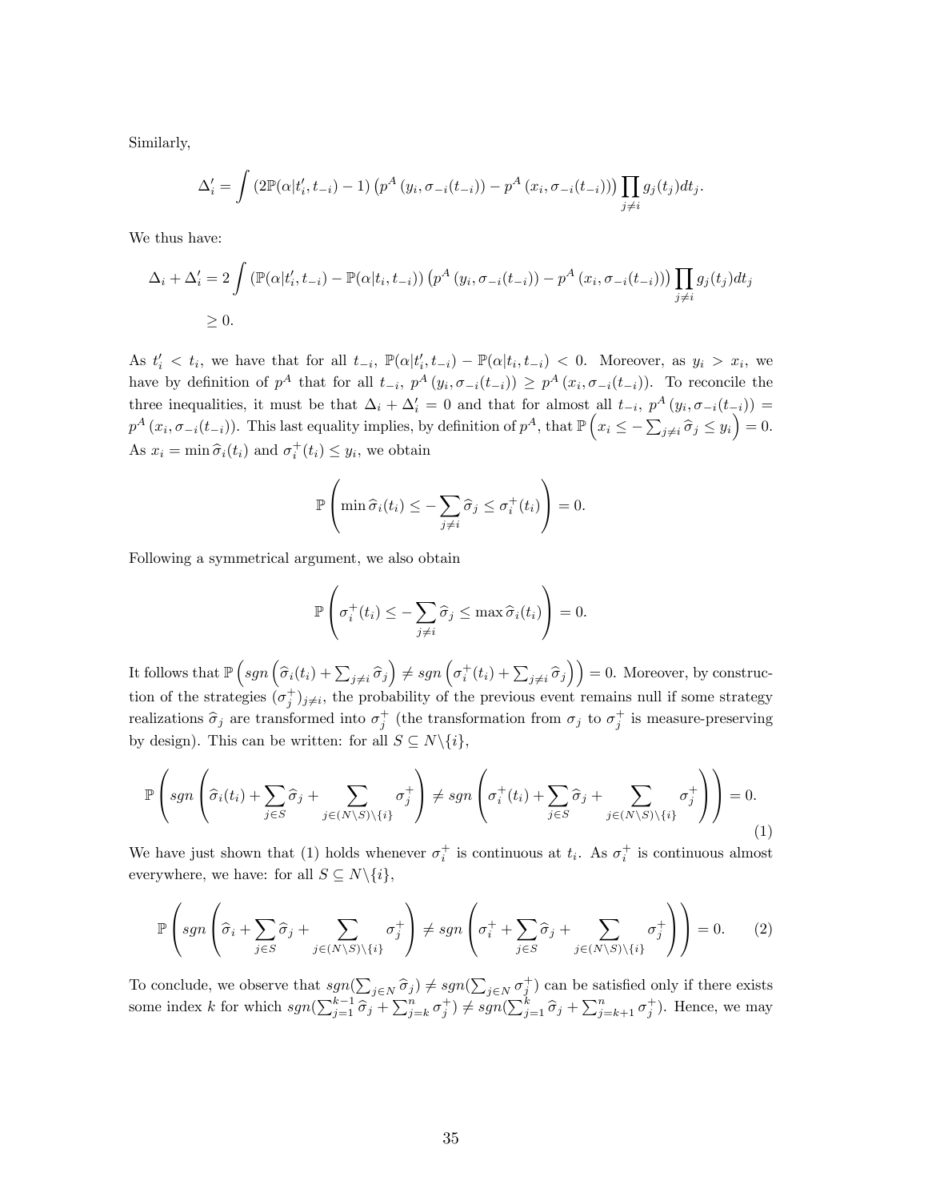Similarly,

$$\Delta_i' = \int \left(2\mathbb{P}(\alpha|t_i', t_{-i}) - 1\right) \left(p^A\left(y_i, \sigma_{-i}(t_{-i})\right) - p^A\left(x_i, \sigma_{-i}(t_{-i})\right)\right) \prod_{j\neq i} g_j(t_j) dt_j.$$

We thus have:

$$\begin{aligned}
\Delta_i + \Delta_i' &= 2\int \left(\mathbb{P}(\alpha|t_i', t_{-i}) - \mathbb{P}(\alpha|t_i, t_{-i})\right) \left(p^A\left(y_i, \sigma_{-i}(t_{-i})\right) - p^A\left(x_i, \sigma_{-i}(t_{-i})\right)\right) \prod_{j\neq i} g_j(t_j) dt_j \\
&\geq 0.
\end{aligned}$$

As $t_i' < t_i$, we have that for all $t_{-i}$, $\mathbb{P}(\alpha|t_i', t_{-i}) - \mathbb{P}(\alpha|t_i, t_{-i}) < 0$. Moreover, as $y_i > x_i$, we have by definition of $p^A$ that for all $t_{-i}$, $p^A\left(y_i, \sigma_{-i}(t_{-i})\right) \geq p^A\left(x_i, \sigma_{-i}(t_{-i})\right)$. To reconcile the three inequalities, it must be that $\Delta_i + \Delta_i' = 0$ and that for almost all $t_{-i}$, $p^A\left(y_i, \sigma_{-i}(t_{-i})\right) = p^A\left(x_i, \sigma_{-i}(t_{-i})\right)$. This last equality implies, by definition of $p^A$, that $\mathbb{P}\left(x_i \leq -\sum_{j\neq i} \widehat{\sigma}_j \leq y_i\right) = 0$. As $x_i = \min \widehat{\sigma}_i(t_i)$ and $\sigma_i^+(t_i) \leq y_i$, we obtain

$$\mathbb{P}\left(\min \widehat{\sigma}_i(t_i) \leq -\sum_{j\neq i} \widehat{\sigma}_j \leq \sigma_i^+(t_i)\right) = 0.$$

Following a symmetrical argument, we also obtain

$$\mathbb{P}\left(\sigma_i^+(t_i) \leq -\sum_{j\neq i} \widehat{\sigma}_j \leq \max \widehat{\sigma}_i(t_i)\right) = 0.$$

It follows that $\mathbb{P}\left(sgn\left(\widehat{\sigma}_i(t_i) + \sum_{j\neq i} \widehat{\sigma}_j\right) \neq sgn\left(\sigma_i^+(t_i) + \sum_{j\neq i} \widehat{\sigma}_j\right)\right) = 0$. Moreover, by construction of the strategies $(\sigma_j^+)_{j\neq i}$, the probability of the previous event remains null if some strategy realizations $\widehat{\sigma}_j$ are transformed into $\sigma_j^+$ (the transformation from $\sigma_j$ to $\sigma_j^+$ is measure-preserving by design). This can be written: for all $S \subseteq N\backslash\{i\}$,

$$\mathbb{P}\left(sgn\left(\widehat{\sigma}_i(t_i) + \sum_{j\in S} \widehat{\sigma}_j + \sum_{j\in(N\backslash S)\backslash\{i\}} \sigma_j^+\right) \neq sgn\left(\sigma_i^+(t_i) + \sum_{j\in S} \widehat{\sigma}_j + \sum_{j\in(N\backslash S)\backslash\{i\}} \sigma_j^+\right)\right) = 0. \tag{1}$$

We have just shown that (1) holds whenever $\sigma_i^+$ is continuous at $t_i$. As $\sigma_i^+$ is continuous almost everywhere, we have: for all $S \subseteq N\backslash\{i\}$,

$$\mathbb{P}\left(sgn\left(\widehat{\sigma}_i + \sum_{j\in S} \widehat{\sigma}_j + \sum_{j\in(N\backslash S)\backslash\{i\}} \sigma_j^+\right) \neq sgn\left(\sigma_i^+ + \sum_{j\in S} \widehat{\sigma}_j + \sum_{j\in(N\backslash S)\backslash\{i\}} \sigma_j^+\right)\right) = 0. \tag{2}$$

To conclude, we observe that $sgn(\sum_{j\in N} \widehat{\sigma}_j) \neq sgn(\sum_{j\in N} \sigma_j^+)$ can be satisfied only if there exists some index $k$ for which $sgn(\sum_{j=1}^{k-1} \widehat{\sigma}_j + \sum_{j=k}^{n} \sigma_j^+) \neq sgn(\sum_{j=1}^{k} \widehat{\sigma}_j + \sum_{j=k+1}^{n} \sigma_j^+)$. Hence, we may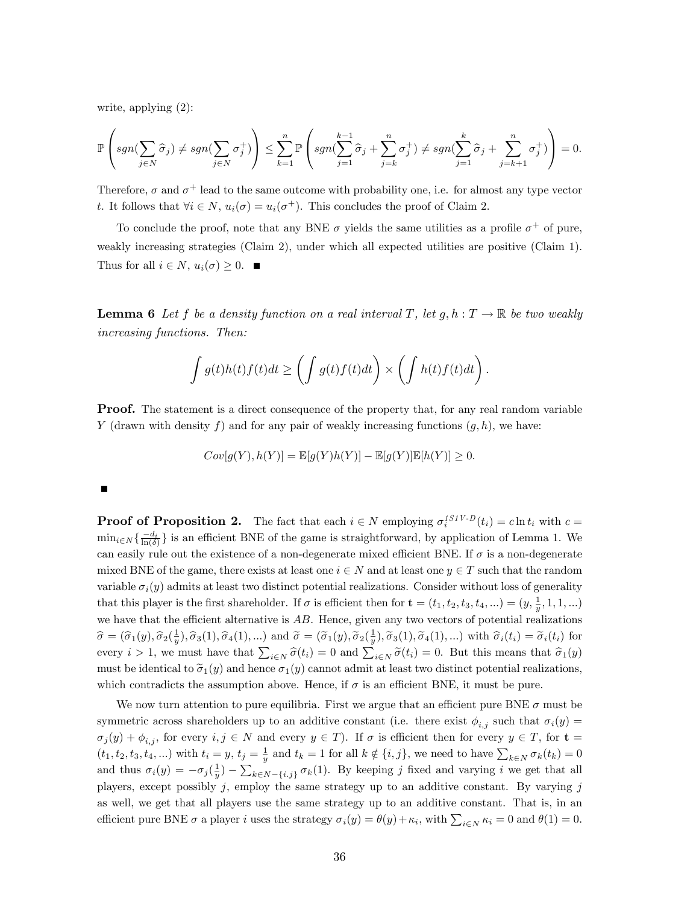write, applying (2):

$$\mathbb{P}\left(sgn(\sum_{j\in N}\widehat{\sigma}_j) \neq sgn(\sum_{j\in N}\sigma_j^+)\right) \leq \sum_{k=1}^{n}\mathbb{P}\left(sgn(\sum_{j=1}^{k-1}\widehat{\sigma}_j + \sum_{j=k}^{n}\sigma_j^+) \neq sgn(\sum_{j=1}^{k}\widehat{\sigma}_j + \sum_{j=k+1}^{n}\sigma_j^+)\right) = 0.$$

Therefore, $\sigma$ and $\sigma^+$ lead to the same outcome with probability one, i.e. for almost any type vector $t$. It follows that $\forall i \in N$, $u_i(\sigma) = u_i(\sigma^+)$. This concludes the proof of Claim 2.

To conclude the proof, note that any BNE $\sigma$ yields the same utilities as a profile $\sigma^+$ of pure, weakly increasing strategies (Claim 2), under which all expected utilities are positive (Claim 1). Thus for all $i \in N$, $u_i(\sigma) \geq 0$. ■

**Lemma 6** *Let $f$ be a density function on a real interval $T$, let $g, h : T \to \mathbb{R}$ be two weakly increasing functions. Then:*

$$\int g(t)h(t)f(t)dt \geq \left(\int g(t)f(t)dt\right) \times \left(\int h(t)f(t)dt\right).$$

**Proof.** The statement is a direct consequence of the property that, for any real random variable $Y$ (drawn with density $f$) and for any pair of weakly increasing functions $(g, h)$, we have:

$$Cov[g(Y), h(Y)] = \mathbb{E}[g(Y)h(Y)] - \mathbb{E}[g(Y)]\mathbb{E}[h(Y)] \geq 0.$$

■

**Proof of Proposition 2.** The fact that each $i \in N$ employing $\sigma_i^{ISIV\text{-}D}(t_i) = c \ln t_i$ with $c = \min_{i\in N}\{\frac{-d_i}{\ln(\delta)}\}$ is an efficient BNE of the game is straightforward, by application of Lemma 1. We can easily rule out the existence of a non-degenerate mixed efficient BNE. If $\sigma$ is a non-degenerate mixed BNE of the game, there exists at least one $i \in N$ and at least one $y \in T$ such that the random variable $\sigma_i(y)$ admits at least two distinct potential realizations. Consider without loss of generality that this player is the first shareholder. If $\sigma$ is efficient then for $\mathbf{t} = (t_1, t_2, t_3, t_4, ...) = (y, \frac{1}{y}, 1, 1, ...)$ we have that the efficient alternative is $AB$. Hence, given any two vectors of potential realizations $\widehat{\sigma} = (\widehat{\sigma}_1(y), \widehat{\sigma}_2(\frac{1}{y}), \widehat{\sigma}_3(1), \widehat{\sigma}_4(1), ...)$ and $\widetilde{\sigma} = (\widetilde{\sigma}_1(y), \widetilde{\sigma}_2(\frac{1}{y}), \widetilde{\sigma}_3(1), \widetilde{\sigma}_4(1), ...)$ with $\widehat{\sigma}_i(t_i) = \widetilde{\sigma}_i(t_i)$ for every $i > 1$, we must have that $\sum_{i\in N}\widehat{\sigma}(t_i) = 0$ and $\sum_{i\in N}\widetilde{\sigma}(t_i) = 0$. But this means that $\widehat{\sigma}_1(y)$ must be identical to $\widetilde{\sigma}_1(y)$ and hence $\sigma_1(y)$ cannot admit at least two distinct potential realizations, which contradicts the assumption above. Hence, if $\sigma$ is an efficient BNE, it must be pure.

We now turn attention to pure equilibria. First we argue that an efficient pure BNE $\sigma$ must be symmetric across shareholders up to an additive constant (i.e. there exist $\phi_{i,j}$ such that $\sigma_i(y) = \sigma_j(y) + \phi_{i,j}$, for every $i, j \in N$ and every $y \in T$). If $\sigma$ is efficient then for every $y \in T$, for $\mathbf{t} = (t_1, t_2, t_3, t_4, ...)$ with $t_i = y$, $t_j = \frac{1}{y}$ and $t_k = 1$ for all $k \notin \{i, j\}$, we need to have $\sum_{k\in N}\sigma_k(t_k) = 0$ and thus $\sigma_i(y) = -\sigma_j(\frac{1}{y}) - \sum_{k\in N-\{i.j\}}\sigma_k(1)$. By keeping $j$ fixed and varying $i$ we get that all players, except possibly $j$, employ the same strategy up to an additive constant. By varying $j$ as well, we get that all players use the same strategy up to an additive constant. That is, in an efficient pure BNE $\sigma$ a player $i$ uses the strategy $\sigma_i(y) = \theta(y) + \kappa_i$, with $\sum_{i\in N}\kappa_i = 0$ and $\theta(1) = 0$.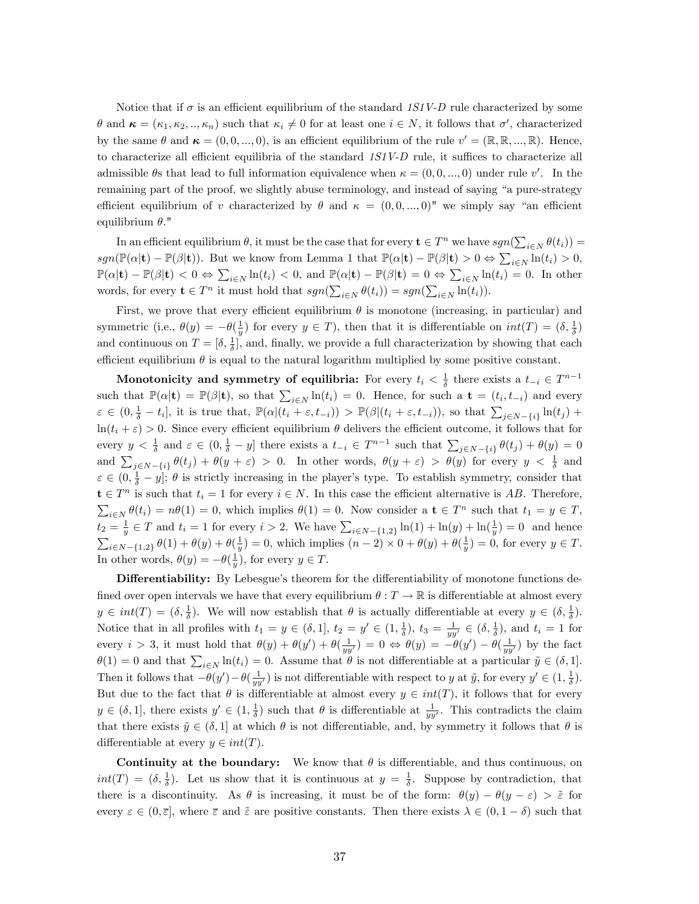Notice that if $\sigma$ is an efficient equilibrium of the standard *1S1V-D* rule characterized by some $\theta$ and $\boldsymbol{\kappa} = (\kappa_1, \kappa_2, .., \kappa_n)$ such that $\kappa_i \neq 0$ for at least one $i \in N$, it follows that $\sigma'$, characterized by the same $\theta$ and $\boldsymbol{\kappa} = (0, 0, ..., 0)$, is an efficient equilibrium of the rule $v' = (\mathbb{R}, \mathbb{R}, ..., \mathbb{R})$. Hence, to characterize all efficient equilibria of the standard *1S1V-D* rule, it suffices to characterize all admissible $\theta$s that lead to full information equivalence when $\kappa = (0, 0, ..., 0)$ under rule $v'$. In the remaining part of the proof, we slightly abuse terminology, and instead of saying "a pure-strategy efficient equilibrium of $v$ characterized by $\theta$ and $\kappa = (0, 0, ..., 0)$" we simply say "an efficient equilibrium $\theta$."

In an efficient equilibrium $\theta$, it must be the case that for every $\mathbf{t} \in T^n$ we have $sgn(\sum_{i \in N} \theta(t_i)) = sgn(\mathbb{P}(\alpha|\mathbf{t}) - \mathbb{P}(\beta|\mathbf{t}))$. But we know from Lemma 1 that $\mathbb{P}(\alpha|\mathbf{t}) - \mathbb{P}(\beta|\mathbf{t}) > 0 \Leftrightarrow \sum_{i \in N} \ln(t_i) > 0$, $\mathbb{P}(\alpha|\mathbf{t}) - \mathbb{P}(\beta|\mathbf{t}) < 0 \Leftrightarrow \sum_{i \in N} \ln(t_i) < 0$, and $\mathbb{P}(\alpha|\mathbf{t}) - \mathbb{P}(\beta|\mathbf{t}) = 0 \Leftrightarrow \sum_{i \in N} \ln(t_i) = 0$. In other words, for every $\mathbf{t} \in T^n$ it must hold that $sgn(\sum_{i \in N} \theta(t_i)) = sgn(\sum_{i \in N} \ln(t_i))$.

First, we prove that every efficient equilibrium $\theta$ is monotone (increasing, in particular) and symmetric (i.e., $\theta(y) = -\theta(\frac{1}{y})$ for every $y \in T$), then that it is differentiable on $int(T) = (\delta, \frac{1}{\delta})$ and continuous on $T = [\delta, \frac{1}{\delta}]$, and, finally, we provide a full characterization by showing that each efficient equilibrium $\theta$ is equal to the natural logarithm multiplied by some positive constant.

**Monotonicity and symmetry of equilibria:** For every $t_i < \frac{1}{\delta}$ there exists a $t_{-i} \in T^{n-1}$ such that $\mathbb{P}(\alpha|\mathbf{t}) = \mathbb{P}(\beta|\mathbf{t})$, so that $\sum_{i \in N} \ln(t_i) = 0$. Hence, for such a $\mathbf{t} = (t_i, t_{-i})$ and every $\varepsilon \in (0, \frac{1}{\delta} - t_i]$, it is true that, $\mathbb{P}(\alpha|(t_i + \varepsilon, t_{-i})) > \mathbb{P}(\beta|(t_i + \varepsilon, t_{-i}))$, so that $\sum_{j \in N-\{i\}} \ln(t_j) + \ln(t_i + \varepsilon) > 0$. Since every efficient equilibrium $\theta$ delivers the efficient outcome, it follows that for every $y < \frac{1}{\delta}$ and $\varepsilon \in (0, \frac{1}{\delta} - y]$ there exists a $t_{-i} \in T^{n-1}$ such that $\sum_{j \in N-\{i\}} \theta(t_j) + \theta(y) = 0$ and $\sum_{j \in N-\{i\}} \theta(t_j) + \theta(y + \varepsilon) > 0$. In other words, $\theta(y + \varepsilon) > \theta(y)$ for every $y < \frac{1}{\delta}$ and $\varepsilon \in (0, \frac{1}{\delta} - y]$; $\theta$ is strictly increasing in the player's type. To establish symmetry, consider that $\mathbf{t} \in T^n$ is such that $t_i = 1$ for every $i \in N$. In this case the efficient alternative is $AB$. Therefore, $\sum_{i \in N} \theta(t_i) = n\theta(1) = 0$, which implies $\theta(1) = 0$. Now consider a $\mathbf{t} \in T^n$ such that $t_1 = y \in T$, $t_2 = \frac{1}{y} \in T$ and $t_i = 1$ for every $i > 2$. We have $\sum_{i \in N-\{1,2\}} \ln(1) + \ln(y) + \ln(\frac{1}{y}) = 0$ and hence $\sum_{i \in N-\{1,2\}} \theta(1) + \theta(y) + \theta(\frac{1}{y}) = 0$, which implies $(n-2) \times 0 + \theta(y) + \theta(\frac{1}{y}) = 0$, for every $y \in T$. In other words, $\theta(y) = -\theta(\frac{1}{y})$, for every $y \in T$.

**Differentiability:** By Lebesgue's theorem for the differentiability of monotone functions defined over open intervals we have that every equilibrium $\theta : T \to \mathbb{R}$ is differentiable at almost every $y \in int(T) = (\delta, \frac{1}{\delta})$. We will now establish that $\theta$ is actually differentiable at every $y \in (\delta, \frac{1}{\delta})$. Notice that in all profiles with $t_1 = y \in (\delta, 1]$, $t_2 = y' \in (1, \frac{1}{\delta})$, $t_3 = \frac{1}{yy'} \in (\delta, \frac{1}{\delta})$, and $t_i = 1$ for every $i > 3$, it must hold that $\theta(y) + \theta(y') + \theta(\frac{1}{yy'}) = 0 \Leftrightarrow \theta(y) = -\theta(y') - \theta(\frac{1}{yy'})$ by the fact $\theta(1) = 0$ and that $\sum_{i \in N} \ln(t_i) = 0$. Assume that $\theta$ is not differentiable at a particular $\tilde{y} \in (\delta, 1]$. Then it follows that $-\theta(y') - \theta(\frac{1}{yy'})$ is not differentiable with respect to $y$ at $\tilde{y}$, for every $y' \in (1, \frac{1}{\delta})$. But due to the fact that $\theta$ is differentiable at almost every $y \in int(T)$, it follows that for every $y \in (\delta, 1]$, there exists $y' \in (1, \frac{1}{\delta})$ such that $\theta$ is differentiable at $\frac{1}{yy'}$. This contradicts the claim that there exists $\tilde{y} \in (\delta, 1]$ at which $\theta$ is not differentiable, and, by symmetry it follows that $\theta$ is differentiable at every $y \in int(T)$.

**Continuity at the boundary:** We know that $\theta$ is differentiable, and thus continuous, on $int(T) = (\delta, \frac{1}{\delta})$. Let us show that it is continuous at $y = \frac{1}{\delta}$. Suppose by contradiction, that there is a discontinuity. As $\theta$ is increasing, it must be of the form: $\theta(y) - \theta(y - \varepsilon) > \tilde{\varepsilon}$ for every $\varepsilon \in (0, \overline{\varepsilon}]$, where $\overline{\varepsilon}$ and $\tilde{\varepsilon}$ are positive constants. Then there exists $\lambda \in (0, 1 - \delta)$ such that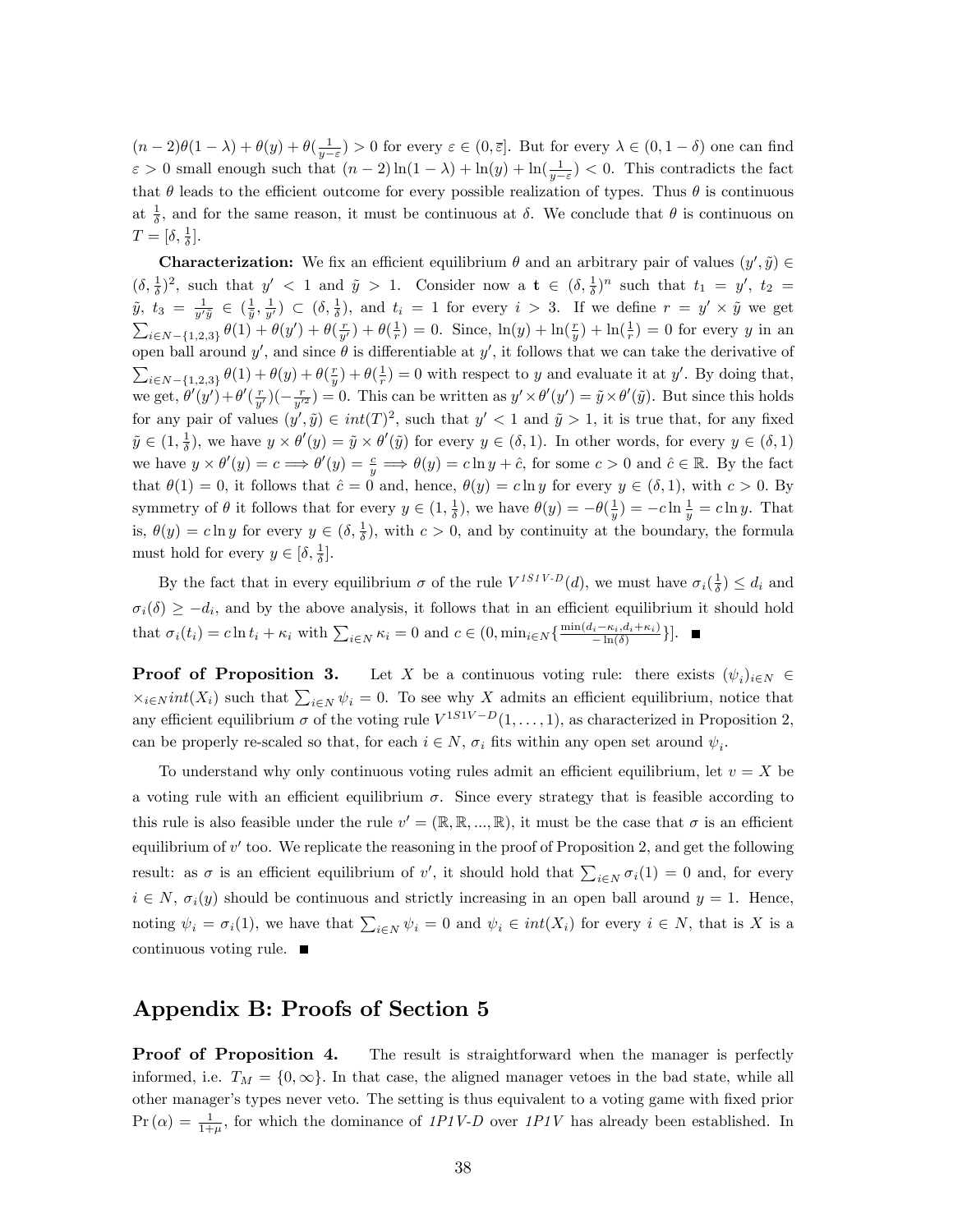$(n-2)\theta(1-\lambda) + \theta(y) + \theta(\frac{1}{y-\varepsilon}) > 0$ for every $\varepsilon \in (0, \overline{\varepsilon}]$. But for every $\lambda \in (0, 1-\delta)$ one can find $\varepsilon > 0$ small enough such that $(n-2)\ln(1-\lambda) + \ln(y) + \ln(\frac{1}{y-\varepsilon}) < 0$. This contradicts the fact that $\theta$ leads to the efficient outcome for every possible realization of types. Thus $\theta$ is continuous at $\frac{1}{\delta}$, and for the same reason, it must be continuous at $\delta$. We conclude that $\theta$ is continuous on $T = [\delta, \frac{1}{\delta}]$.

**Characterization:** We fix an efficient equilibrium $\theta$ and an arbitrary pair of values $(y', \tilde{y}) \in (\delta, \frac{1}{\delta})^2$, such that $y' < 1$ and $\tilde{y} > 1$. Consider now a $\mathbf{t} \in (\delta, \frac{1}{\delta})^n$ such that $t_1 = y'$, $t_2 = \tilde{y}$, $t_3 = \frac{1}{y'\tilde{y}} \in (\frac{1}{\tilde{y}}, \frac{1}{y'}) \subset (\delta, \frac{1}{\delta})$, and $t_i = 1$ for every $i > 3$. If we define $r = y' \times \tilde{y}$ we get $\sum_{i \in N - \{1,2,3\}} \theta(1) + \theta(y') + \theta(\frac{r}{y'}) + \theta(\frac{1}{r}) = 0$. Since, $\ln(y) + \ln(\frac{r}{y}) + \ln(\frac{1}{r}) = 0$ for every $y$ in an open ball around $y'$, and since $\theta$ is differentiable at $y'$, it follows that we can take the derivative of $\sum_{i \in N - \{1,2,3\}} \theta(1) + \theta(y) + \theta(\frac{r}{y}) + \theta(\frac{1}{r}) = 0$ with respect to $y$ and evaluate it at $y'$. By doing that, we get, $\theta'(y') + \theta'(\frac{r}{y'})(-\frac{r}{y'^2}) = 0$. This can be written as $y' \times \theta'(y') = \tilde{y} \times \theta'(\tilde{y})$. But since this holds for any pair of values $(y', \tilde{y}) \in int(T)^2$, such that $y' < 1$ and $\tilde{y} > 1$, it is true that, for any fixed $\tilde{y} \in (1, \frac{1}{\delta})$, we have $y \times \theta'(y) = \tilde{y} \times \theta'(\tilde{y})$ for every $y \in (\delta, 1)$. In other words, for every $y \in (\delta, 1)$ we have $y \times \theta'(y) = c \Longrightarrow \theta'(y) = \frac{c}{y} \Longrightarrow \theta(y) = c \ln y + \hat{c}$, for some $c > 0$ and $\hat{c} \in \mathbb{R}$. By the fact that $\theta(1) = 0$, it follows that $\hat{c} = 0$ and, hence, $\theta(y) = c \ln y$ for every $y \in (\delta, 1)$, with $c > 0$. By symmetry of $\theta$ it follows that for every $y \in (1, \frac{1}{\delta})$, we have $\theta(y) = -\theta(\frac{1}{y}) = -c \ln \frac{1}{y} = c \ln y$. That is, $\theta(y) = c \ln y$ for every $y \in (\delta, \frac{1}{\delta})$, with $c > 0$, and by continuity at the boundary, the formula must hold for every $y \in [\delta, \frac{1}{\delta}]$.

By the fact that in every equilibrium $\sigma$ of the rule $V^{1S1V\text{-}D}(d)$, we must have $\sigma_i(\frac{1}{\delta}) \leq d_i$ and $\sigma_i(\delta) \geq -d_i$, and by the above analysis, it follows that in an efficient equilibrium it should hold that $\sigma_i(t_i) = c \ln t_i + \kappa_i$ with $\sum_{i \in N} \kappa_i = 0$ and $c \in (0, \min_{i \in N}\{\frac{\min(d_i - \kappa_i, d_i + \kappa_i)}{-\ln(\delta)}\}]$. ∎

**Proof of Proposition 3.** Let $X$ be a continuous voting rule: there exists $(\psi_i)_{i \in N} \in \times_{i \in N} int(X_i)$ such that $\sum_{i \in N} \psi_i = 0$. To see why $X$ admits an efficient equilibrium, notice that any efficient equilibrium $\sigma$ of the voting rule $V^{1S1V-D}(1, \ldots, 1)$, as characterized in Proposition 2, can be properly re-scaled so that, for each $i \in N$, $\sigma_i$ fits within any open set around $\psi_i$.

To understand why only continuous voting rules admit an efficient equilibrium, let $v = X$ be a voting rule with an efficient equilibrium $\sigma$. Since every strategy that is feasible according to this rule is also feasible under the rule $v' = (\mathbb{R}, \mathbb{R}, ..., \mathbb{R})$, it must be the case that $\sigma$ is an efficient equilibrium of $v'$ too. We replicate the reasoning in the proof of Proposition 2, and get the following result: as $\sigma$ is an efficient equilibrium of $v'$, it should hold that $\sum_{i \in N} \sigma_i(1) = 0$ and, for every $i \in N$, $\sigma_i(y)$ should be continuous and strictly increasing in an open ball around $y = 1$. Hence, noting $\psi_i = \sigma_i(1)$, we have that $\sum_{i \in N} \psi_i = 0$ and $\psi_i \in int(X_i)$ for every $i \in N$, that is $X$ is a continuous voting rule. ∎

# Appendix B: Proofs of Section 5

**Proof of Proposition 4.** The result is straightforward when the manager is perfectly informed, i.e. $T_M = \{0, \infty\}$. In that case, the aligned manager vetoes in the bad state, while all other manager's types never veto. The setting is thus equivalent to a voting game with fixed prior $\Pr(\alpha) = \frac{1}{1+\mu}$, for which the dominance of *1P1V-D* over *1P1V* has already been established. In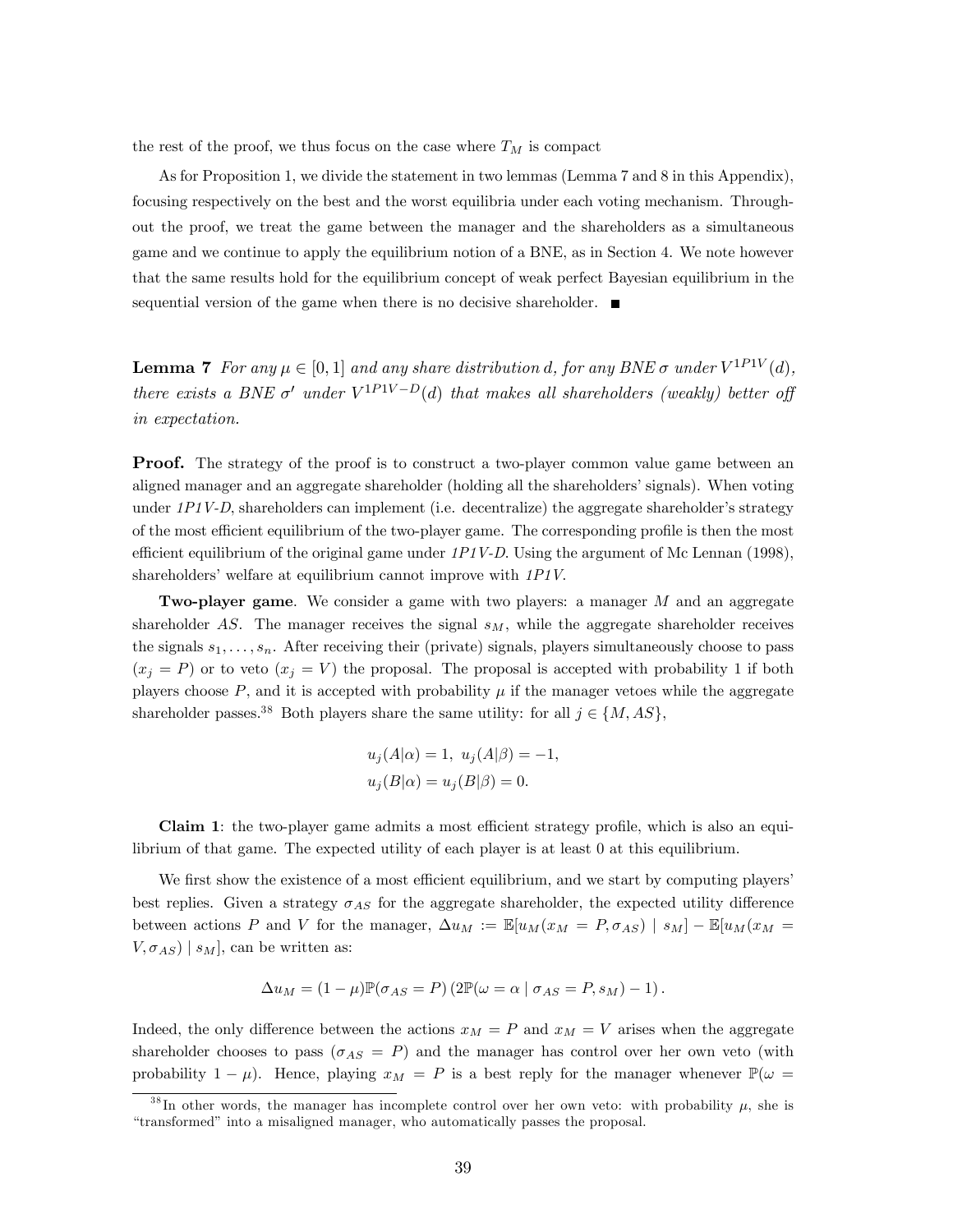the rest of the proof, we thus focus on the case where $T_M$ is compact

As for Proposition 1, we divide the statement in two lemmas (Lemma 7 and 8 in this Appendix), focusing respectively on the best and the worst equilibria under each voting mechanism. Throughout the proof, we treat the game between the manager and the shareholders as a simultaneous game and we continue to apply the equilibrium notion of a BNE, as in Section 4. We note however that the same results hold for the equilibrium concept of weak perfect Bayesian equilibrium in the sequential version of the game when there is no decisive shareholder. ■

**Lemma 7** *For any $\mu \in [0,1]$ and any share distribution $d$, for any BNE $\sigma$ under $V^{1P1V}(d)$, there exists a BNE $\sigma'$ under $V^{1P1V-D}(d)$ that makes all shareholders (weakly) better off in expectation.*

**Proof.** The strategy of the proof is to construct a two-player common value game between an aligned manager and an aggregate shareholder (holding all the shareholders' signals). When voting under *1P1V-D*, shareholders can implement (i.e. decentralize) the aggregate shareholder's strategy of the most efficient equilibrium of the two-player game. The corresponding profile is then the most efficient equilibrium of the original game under *1P1V-D*. Using the argument of Mc Lennan (1998), shareholders' welfare at equilibrium cannot improve with *1P1V*.

**Two-player game**. We consider a game with two players: a manager $M$ and an aggregate shareholder $AS$. The manager receives the signal $s_M$, while the aggregate shareholder receives the signals $s_1, \dots, s_n$. After receiving their (private) signals, players simultaneously choose to pass ($x_j = P$) or to veto ($x_j = V$) the proposal. The proposal is accepted with probability 1 if both players choose $P$, and it is accepted with probability $\mu$ if the manager vetoes while the aggregate shareholder passes.[38] Both players share the same utility: for all $j \in \{M, AS\}$,

$$u_j(A|\alpha) = 1, \; u_j(A|\beta) = -1,$$
$$u_j(B|\alpha) = u_j(B|\beta) = 0.$$

**Claim 1**: the two-player game admits a most efficient strategy profile, which is also an equilibrium of that game. The expected utility of each player is at least 0 at this equilibrium.

We first show the existence of a most efficient equilibrium, and we start by computing players' best replies. Given a strategy $\sigma_{AS}$ for the aggregate shareholder, the expected utility difference between actions $P$ and $V$ for the manager, $\Delta u_M := \mathbb{E}[u_M(x_M = P, \sigma_{AS}) \mid s_M] - \mathbb{E}[u_M(x_M = V, \sigma_{AS}) \mid s_M]$, can be written as:

$$\Delta u_M = (1-\mu)\mathbb{P}(\sigma_{AS} = P)\left(2\mathbb{P}(\omega = \alpha \mid \sigma_{AS} = P, s_M) - 1\right).$$

Indeed, the only difference between the actions $x_M = P$ and $x_M = V$ arises when the aggregate shareholder chooses to pass ($\sigma_{AS} = P$) and the manager has control over her own veto (with probability $1 - \mu$). Hence, playing $x_M = P$ is a best reply for the manager whenever $\mathbb{P}(\omega =$

[38] In other words, the manager has incomplete control over her own veto: with probability $\mu$, she is "transformed" into a misaligned manager, who automatically passes the proposal.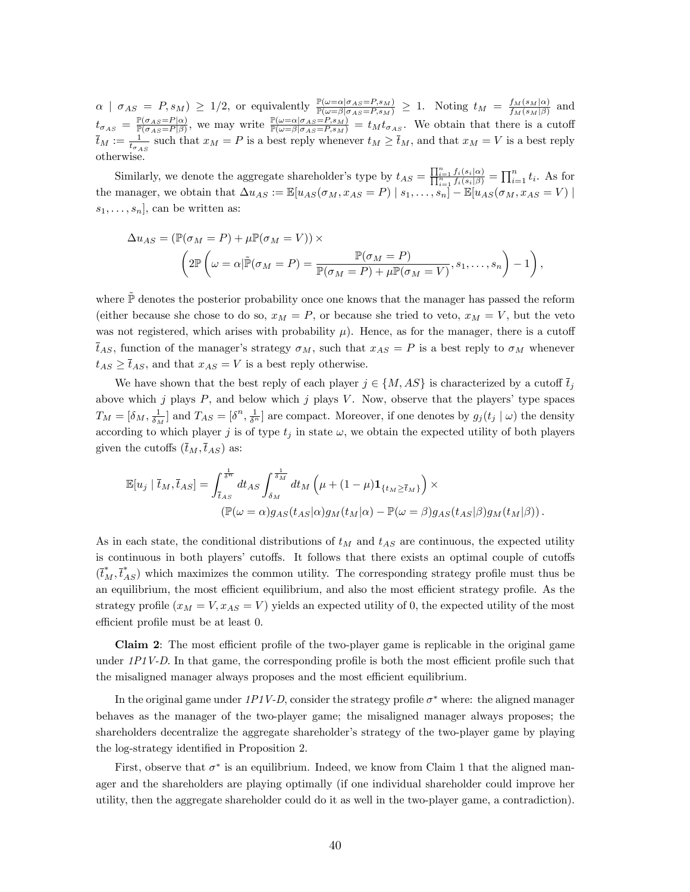$\alpha \mid \sigma_{AS} = P, s_M) \geq 1/2$, or equivalently $\frac{\mathbb{P}(\omega=\alpha|\sigma_{AS}=P,s_M)}{\mathbb{P}(\omega=\beta|\sigma_{AS}=P,s_M)} \geq 1$. Noting $t_M = \frac{f_M(s_M|\alpha)}{f_M(s_M|\beta)}$ and $t_{\sigma_{AS}} = \frac{\mathbb{P}(\sigma_{AS}=P|\alpha)}{\mathbb{P}(\sigma_{AS}=P|\beta)}$, we may write $\frac{\mathbb{P}(\omega=\alpha|\sigma_{AS}=P,s_M)}{\mathbb{P}(\omega=\beta|\sigma_{AS}=P,s_M)} = t_M t_{\sigma_{AS}}$. We obtain that there is a cutoff $\bar{t}_M := \frac{1}{t_{\sigma_{AS}}}$ such that $x_M = P$ is a best reply whenever $t_M \geq \bar{t}_M$, and that $x_M = V$ is a best reply otherwise.

Similarly, we denote the aggregate shareholder's type by $t_{AS} = \frac{\prod_{i=1}^n f_i(s_i|\alpha)}{\prod_{i=1}^n f_i(s_i|\beta)} = \prod_{i=1}^n t_i$. As for the manager, we obtain that $\Delta u_{AS} := \mathbb{E}[u_{AS}(\sigma_M, x_{AS} = P) \mid s_1, \ldots, s_n] - \mathbb{E}[u_{AS}(\sigma_M, x_{AS} = V) \mid s_1, \ldots, s_n]$, can be written as:

$$\Delta u_{AS} = (\mathbb{P}(\sigma_M = P) + \mu \mathbb{P}(\sigma_M = V)) \times \left(2\mathbb{P}\left(\omega = \alpha | \tilde{\mathbb{P}}(\sigma_M = P) = \frac{\mathbb{P}(\sigma_M = P)}{\mathbb{P}(\sigma_M = P) + \mu \mathbb{P}(\sigma_M = V)}, s_1, \ldots, s_n\right) - 1\right),$$

where $\tilde{\mathbb{P}}$ denotes the posterior probability once one knows that the manager has passed the reform (either because she chose to do so, $x_M = P$, or because she tried to veto, $x_M = V$, but the veto was not registered, which arises with probability $\mu$). Hence, as for the manager, there is a cutoff $\bar{t}_{AS}$, function of the manager's strategy $\sigma_M$, such that $x_{AS} = P$ is a best reply to $\sigma_M$ whenever $t_{AS} \geq \bar{t}_{AS}$, and that $x_{AS} = V$ is a best reply otherwise.

We have shown that the best reply of each player $j \in \{M, AS\}$ is characterized by a cutoff $\bar{t}_j$ above which $j$ plays $P$, and below which $j$ plays $V$. Now, observe that the players' type spaces $T_M = [\delta_M, \frac{1}{\delta_M}]$ and $T_{AS} = [\delta^n, \frac{1}{\delta^n}]$ are compact. Moreover, if one denotes by $g_j(t_j \mid \omega)$ the density according to which player $j$ is of type $t_j$ in state $\omega$, we obtain the expected utility of both players given the cutoffs $(\bar{t}_M, \bar{t}_{AS})$ as:

$$\mathbb{E}[u_j \mid \bar{t}_M, \bar{t}_{AS}] = \int_{\bar{t}_{AS}}^{\frac{1}{\delta^n}} dt_{AS} \int_{\delta_M}^{\frac{1}{\delta_M}} dt_M \left(\mu + (1-\mu)\mathbf{1}_{\{t_M \geq \bar{t}_M\}}\right) \times (\mathbb{P}(\omega = \alpha) g_{AS}(t_{AS}|\alpha) g_M(t_M|\alpha) - \mathbb{P}(\omega = \beta) g_{AS}(t_{AS}|\beta) g_M(t_M|\beta)).$$

As in each state, the conditional distributions of $t_M$ and $t_{AS}$ are continuous, the expected utility is continuous in both players' cutoffs. It follows that there exists an optimal couple of cutoffs $(\bar{t}_M^*, \bar{t}_{AS}^*)$ which maximizes the common utility. The corresponding strategy profile must thus be an equilibrium, the most efficient equilibrium, and also the most efficient strategy profile. As the strategy profile $(x_M = V, x_{AS} = V)$ yields an expected utility of 0, the expected utility of the most efficient profile must be at least 0.

**Claim 2**: The most efficient profile of the two-player game is replicable in the original game under *1P1V-D*. In that game, the corresponding profile is both the most efficient profile such that the misaligned manager always proposes and the most efficient equilibrium.

In the original game under *1P1V-D*, consider the strategy profile $\sigma^*$ where: the aligned manager behaves as the manager of the two-player game; the misaligned manager always proposes; the shareholders decentralize the aggregate shareholder's strategy of the two-player game by playing the log-strategy identified in Proposition 2.

First, observe that $\sigma^*$ is an equilibrium. Indeed, we know from Claim 1 that the aligned manager and the shareholders are playing optimally (if one individual shareholder could improve her utility, then the aggregate shareholder could do it as well in the two-player game, a contradiction).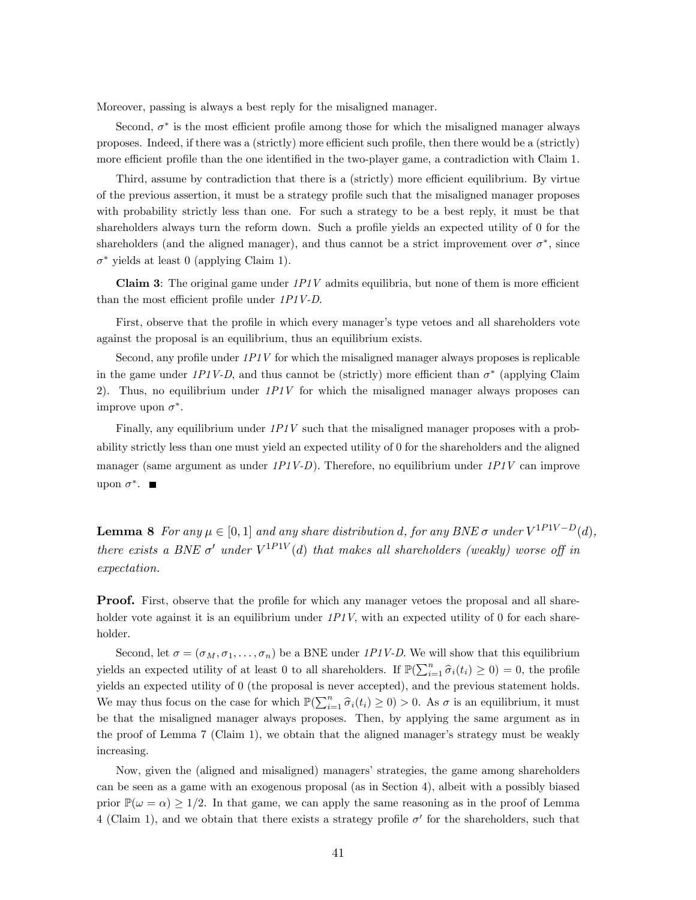Moreover, passing is always a best reply for the misaligned manager.

Second, $\sigma^*$ is the most efficient profile among those for which the misaligned manager always proposes. Indeed, if there was a (strictly) more efficient such profile, then there would be a (strictly) more efficient profile than the one identified in the two-player game, a contradiction with Claim 1.

Third, assume by contradiction that there is a (strictly) more efficient equilibrium. By virtue of the previous assertion, it must be a strategy profile such that the misaligned manager proposes with probability strictly less than one. For such a strategy to be a best reply, it must be that shareholders always turn the reform down. Such a profile yields an expected utility of 0 for the shareholders (and the aligned manager), and thus cannot be a strict improvement over $\sigma^*$, since $\sigma^*$ yields at least 0 (applying Claim 1).

**Claim 3**: The original game under *1P1V* admits equilibria, but none of them is more efficient than the most efficient profile under *1P1V-D*.

First, observe that the profile in which every manager's type vetoes and all shareholders vote against the proposal is an equilibrium, thus an equilibrium exists.

Second, any profile under *1P1V* for which the misaligned manager always proposes is replicable in the game under *1P1V-D*, and thus cannot be (strictly) more efficient than $\sigma^*$ (applying Claim 2). Thus, no equilibrium under *1P1V* for which the misaligned manager always proposes can improve upon $\sigma^*$.

Finally, any equilibrium under *1P1V* such that the misaligned manager proposes with a probability strictly less than one must yield an expected utility of 0 for the shareholders and the aligned manager (same argument as under *1P1V-D*). Therefore, no equilibrium under *1P1V* can improve upon $\sigma^*$. ■

**Lemma 8** *For any $\mu \in [0,1]$ and any share distribution $d$, for any BNE $\sigma$ under $V^{1P1V-D}(d)$, there exists a BNE $\sigma'$ under $V^{1P1V}(d)$ that makes all shareholders (weakly) worse off in expectation.*

**Proof.** First, observe that the profile for which any manager vetoes the proposal and all shareholder vote against it is an equilibrium under *1P1V*, with an expected utility of 0 for each shareholder.

Second, let $\sigma = (\sigma_M, \sigma_1, \ldots, \sigma_n)$ be a BNE under *1P1V-D*. We will show that this equilibrium yields an expected utility of at least 0 to all shareholders. If $\mathbb{P}(\sum_{i=1}^n \widehat{\sigma}_i(t_i) \geq 0) = 0$, the profile yields an expected utility of 0 (the proposal is never accepted), and the previous statement holds. We may thus focus on the case for which $\mathbb{P}(\sum_{i=1}^n \widehat{\sigma}_i(t_i) \geq 0) > 0$. As $\sigma$ is an equilibrium, it must be that the misaligned manager always proposes. Then, by applying the same argument as in the proof of Lemma 7 (Claim 1), we obtain that the aligned manager's strategy must be weakly increasing.

Now, given the (aligned and misaligned) managers' strategies, the game among shareholders can be seen as a game with an exogenous proposal (as in Section 4), albeit with a possibly biased prior $\mathbb{P}(\omega = \alpha) \geq 1/2$. In that game, we can apply the same reasoning as in the proof of Lemma 4 (Claim 1), and we obtain that there exists a strategy profile $\sigma'$ for the shareholders, such that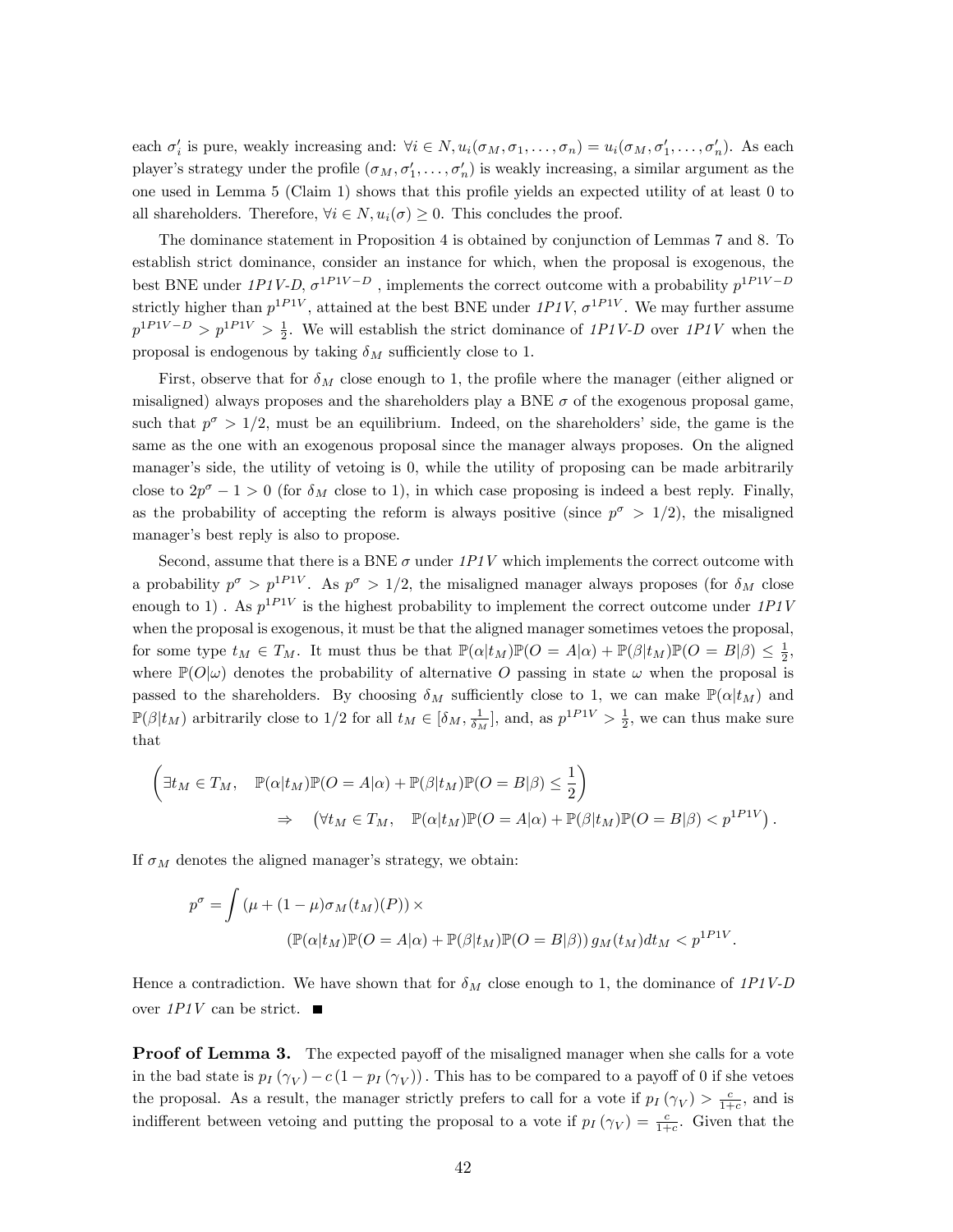each $\sigma'_i$ is pure, weakly increasing and: $\forall i \in N, u_i(\sigma_M, \sigma_1, \ldots, \sigma_n) = u_i(\sigma_M, \sigma'_1, \ldots, \sigma'_n)$. As each player's strategy under the profile $(\sigma_M, \sigma'_1, \ldots, \sigma'_n)$ is weakly increasing, a similar argument as the one used in Lemma 5 (Claim 1) shows that this profile yields an expected utility of at least 0 to all shareholders. Therefore, $\forall i \in N, u_i(\sigma) \geq 0$. This concludes the proof.

The dominance statement in Proposition 4 is obtained by conjunction of Lemmas 7 and 8. To establish strict dominance, consider an instance for which, when the proposal is exogenous, the best BNE under *1P1V-D*, $\sigma^{1P1V-D}$ , implements the correct outcome with a probability $p^{1P1V-D}$ strictly higher than $p^{1P1V}$, attained at the best BNE under *1P1V*, $\sigma^{1P1V}$. We may further assume $p^{1P1V-D} > p^{1P1V} > \frac{1}{2}$. We will establish the strict dominance of *1P1V-D* over *1P1V* when the proposal is endogenous by taking $\delta_M$ sufficiently close to 1.

First, observe that for $\delta_M$ close enough to 1, the profile where the manager (either aligned or misaligned) always proposes and the shareholders play a BNE $\sigma$ of the exogenous proposal game, such that $p^\sigma > 1/2$, must be an equilibrium. Indeed, on the shareholders' side, the game is the same as the one with an exogenous proposal since the manager always proposes. On the aligned manager's side, the utility of vetoing is 0, while the utility of proposing can be made arbitrarily close to $2p^\sigma - 1 > 0$ (for $\delta_M$ close to 1), in which case proposing is indeed a best reply. Finally, as the probability of accepting the reform is always positive (since $p^\sigma > 1/2$), the misaligned manager's best reply is also to propose.

Second, assume that there is a BNE $\sigma$ under *1P1V* which implements the correct outcome with a probability $p^\sigma > p^{1P1V}$. As $p^\sigma > 1/2$, the misaligned manager always proposes (for $\delta_M$ close enough to 1) . As $p^{1P1V}$ is the highest probability to implement the correct outcome under *1P1V* when the proposal is exogenous, it must be that the aligned manager sometimes vetoes the proposal, for some type $t_M \in T_M$. It must thus be that $\mathbb{P}(\alpha|t_M)\mathbb{P}(O = A|\alpha) + \mathbb{P}(\beta|t_M)\mathbb{P}(O = B|\beta) \leq \frac{1}{2}$, where $\mathbb{P}(O|\omega)$ denotes the probability of alternative $O$ passing in state $\omega$ when the proposal is passed to the shareholders. By choosing $\delta_M$ sufficiently close to 1, we can make $\mathbb{P}(\alpha|t_M)$ and $\mathbb{P}(\beta|t_M)$ arbitrarily close to 1/2 for all $t_M \in [\delta_M, \frac{1}{\delta_M}]$, and, as $p^{1P1V} > \frac{1}{2}$, we can thus make sure that

$$\left(\exists t_M \in T_M, \quad \mathbb{P}(\alpha|t_M)\mathbb{P}(O = A|\alpha) + \mathbb{P}(\beta|t_M)\mathbb{P}(O = B|\beta) \leq \frac{1}{2}\right) \\ \Rightarrow \quad \left(\forall t_M \in T_M, \quad \mathbb{P}(\alpha|t_M)\mathbb{P}(O = A|\alpha) + \mathbb{P}(\beta|t_M)\mathbb{P}(O = B|\beta) < p^{1P1V}\right).$$

If $\sigma_M$ denotes the aligned manager's strategy, we obtain:

$$p^\sigma = \int (\mu + (1-\mu)\sigma_M(t_M)(P)) \times \\ (\mathbb{P}(\alpha|t_M)\mathbb{P}(O = A|\alpha) + \mathbb{P}(\beta|t_M)\mathbb{P}(O = B|\beta))\, g_M(t_M)dt_M < p^{1P1V}.$$

Hence a contradiction. We have shown that for $\delta_M$ close enough to 1, the dominance of *1P1V-D* over *1P1V* can be strict. ■

**Proof of Lemma 3.** The expected payoff of the misaligned manager when she calls for a vote in the bad state is $p_I(\gamma_V) - c(1 - p_I(\gamma_V))$. This has to be compared to a payoff of 0 if she vetoes the proposal. As a result, the manager strictly prefers to call for a vote if $p_I(\gamma_V) > \frac{c}{1+c}$, and is indifferent between vetoing and putting the proposal to a vote if $p_I(\gamma_V) = \frac{c}{1+c}$. Given that the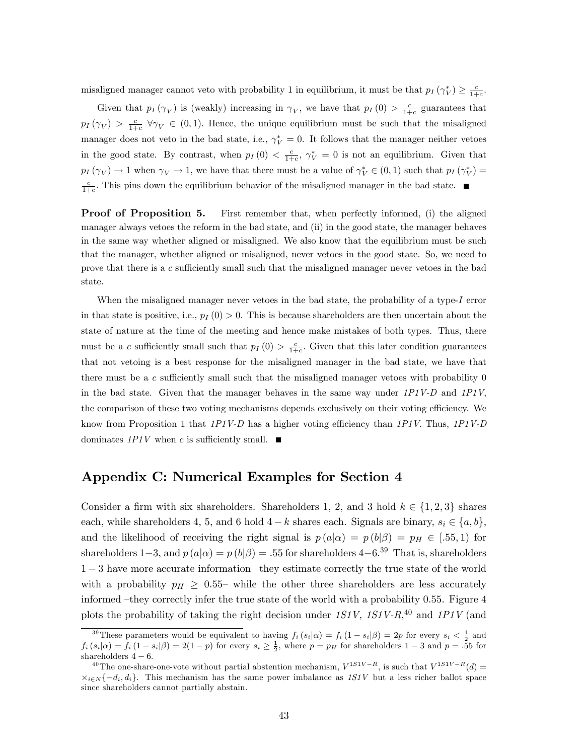misaligned manager cannot veto with probability 1 in equilibrium, it must be that $p_I(\gamma_V^*) \geq \frac{c}{1+c}$.

Given that $p_I(\gamma_V)$ is (weakly) increasing in $\gamma_V$, we have that $p_I(0) > \frac{c}{1+c}$ guarantees that $p_I(\gamma_V) > \frac{c}{1+c}$ $\forall \gamma_V \in (0,1)$. Hence, the unique equilibrium must be such that the misaligned manager does not veto in the bad state, i.e., $\gamma_V^* = 0$. It follows that the manager neither vetoes in the good state. By contrast, when $p_I(0) < \frac{c}{1+c}$, $\gamma_V^* = 0$ is not an equilibrium. Given that $p_I(\gamma_V) \to 1$ when $\gamma_V \to 1$, we have that there must be a value of $\gamma_V^* \in (0,1)$ such that $p_I(\gamma_V^*) = \frac{c}{1+c}$. This pins down the equilibrium behavior of the misaligned manager in the bad state. ■

**Proof of Proposition 5.** First remember that, when perfectly informed, (i) the aligned manager always vetoes the reform in the bad state, and (ii) in the good state, the manager behaves in the same way whether aligned or misaligned. We also know that the equilibrium must be such that the manager, whether aligned or misaligned, never vetoes in the good state. So, we need to prove that there is a $c$ sufficiently small such that the misaligned manager never vetoes in the bad state.

When the misaligned manager never vetoes in the bad state, the probability of a type-$I$ error in that state is positive, i.e., $p_I(0) > 0$. This is because shareholders are then uncertain about the state of nature at the time of the meeting and hence make mistakes of both types. Thus, there must be a $c$ sufficiently small such that $p_I(0) > \frac{c}{1+c}$. Given that this later condition guarantees that not vetoing is a best response for the misaligned manager in the bad state, we have that there must be a $c$ sufficiently small such that the misaligned manager vetoes with probability 0 in the bad state. Given that the manager behaves in the same way under *1P1V-D* and *1P1V*, the comparison of these two voting mechanisms depends exclusively on their voting efficiency. We know from Proposition 1 that *1P1V-D* has a higher voting efficiency than *1P1V*. Thus, *1P1V-D* dominates *1P1V* when $c$ is sufficiently small. ■

# Appendix C: Numerical Examples for Section 4

Consider a firm with six shareholders. Shareholders 1, 2, and 3 hold $k \in \{1,2,3\}$ shares each, while shareholders 4, 5, and 6 hold $4-k$ shares each. Signals are binary, $s_i \in \{a,b\}$, and the likelihood of receiving the right signal is $p(a|\alpha) = p(b|\beta) = p_H \in [.55, 1)$ for shareholders 1−3, and $p(a|\alpha) = p(b|\beta) = .55$ for shareholders 4−6.[39] That is, shareholders $1-3$ have more accurate information –they estimate correctly the true state of the world with a probability $p_H \geq 0.55$– while the other three shareholders are less accurately informed –they correctly infer the true state of the world with a probability 0.55. Figure 4 plots the probability of taking the right decision under *1S1V, 1S1V-R*,[40] and *1P1V* (and

[39] These parameters would be equivalent to having $f_i(s_i|\alpha) = f_i(1-s_i|\beta) = 2p$ for every $s_i < \frac{1}{2}$ and $f_i(s_i|\alpha) = f_i(1-s_i|\beta) = 2(1-p)$ for every $s_i \geq \frac{1}{2}$, where $p = p_H$ for shareholders $1-3$ and $p = .55$ for shareholders $4-6$.

[40] The one-share-one-vote without partial abstention mechanism, $V^{1S1V-R}$, is such that $V^{1S1V-R}(d) = \times_{i\in N}\{-d_i, d_i\}$. This mechanism has the same power imbalance as *1S1V* but a less richer ballot space since shareholders cannot partially abstain.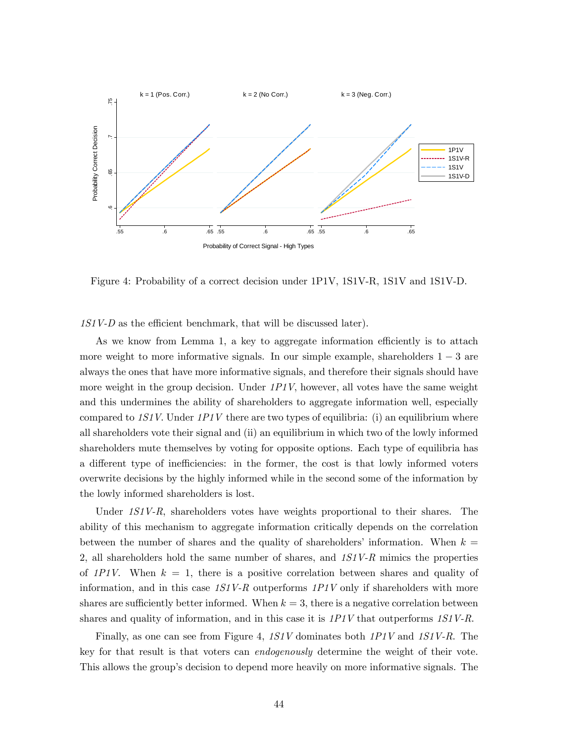Figure 4: Probability of a correct decision under 1P1V, 1S1V-R, 1S1V and 1S1V-D.

*1S1V-D* as the efficient benchmark, that will be discussed later).

As we know from Lemma 1, a key to aggregate information efficiently is to attach more weight to more informative signals. In our simple example, shareholders $1-3$ are always the ones that have more informative signals, and therefore their signals should have more weight in the group decision. Under *1P1V*, however, all votes have the same weight and this undermines the ability of shareholders to aggregate information well, especially compared to *1S1V*. Under *1P1V* there are two types of equilibria: (i) an equilibrium where all shareholders vote their signal and (ii) an equilibrium in which two of the lowly informed shareholders mute themselves by voting for opposite options. Each type of equilibria has a different type of inefficiencies: in the former, the cost is that lowly informed voters overwrite decisions by the highly informed while in the second some of the information by the lowly informed shareholders is lost.

Under *1S1V-R*, shareholders votes have weights proportional to their shares. The ability of this mechanism to aggregate information critically depends on the correlation between the number of shares and the quality of shareholders' information. When $k = 2$, all shareholders hold the same number of shares, and *1S1V-R* mimics the properties of *1P1V*. When $k = 1$, there is a positive correlation between shares and quality of information, and in this case *1S1V-R* outperforms *1P1V* only if shareholders with more shares are sufficiently better informed. When $k = 3$, there is a negative correlation between shares and quality of information, and in this case it is *1P1V* that outperforms *1S1V-R*.

Finally, as one can see from Figure 4, *1S1V* dominates both *1P1V* and *1S1V-R*. The key for that result is that voters can *endogenously* determine the weight of their vote. This allows the group's decision to depend more heavily on more informative signals. The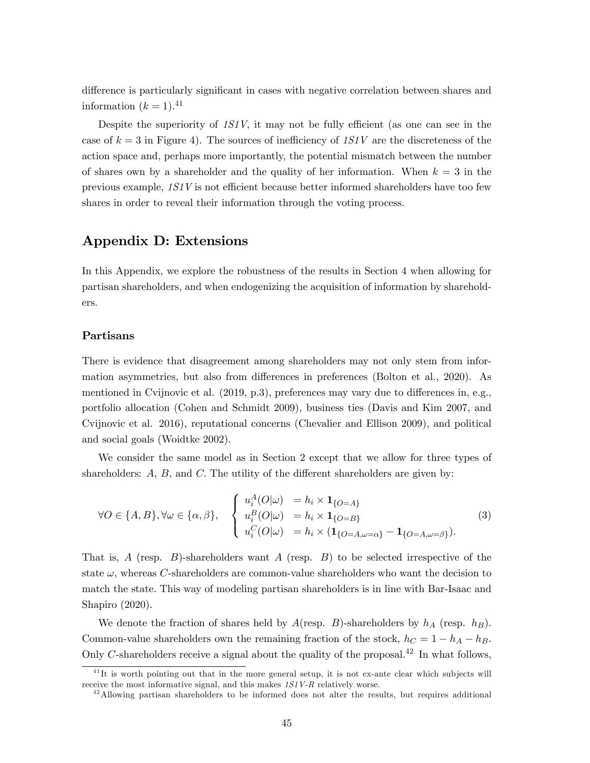difference is particularly significant in cases with negative correlation between shares and information ($k = 1$).[41]

Despite the superiority of *1S1V*, it may not be fully efficient (as one can see in the case of $k = 3$ in Figure 4). The sources of inefficiency of *1S1V* are the discreteness of the action space and, perhaps more importantly, the potential mismatch between the number of shares own by a shareholder and the quality of her information. When $k = 3$ in the previous example, *1S1V* is not efficient because better informed shareholders have too few shares in order to reveal their information through the voting process.

## Appendix D: Extensions

In this Appendix, we explore the robustness of the results in Section 4 when allowing for partisan shareholders, and when endogenizing the acquisition of information by shareholders.

### Partisans

There is evidence that disagreement among shareholders may not only stem from information asymmetries, but also from differences in preferences (Bolton et al., 2020). As mentioned in Cvijnovic et al. (2019, p.3), preferences may vary due to differences in, e.g., portfolio allocation (Cohen and Schmidt 2009), business ties (Davis and Kim 2007, and Cvijnovic et al. 2016), reputational concerns (Chevalier and Ellison 2009), and political and social goals (Woidtke 2002).

We consider the same model as in Section 2 except that we allow for three types of shareholders: $A$, $B$, and $C$. The utility of the different shareholders are given by:

$$\forall O \in \{A, B\}, \forall \omega \in \{\alpha, \beta\}, \quad \begin{cases} u_i^A(O|\omega) &= h_i \times \mathbf{1}_{\{O=A\}} \\ u_i^B(O|\omega) &= h_i \times \mathbf{1}_{\{O=B\}} \\ u_i^C(O|\omega) &= h_i \times (\mathbf{1}_{\{O=A,\omega=\alpha\}} - \mathbf{1}_{\{O=A,\omega=\beta\}}). \end{cases} \tag{3}$$

That is, $A$ (resp. $B$)-shareholders want $A$ (resp. $B$) to be selected irrespective of the state $\omega$, whereas $C$-shareholders are common-value shareholders who want the decision to match the state. This way of modeling partisan shareholders is in line with Bar-Isaac and Shapiro (2020).

We denote the fraction of shares held by $A$(resp. $B$)-shareholders by $h_A$ (resp. $h_B$). Common-value shareholders own the remaining fraction of the stock, $h_C = 1 - h_A - h_B$. Only $C$-shareholders receive a signal about the quality of the proposal.[42] In what follows,

[41] It is worth pointing out that in the more general setup, it is not ex-ante clear which subjects will receive the most informative signal, and this makes *1S1V-R* relatively worse.

[42] Allowing partisan shareholders to be informed does not alter the results, but requires additional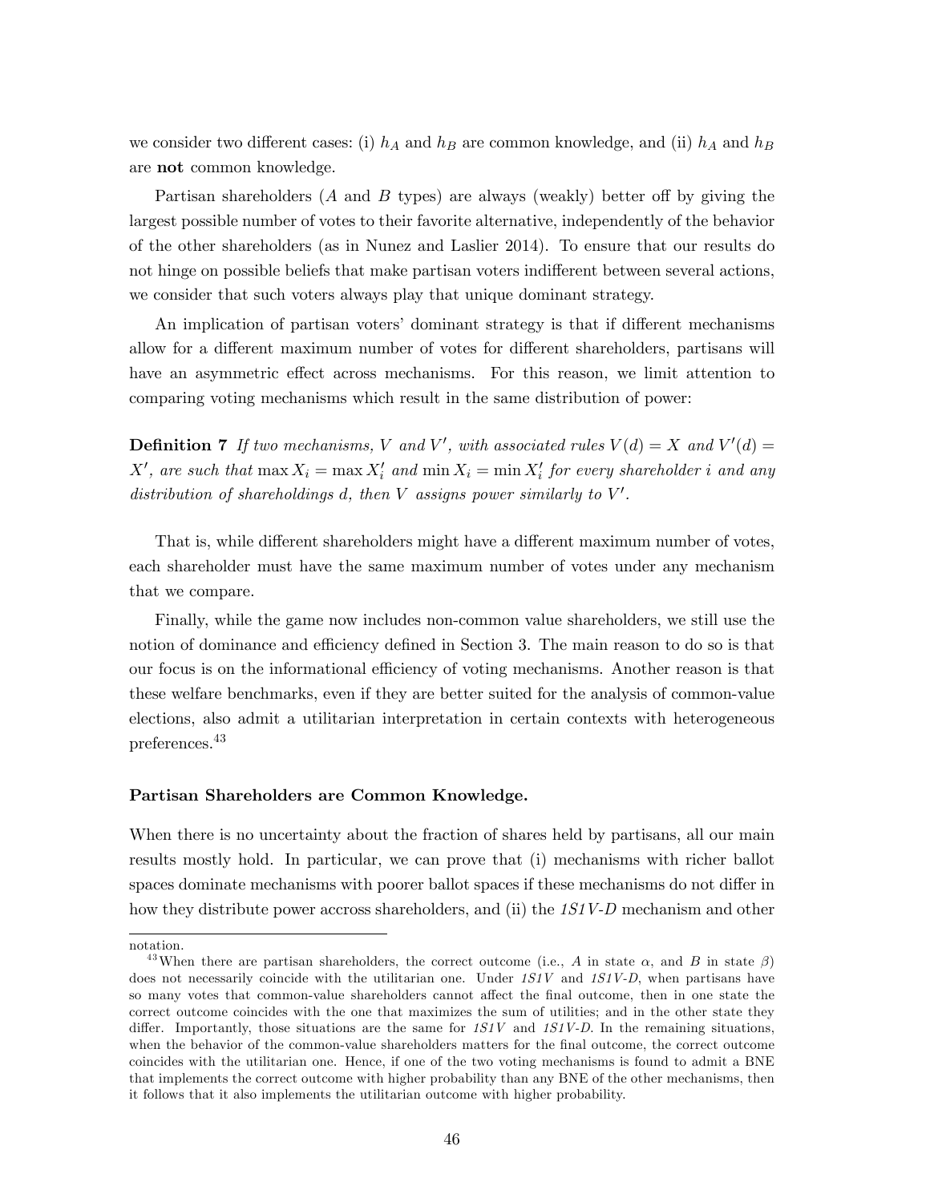we consider two different cases: (i) $h_A$ and $h_B$ are common knowledge, and (ii) $h_A$ and $h_B$ are **not** common knowledge.

Partisan shareholders ($A$ and $B$ types) are always (weakly) better off by giving the largest possible number of votes to their favorite alternative, independently of the behavior of the other shareholders (as in Nunez and Laslier 2014). To ensure that our results do not hinge on possible beliefs that make partisan voters indifferent between several actions, we consider that such voters always play that unique dominant strategy.

An implication of partisan voters' dominant strategy is that if different mechanisms allow for a different maximum number of votes for different shareholders, partisans will have an asymmetric effect across mechanisms. For this reason, we limit attention to comparing voting mechanisms which result in the same distribution of power:

**Definition 7** *If two mechanisms, $V$ and $V'$, with associated rules $V(d) = X$ and $V'(d) = X'$, are such that $\max X_i = \max X_i'$ and $\min X_i = \min X_i'$ for every shareholder $i$ and any distribution of shareholdings $d$, then $V$ assigns power similarly to $V'$.*

That is, while different shareholders might have a different maximum number of votes, each shareholder must have the same maximum number of votes under any mechanism that we compare.

Finally, while the game now includes non-common value shareholders, we still use the notion of dominance and efficiency defined in Section 3. The main reason to do so is that our focus is on the informational efficiency of voting mechanisms. Another reason is that these welfare benchmarks, even if they are better suited for the analysis of common-value elections, also admit a utilitarian interpretation in certain contexts with heterogeneous preferences.[43]

**Partisan Shareholders are Common Knowledge.**

When there is no uncertainty about the fraction of shares held by partisans, all our main results mostly hold. In particular, we can prove that (i) mechanisms with richer ballot spaces dominate mechanisms with poorer ballot spaces if these mechanisms do not differ in how they distribute power accross shareholders, and (ii) the *1S1V-D* mechanism and other

notation.

[43] When there are partisan shareholders, the correct outcome (i.e., $A$ in state $\alpha$, and $B$ in state $\beta$) does not necessarily coincide with the utilitarian one. Under *1S1V* and *1S1V-D*, when partisans have so many votes that common-value shareholders cannot affect the final outcome, then in one state the correct outcome coincides with the one that maximizes the sum of utilities; and in the other state they differ. Importantly, those situations are the same for *1S1V* and *1S1V-D*. In the remaining situations, when the behavior of the common-value shareholders matters for the final outcome, the correct outcome coincides with the utilitarian one. Hence, if one of the two voting mechanisms is found to admit a BNE that implements the correct outcome with higher probability than any BNE of the other mechanisms, then it follows that it also implements the utilitarian outcome with higher probability.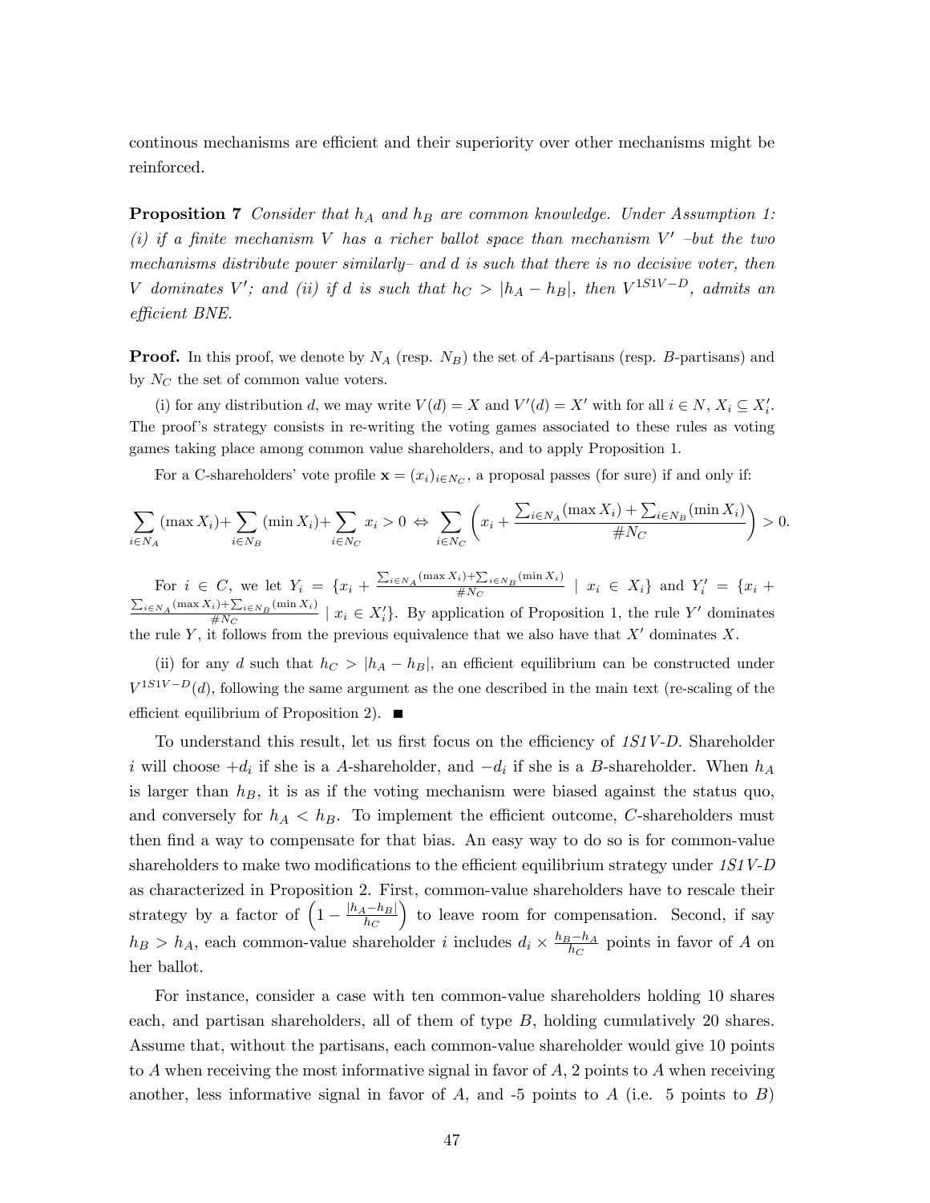continous mechanisms are efficient and their superiority over other mechanisms might be reinforced.

**Proposition 7** *Consider that $h_A$ and $h_B$ are common knowledge. Under Assumption 1: (i) if a finite mechanism $V$ has a richer ballot space than mechanism $V'$ –but the two mechanisms distribute power similarly– and $d$ is such that there is no decisive voter, then $V$ dominates $V'$; and (ii) if $d$ is such that $h_C > |h_A - h_B|$, then $V^{1S1V-D}$, admits an efficient BNE.*

**Proof.** In this proof, we denote by $N_A$ (resp. $N_B$) the set of $A$-partisans (resp. $B$-partisans) and by $N_C$ the set of common value voters.

(i) for any distribution $d$, we may write $V(d) = X$ and $V'(d) = X'$ with for all $i \in N$, $X_i \subseteq X'_i$. The proof's strategy consists in re-writing the voting games associated to these rules as voting games taking place among common value shareholders, and to apply Proposition 1.

For a C-shareholders' vote profile $\mathbf{x} = (x_i)_{i \in N_C}$, a proposal passes (for sure) if and only if:

$$\sum_{i \in N_A} (\max X_i) + \sum_{i \in N_B} (\min X_i) + \sum_{i \in N_C} x_i > 0 \Leftrightarrow \sum_{i \in N_C} \left( x_i + \frac{\sum_{i \in N_A} (\max X_i) + \sum_{i \in N_B} (\min X_i)}{\# N_C} \right) > 0.$$

For $i \in C$, we let $Y_i = \{x_i + \frac{\sum_{i \in N_A} (\max X_i) + \sum_{i \in N_B} (\min X_i)}{\# N_C} \mid x_i \in X_i\}$ and $Y'_i = \{x_i + \frac{\sum_{i \in N_A} (\max X_i) + \sum_{i \in N_B} (\min X_i)}{\# N_C} \mid x_i \in X'_i\}$. By application of Proposition 1, the rule $Y'$ dominates the rule $Y$, it follows from the previous equivalence that we also have that $X'$ dominates $X$.

(ii) for any $d$ such that $h_C > |h_A - h_B|$, an efficient equilibrium can be constructed under $V^{1S1V-D}(d)$, following the same argument as the one described in the main text (re-scaling of the efficient equilibrium of Proposition 2). ■

To understand this result, let us first focus on the efficiency of *1S1V-D*. Shareholder $i$ will choose $+d_i$ if she is a $A$-shareholder, and $-d_i$ if she is a $B$-shareholder. When $h_A$ is larger than $h_B$, it is as if the voting mechanism were biased against the status quo, and conversely for $h_A < h_B$. To implement the efficient outcome, $C$-shareholders must then find a way to compensate for that bias. An easy way to do so is for common-value shareholders to make two modifications to the efficient equilibrium strategy under *1S1V-D* as characterized in Proposition 2. First, common-value shareholders have to rescale their strategy by a factor of $\left(1 - \frac{|h_A - h_B|}{h_C}\right)$ to leave room for compensation. Second, if say $h_B > h_A$, each common-value shareholder $i$ includes $d_i \times \frac{h_B - h_A}{h_C}$ points in favor of $A$ on her ballot.

For instance, consider a case with ten common-value shareholders holding 10 shares each, and partisan shareholders, all of them of type $B$, holding cumulatively 20 shares. Assume that, without the partisans, each common-value shareholder would give 10 points to $A$ when receiving the most informative signal in favor of $A$, 2 points to $A$ when receiving another, less informative signal in favor of $A$, and -5 points to $A$ (i.e. 5 points to $B$)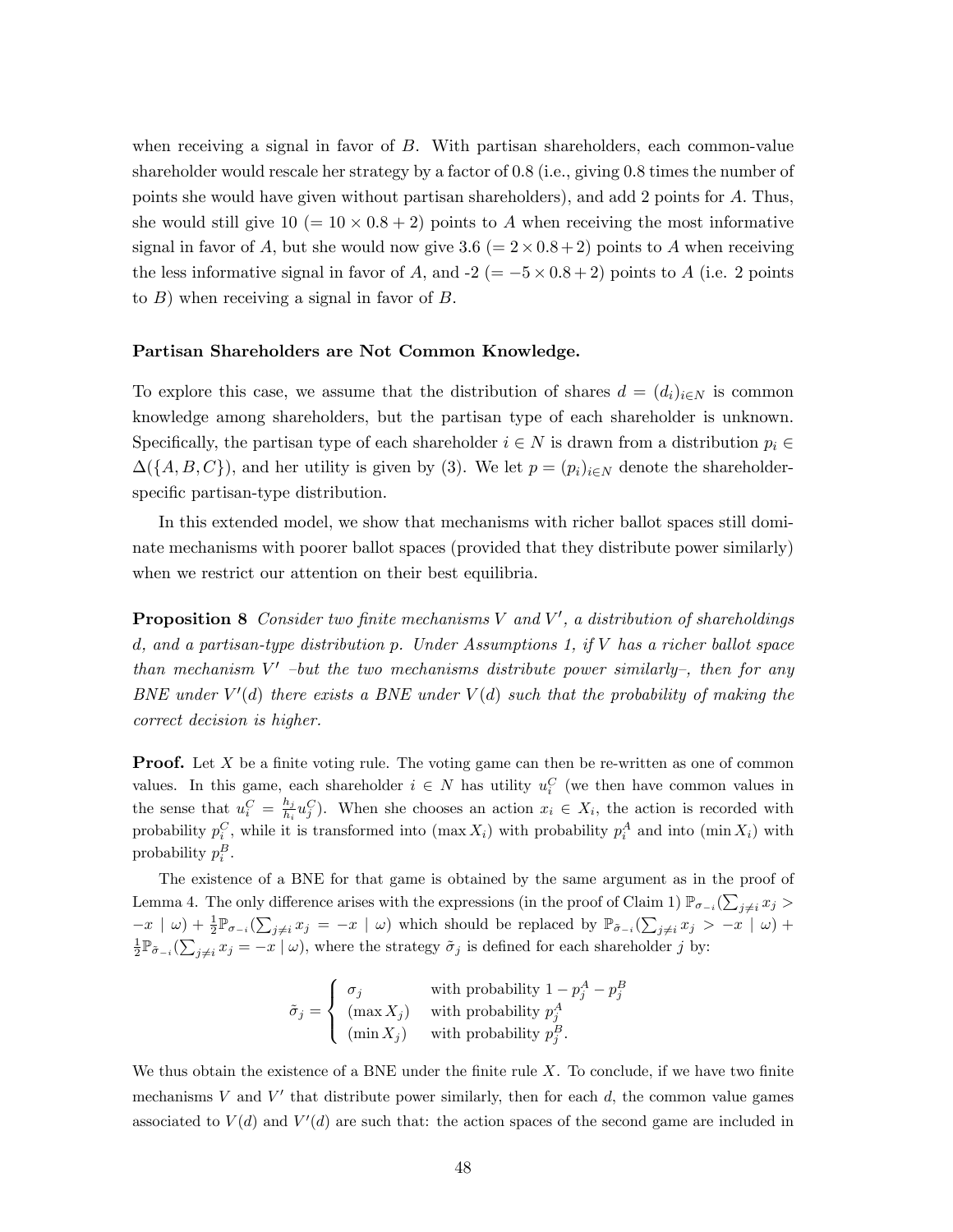when receiving a signal in favor of $B$. With partisan shareholders, each common-value shareholder would rescale her strategy by a factor of 0.8 (i.e., giving 0.8 times the number of points she would have given without partisan shareholders), and add 2 points for $A$. Thus, she would still give 10 ($= 10 \times 0.8 + 2$) points to $A$ when receiving the most informative signal in favor of $A$, but she would now give 3.6 ($= 2 \times 0.8 + 2$) points to $A$ when receiving the less informative signal in favor of $A$, and -2 ($= -5 \times 0.8 + 2$) points to $A$ (i.e. 2 points to $B$) when receiving a signal in favor of $B$.

**Partisan Shareholders are Not Common Knowledge.**

To explore this case, we assume that the distribution of shares $d = (d_i)_{i \in N}$ is common knowledge among shareholders, but the partisan type of each shareholder is unknown. Specifically, the partisan type of each shareholder $i \in N$ is drawn from a distribution $p_i \in \Delta(\{A, B, C\})$, and her utility is given by (3). We let $p = (p_i)_{i \in N}$ denote the shareholder-specific partisan-type distribution.

In this extended model, we show that mechanisms with richer ballot spaces still dominate mechanisms with poorer ballot spaces (provided that they distribute power similarly) when we restrict our attention on their best equilibria.

**Proposition 8** *Consider two finite mechanisms $V$ and $V'$, a distribution of shareholdings $d$, and a partisan-type distribution $p$. Under Assumptions 1, if $V$ has a richer ballot space than mechanism $V'$ –but the two mechanisms distribute power similarly–, then for any BNE under $V'(d)$ there exists a BNE under $V(d)$ such that the probability of making the correct decision is higher.*

**Proof.** Let $X$ be a finite voting rule. The voting game can then be re-written as one of common values. In this game, each shareholder $i \in N$ has utility $u_i^C$ (we then have common values in the sense that $u_i^C = \frac{h_j}{h_i} u_j^C$). When she chooses an action $x_i \in X_i$, the action is recorded with probability $p_i^C$, while it is transformed into $(\max X_i)$ with probability $p_i^A$ and into $(\min X_i)$ with probability $p_i^B$.

The existence of a BNE for that game is obtained by the same argument as in the proof of Lemma 4. The only difference arises with the expressions (in the proof of Claim 1) $\mathbb{P}_{\sigma_{-i}}(\sum_{j \neq i} x_j > -x \mid \omega) + \frac{1}{2}\mathbb{P}_{\sigma_{-i}}(\sum_{j \neq i} x_j = -x \mid \omega)$ which should be replaced by $\mathbb{P}_{\tilde{\sigma}_{-i}}(\sum_{j \neq i} x_j > -x \mid \omega) + \frac{1}{2}\mathbb{P}_{\tilde{\sigma}_{-i}}(\sum_{j \neq i} x_j = -x \mid \omega)$, where the strategy $\tilde{\sigma}_j$ is defined for each shareholder $j$ by:

$$\tilde{\sigma}_j = \begin{cases} \sigma_j & \text{with probability } 1 - p_j^A - p_j^B \\ (\max X_j) & \text{with probability } p_j^A \\ (\min X_j) & \text{with probability } p_j^B. \end{cases}$$

We thus obtain the existence of a BNE under the finite rule $X$. To conclude, if we have two finite mechanisms $V$ and $V'$ that distribute power similarly, then for each $d$, the common value games associated to $V(d)$ and $V'(d)$ are such that: the action spaces of the second game are included in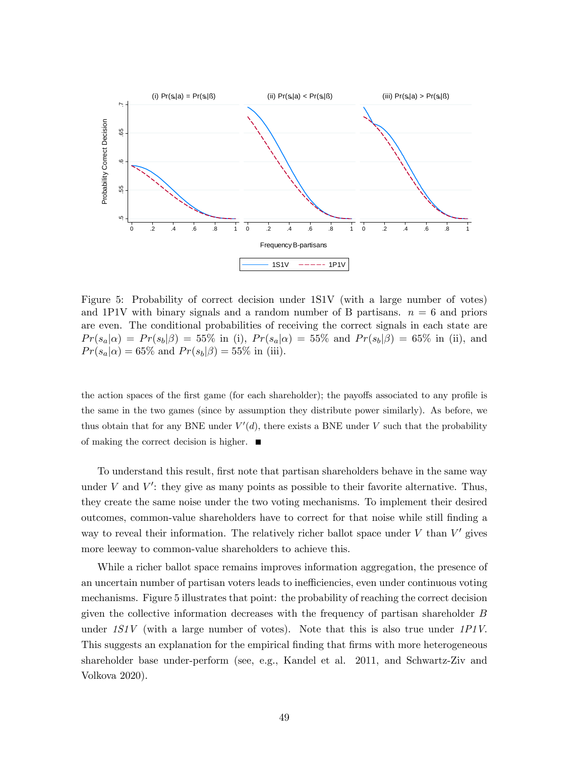Figure 5: Probability of correct decision under 1S1V (with a large number of votes) and 1P1V with binary signals and a random number of B partisans. $n = 6$ and priors are even. The conditional probabilities of receiving the correct signals in each state are $Pr(s_a|\alpha) = Pr(s_b|\beta) = 55\%$ in (i), $Pr(s_a|\alpha) = 55\%$ and $Pr(s_b|\beta) = 65\%$ in (ii), and $Pr(s_a|\alpha) = 65\%$ and $Pr(s_b|\beta) = 55\%$ in (iii).

the action spaces of the first game (for each shareholder); the payoffs associated to any profile is the same in the two games (since by assumption they distribute power similarly). As before, we thus obtain that for any BNE under $V'(d)$, there exists a BNE under $V$ such that the probability of making the correct decision is higher. ■

To understand this result, first note that partisan shareholders behave in the same way under $V$ and $V'$: they give as many points as possible to their favorite alternative. Thus, they create the same noise under the two voting mechanisms. To implement their desired outcomes, common-value shareholders have to correct for that noise while still finding a way to reveal their information. The relatively richer ballot space under $V$ than $V'$ gives more leeway to common-value shareholders to achieve this.

While a richer ballot space remains improves information aggregation, the presence of an uncertain number of partisan voters leads to inefficiencies, even under continuous voting mechanisms. Figure 5 illustrates that point: the probability of reaching the correct decision given the collective information decreases with the frequency of partisan shareholder $B$ under *1S1V* (with a large number of votes). Note that this is also true under *1P1V*. This suggests an explanation for the empirical finding that firms with more heterogeneous shareholder base under-perform (see, e.g., Kandel et al. 2011, and Schwartz-Ziv and Volkova 2020).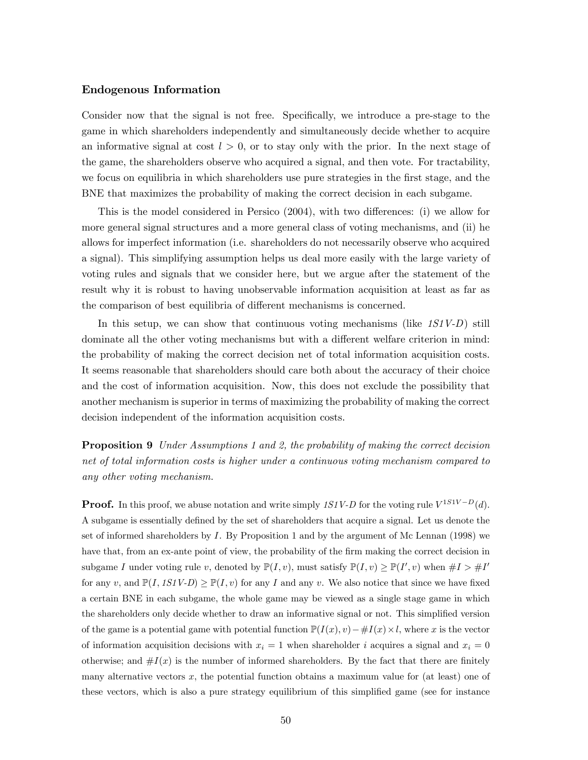### Endogenous Information

Consider now that the signal is not free. Specifically, we introduce a pre-stage to the game in which shareholders independently and simultaneously decide whether to acquire an informative signal at cost $l > 0$, or to stay only with the prior. In the next stage of the game, the shareholders observe who acquired a signal, and then vote. For tractability, we focus on equilibria in which shareholders use pure strategies in the first stage, and the BNE that maximizes the probability of making the correct decision in each subgame.

This is the model considered in Persico (2004), with two differences: (i) we allow for more general signal structures and a more general class of voting mechanisms, and (ii) he allows for imperfect information (i.e. shareholders do not necessarily observe who acquired a signal). This simplifying assumption helps us deal more easily with the large variety of voting rules and signals that we consider here, but we argue after the statement of the result why it is robust to having unobservable information acquisition at least as far as the comparison of best equilibria of different mechanisms is concerned.

In this setup, we can show that continuous voting mechanisms (like *1S1V-D*) still dominate all the other voting mechanisms but with a different welfare criterion in mind: the probability of making the correct decision net of total information acquisition costs. It seems reasonable that shareholders should care both about the accuracy of their choice and the cost of information acquisition. Now, this does not exclude the possibility that another mechanism is superior in terms of maximizing the probability of making the correct decision independent of the information acquisition costs.

**Proposition 9** *Under Assumptions 1 and 2, the probability of making the correct decision net of total information costs is higher under a continuous voting mechanism compared to any other voting mechanism.*

**Proof.** In this proof, we abuse notation and write simply *1S1V-D* for the voting rule $V^{1S1V-D}(d)$. A subgame is essentially defined by the set of shareholders that acquire a signal. Let us denote the set of informed shareholders by $I$. By Proposition 1 and by the argument of Mc Lennan (1998) we have that, from an ex-ante point of view, the probability of the firm making the correct decision in subgame $I$ under voting rule $v$, denoted by $\mathbb{P}(I, v)$, must satisfy $\mathbb{P}(I, v) \geq \mathbb{P}(I', v)$ when $\#I > \#I'$ for any $v$, and $\mathbb{P}(I, \textit{1S1V-D}) \geq \mathbb{P}(I, v)$ for any $I$ and any $v$. We also notice that since we have fixed a certain BNE in each subgame, the whole game may be viewed as a single stage game in which the shareholders only decide whether to draw an informative signal or not. This simplified version of the game is a potential game with potential function $\mathbb{P}(I(x), v) - \#I(x) \times l$, where $x$ is the vector of information acquisition decisions with $x_i = 1$ when shareholder $i$ acquires a signal and $x_i = 0$ otherwise; and $\#I(x)$ is the number of informed shareholders. By the fact that there are finitely many alternative vectors $x$, the potential function obtains a maximum value for (at least) one of these vectors, which is also a pure strategy equilibrium of this simplified game (see for instance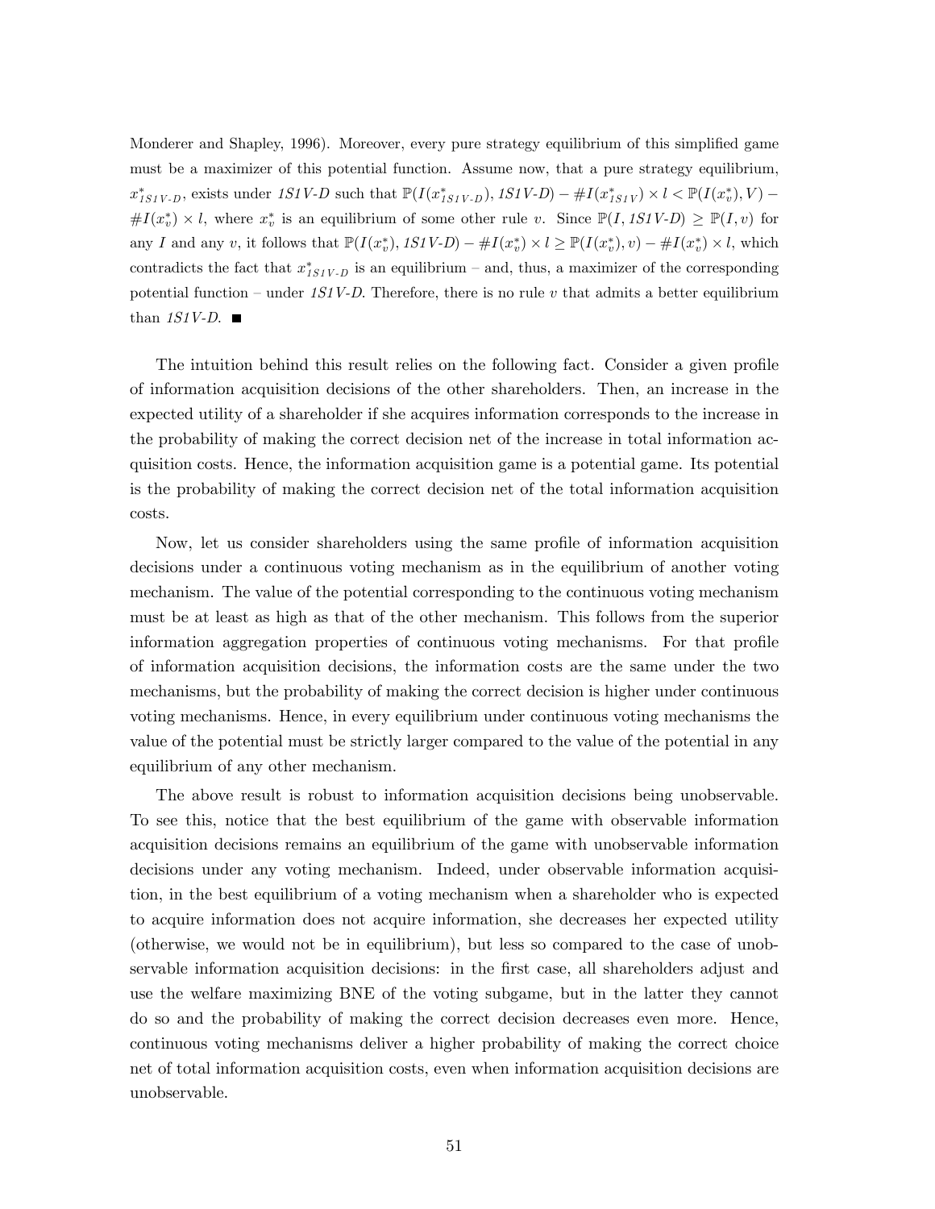Monderer and Shapley, 1996). Moreover, every pure strategy equilibrium of this simplified game must be a maximizer of this potential function. Assume now, that a pure strategy equilibrium, $x^*_{1S1V\text{-}D}$, exists under *1S1V-D* such that $\mathbb{P}(I(x^*_{1S1V\text{-}D}), \mathit{1S1V\text{-}D}) - \#I(x^*_{1S1V}) \times l < \mathbb{P}(I(x^*_v), V) - \#I(x^*_v) \times l$, where $x^*_v$ is an equilibrium of some other rule $v$. Since $\mathbb{P}(I, \mathit{1S1V\text{-}D}) \geq \mathbb{P}(I, v)$ for any $I$ and any $v$, it follows that $\mathbb{P}(I(x^*_v), \mathit{1S1V\text{-}D}) - \#I(x^*_v) \times l \geq \mathbb{P}(I(x^*_v), v) - \#I(x^*_v) \times l$, which contradicts the fact that $x^*_{1S1V\text{-}D}$ is an equilibrium – and, thus, a maximizer of the corresponding potential function – under *1S1V-D*. Therefore, there is no rule $v$ that admits a better equilibrium than *1S1V-D*. ■

The intuition behind this result relies on the following fact. Consider a given profile of information acquisition decisions of the other shareholders. Then, an increase in the expected utility of a shareholder if she acquires information corresponds to the increase in the probability of making the correct decision net of the increase in total information acquisition costs. Hence, the information acquisition game is a potential game. Its potential is the probability of making the correct decision net of the total information acquisition costs.

Now, let us consider shareholders using the same profile of information acquisition decisions under a continuous voting mechanism as in the equilibrium of another voting mechanism. The value of the potential corresponding to the continuous voting mechanism must be at least as high as that of the other mechanism. This follows from the superior information aggregation properties of continuous voting mechanisms. For that profile of information acquisition decisions, the information costs are the same under the two mechanisms, but the probability of making the correct decision is higher under continuous voting mechanisms. Hence, in every equilibrium under continuous voting mechanisms the value of the potential must be strictly larger compared to the value of the potential in any equilibrium of any other mechanism.

The above result is robust to information acquisition decisions being unobservable. To see this, notice that the best equilibrium of the game with observable information acquisition decisions remains an equilibrium of the game with unobservable information decisions under any voting mechanism. Indeed, under observable information acquisition, in the best equilibrium of a voting mechanism when a shareholder who is expected to acquire information does not acquire information, she decreases her expected utility (otherwise, we would not be in equilibrium), but less so compared to the case of unobservable information acquisition decisions: in the first case, all shareholders adjust and use the welfare maximizing BNE of the voting subgame, but in the latter they cannot do so and the probability of making the correct decision decreases even more. Hence, continuous voting mechanisms deliver a higher probability of making the correct choice net of total information acquisition costs, even when information acquisition decisions are unobservable.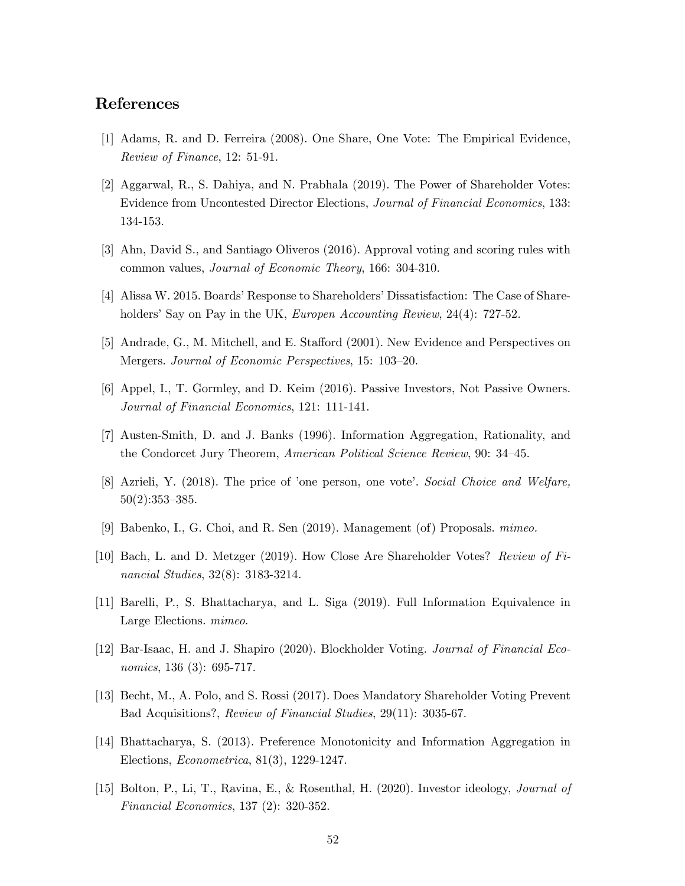## References

[1] Adams, R. and D. Ferreira (2008). One Share, One Vote: The Empirical Evidence, *Review of Finance*, 12: 51-91.

[2] Aggarwal, R., S. Dahiya, and N. Prabhala (2019). The Power of Shareholder Votes: Evidence from Uncontested Director Elections, *Journal of Financial Economics*, 133: 134-153.

[3] Ahn, David S., and Santiago Oliveros (2016). Approval voting and scoring rules with common values, *Journal of Economic Theory*, 166: 304-310.

[4] Alissa W. 2015. Boards' Response to Shareholders' Dissatisfaction: The Case of Shareholders' Say on Pay in the UK, *Europen Accounting Review*, 24(4): 727-52.

[5] Andrade, G., M. Mitchell, and E. Stafford (2001). New Evidence and Perspectives on Mergers. *Journal of Economic Perspectives*, 15: 103–20.

[6] Appel, I., T. Gormley, and D. Keim (2016). Passive Investors, Not Passive Owners. *Journal of Financial Economics*, 121: 111-141.

[7] Austen-Smith, D. and J. Banks (1996). Information Aggregation, Rationality, and the Condorcet Jury Theorem, *American Political Science Review*, 90: 34–45.

[8] Azrieli, Y. (2018). The price of 'one person, one vote'. *Social Choice and Welfare,* 50(2):353–385.

[9] Babenko, I., G. Choi, and R. Sen (2019). Management (of) Proposals. *mimeo.*

[10] Bach, L. and D. Metzger (2019). How Close Are Shareholder Votes? *Review of Financial Studies*, 32(8): 3183-3214.

[11] Barelli, P., S. Bhattacharya, and L. Siga (2019). Full Information Equivalence in Large Elections. *mimeo*.

[12] Bar-Isaac, H. and J. Shapiro (2020). Blockholder Voting. *Journal of Financial Economics*, 136 (3): 695-717.

[13] Becht, M., A. Polo, and S. Rossi (2017). Does Mandatory Shareholder Voting Prevent Bad Acquisitions?, *Review of Financial Studies*, 29(11): 3035-67.

[14] Bhattacharya, S. (2013). Preference Monotonicity and Information Aggregation in Elections, *Econometrica*, 81(3), 1229-1247.

[15] Bolton, P., Li, T., Ravina, E., & Rosenthal, H. (2020). Investor ideology, *Journal of Financial Economics*, 137 (2): 320-352.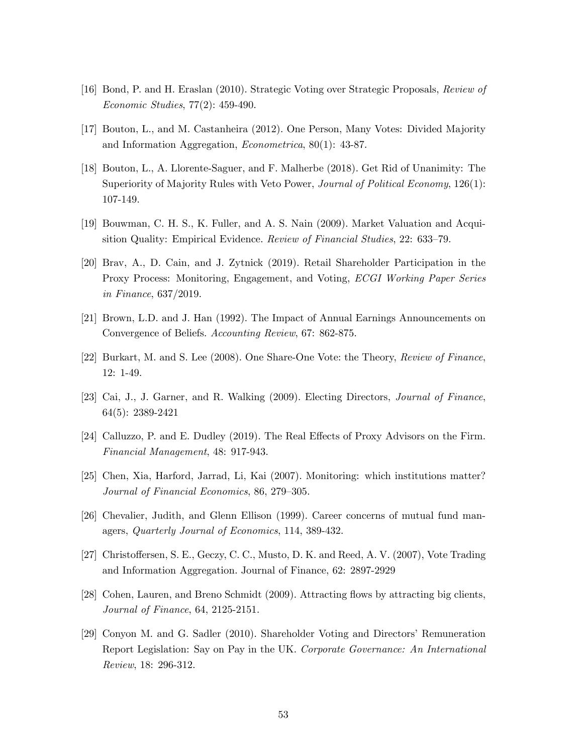[16] Bond, P. and H. Eraslan (2010). Strategic Voting over Strategic Proposals, *Review of Economic Studies*, 77(2): 459-490.

[17] Bouton, L., and M. Castanheira (2012). One Person, Many Votes: Divided Majority and Information Aggregation, *Econometrica*, 80(1): 43-87.

[18] Bouton, L., A. Llorente-Saguer, and F. Malherbe (2018). Get Rid of Unanimity: The Superiority of Majority Rules with Veto Power, *Journal of Political Economy*, 126(1): 107-149.

[19] Bouwman, C. H. S., K. Fuller, and A. S. Nain (2009). Market Valuation and Acquisition Quality: Empirical Evidence. *Review of Financial Studies*, 22: 633–79.

[20] Brav, A., D. Cain, and J. Zytnick (2019). Retail Shareholder Participation in the Proxy Process: Monitoring, Engagement, and Voting, *ECGI Working Paper Series in Finance*, 637/2019.

[21] Brown, L.D. and J. Han (1992). The Impact of Annual Earnings Announcements on Convergence of Beliefs. *Accounting Review*, 67: 862-875.

[22] Burkart, M. and S. Lee (2008). One Share-One Vote: the Theory, *Review of Finance*, 12: 1-49.

[23] Cai, J., J. Garner, and R. Walking (2009). Electing Directors, *Journal of Finance*, 64(5): 2389-2421

[24] Calluzzo, P. and E. Dudley (2019). The Real Effects of Proxy Advisors on the Firm. *Financial Management*, 48: 917-943.

[25] Chen, Xia, Harford, Jarrad, Li, Kai (2007). Monitoring: which institutions matter? *Journal of Financial Economics*, 86, 279–305.

[26] Chevalier, Judith, and Glenn Ellison (1999). Career concerns of mutual fund managers, *Quarterly Journal of Economics*, 114, 389-432.

[27] Christoffersen, S. E., Geczy, C. C., Musto, D. K. and Reed, A. V. (2007), Vote Trading and Information Aggregation. Journal of Finance, 62: 2897-2929

[28] Cohen, Lauren, and Breno Schmidt (2009). Attracting flows by attracting big clients, *Journal of Finance*, 64, 2125-2151.

[29] Conyon M. and G. Sadler (2010). Shareholder Voting and Directors' Remuneration Report Legislation: Say on Pay in the UK. *Corporate Governance: An International Review*, 18: 296-312.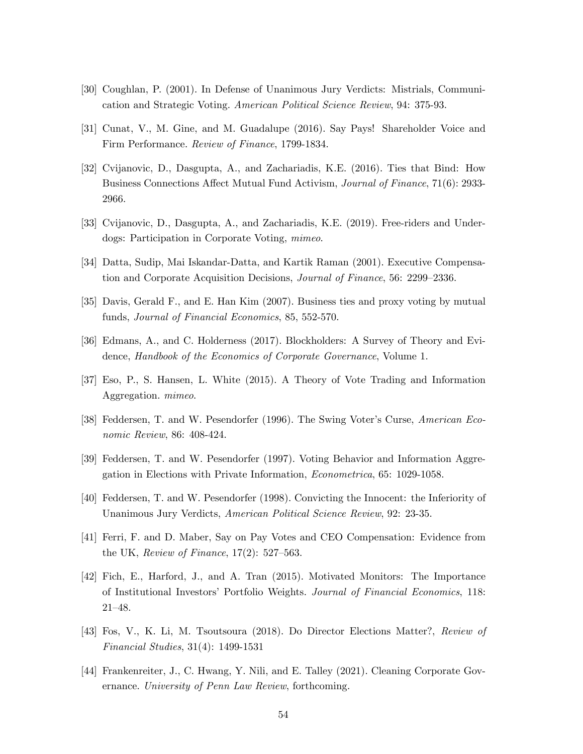[30] Coughlan, P. (2001). In Defense of Unanimous Jury Verdicts: Mistrials, Communication and Strategic Voting. *American Political Science Review*, 94: 375-93.

[31] Cunat, V., M. Gine, and M. Guadalupe (2016). Say Pays! Shareholder Voice and Firm Performance. *Review of Finance*, 1799-1834.

[32] Cvijanovic, D., Dasgupta, A., and Zachariadis, K.E. (2016). Ties that Bind: How Business Connections Affect Mutual Fund Activism, *Journal of Finance*, 71(6): 2933-2966.

[33] Cvijanovic, D., Dasgupta, A., and Zachariadis, K.E. (2019). Free-riders and Underdogs: Participation in Corporate Voting, *mimeo*.

[34] Datta, Sudip, Mai Iskandar-Datta, and Kartik Raman (2001). Executive Compensation and Corporate Acquisition Decisions, *Journal of Finance*, 56: 2299–2336.

[35] Davis, Gerald F., and E. Han Kim (2007). Business ties and proxy voting by mutual funds, *Journal of Financial Economics*, 85, 552-570.

[36] Edmans, A., and C. Holderness (2017). Blockholders: A Survey of Theory and Evidence, *Handbook of the Economics of Corporate Governance*, Volume 1.

[37] Eso, P., S. Hansen, L. White (2015). A Theory of Vote Trading and Information Aggregation. *mimeo*.

[38] Feddersen, T. and W. Pesendorfer (1996). The Swing Voter's Curse, *American Economic Review*, 86: 408-424.

[39] Feddersen, T. and W. Pesendorfer (1997). Voting Behavior and Information Aggregation in Elections with Private Information, *Econometrica*, 65: 1029-1058.

[40] Feddersen, T. and W. Pesendorfer (1998). Convicting the Innocent: the Inferiority of Unanimous Jury Verdicts, *American Political Science Review*, 92: 23-35.

[41] Ferri, F. and D. Maber, Say on Pay Votes and CEO Compensation: Evidence from the UK, *Review of Finance*, 17(2): 527–563.

[42] Fich, E., Harford, J., and A. Tran (2015). Motivated Monitors: The Importance of Institutional Investors' Portfolio Weights. *Journal of Financial Economics*, 118: 21–48.

[43] Fos, V., K. Li, M. Tsoutsoura (2018). Do Director Elections Matter?, *Review of Financial Studies*, 31(4): 1499-1531

[44] Frankenreiter, J., C. Hwang, Y. Nili, and E. Talley (2021). Cleaning Corporate Governance. *University of Penn Law Review*, forthcoming.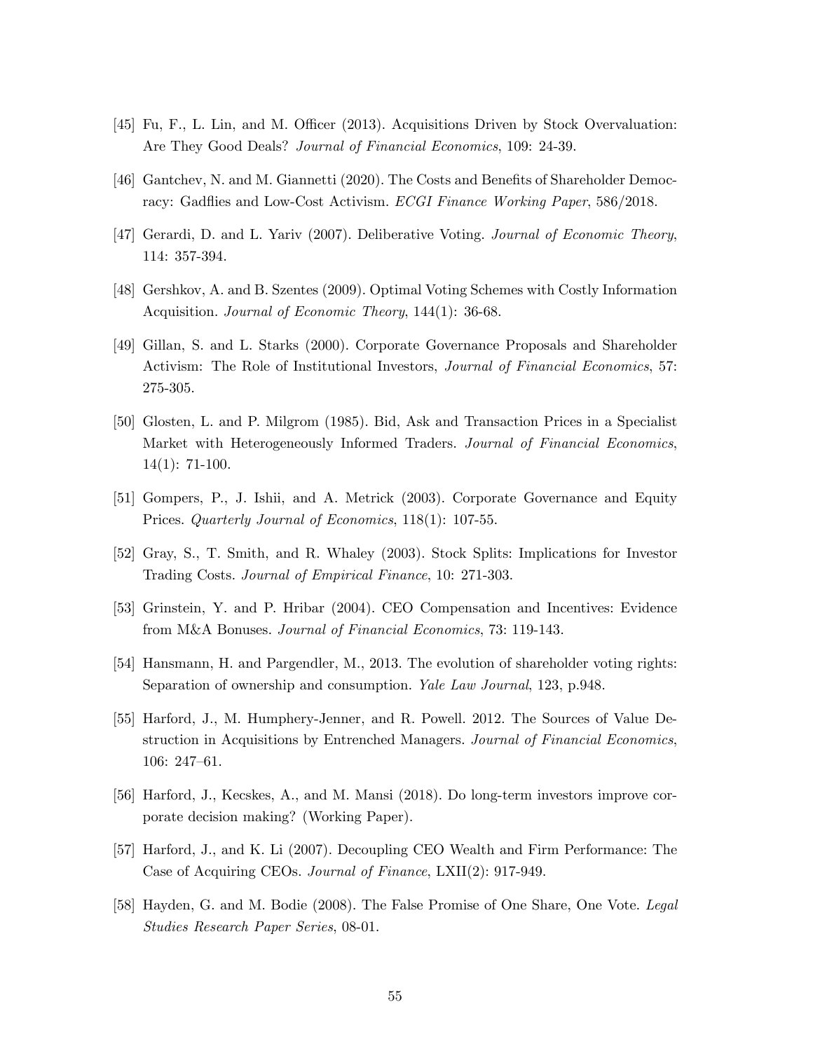[45] Fu, F., L. Lin, and M. Officer (2013). Acquisitions Driven by Stock Overvaluation: Are They Good Deals? *Journal of Financial Economics*, 109: 24-39.

[46] Gantchev, N. and M. Giannetti (2020). The Costs and Benefits of Shareholder Democracy: Gadflies and Low-Cost Activism. *ECGI Finance Working Paper*, 586/2018.

[47] Gerardi, D. and L. Yariv (2007). Deliberative Voting. *Journal of Economic Theory*, 114: 357-394.

[48] Gershkov, A. and B. Szentes (2009). Optimal Voting Schemes with Costly Information Acquisition. *Journal of Economic Theory*, 144(1): 36-68.

[49] Gillan, S. and L. Starks (2000). Corporate Governance Proposals and Shareholder Activism: The Role of Institutional Investors, *Journal of Financial Economics*, 57: 275-305.

[50] Glosten, L. and P. Milgrom (1985). Bid, Ask and Transaction Prices in a Specialist Market with Heterogeneously Informed Traders. *Journal of Financial Economics*, 14(1): 71-100.

[51] Gompers, P., J. Ishii, and A. Metrick (2003). Corporate Governance and Equity Prices. *Quarterly Journal of Economics*, 118(1): 107-55.

[52] Gray, S., T. Smith, and R. Whaley (2003). Stock Splits: Implications for Investor Trading Costs. *Journal of Empirical Finance*, 10: 271-303.

[53] Grinstein, Y. and P. Hribar (2004). CEO Compensation and Incentives: Evidence from M&A Bonuses. *Journal of Financial Economics*, 73: 119-143.

[54] Hansmann, H. and Pargendler, M., 2013. The evolution of shareholder voting rights: Separation of ownership and consumption. *Yale Law Journal*, 123, p.948.

[55] Harford, J., M. Humphery-Jenner, and R. Powell. 2012. The Sources of Value Destruction in Acquisitions by Entrenched Managers. *Journal of Financial Economics*, 106: 247–61.

[56] Harford, J., Kecskes, A., and M. Mansi (2018). Do long-term investors improve corporate decision making? (Working Paper).

[57] Harford, J., and K. Li (2007). Decoupling CEO Wealth and Firm Performance: The Case of Acquiring CEOs. *Journal of Finance*, LXII(2): 917-949.

[58] Hayden, G. and M. Bodie (2008). The False Promise of One Share, One Vote. *Legal Studies Research Paper Series*, 08-01.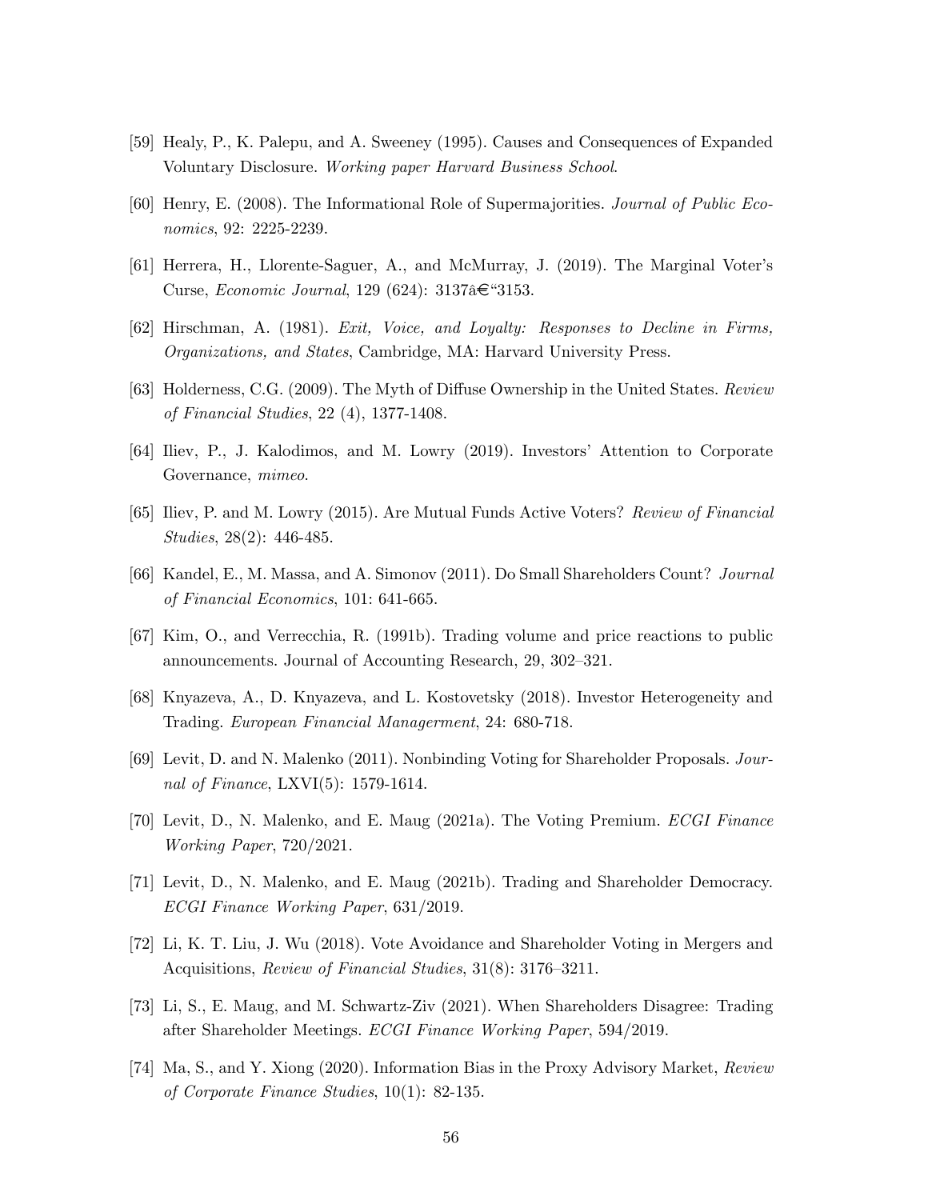[59] Healy, P., K. Palepu, and A. Sweeney (1995). Causes and Consequences of Expanded Voluntary Disclosure. *Working paper Harvard Business School*.

[60] Henry, E. (2008). The Informational Role of Supermajorities. *Journal of Public Economics*, 92: 2225-2239.

[61] Herrera, H., Llorente-Saguer, A., and McMurray, J. (2019). The Marginal Voter's Curse, *Economic Journal*, 129 (624): 3137â€"3153.

[62] Hirschman, A. (1981). *Exit, Voice, and Loyalty: Responses to Decline in Firms, Organizations, and States*, Cambridge, MA: Harvard University Press.

[63] Holderness, C.G. (2009). The Myth of Diffuse Ownership in the United States. *Review of Financial Studies*, 22 (4), 1377-1408.

[64] Iliev, P., J. Kalodimos, and M. Lowry (2019). Investors' Attention to Corporate Governance, *mimeo*.

[65] Iliev, P. and M. Lowry (2015). Are Mutual Funds Active Voters? *Review of Financial Studies*, 28(2): 446-485.

[66] Kandel, E., M. Massa, and A. Simonov (2011). Do Small Shareholders Count? *Journal of Financial Economics*, 101: 641-665.

[67] Kim, O., and Verrecchia, R. (1991b). Trading volume and price reactions to public announcements. Journal of Accounting Research, 29, 302–321.

[68] Knyazeva, A., D. Knyazeva, and L. Kostovetsky (2018). Investor Heterogeneity and Trading. *European Financial Managerment*, 24: 680-718.

[69] Levit, D. and N. Malenko (2011). Nonbinding Voting for Shareholder Proposals. *Journal of Finance*, LXVI(5): 1579-1614.

[70] Levit, D., N. Malenko, and E. Maug (2021a). The Voting Premium. *ECGI Finance Working Paper*, 720/2021.

[71] Levit, D., N. Malenko, and E. Maug (2021b). Trading and Shareholder Democracy. *ECGI Finance Working Paper*, 631/2019.

[72] Li, K. T. Liu, J. Wu (2018). Vote Avoidance and Shareholder Voting in Mergers and Acquisitions, *Review of Financial Studies*, 31(8): 3176–3211.

[73] Li, S., E. Maug, and M. Schwartz-Ziv (2021). When Shareholders Disagree: Trading after Shareholder Meetings. *ECGI Finance Working Paper*, 594/2019.

[74] Ma, S., and Y. Xiong (2020). Information Bias in the Proxy Advisory Market, *Review of Corporate Finance Studies*, 10(1): 82-135.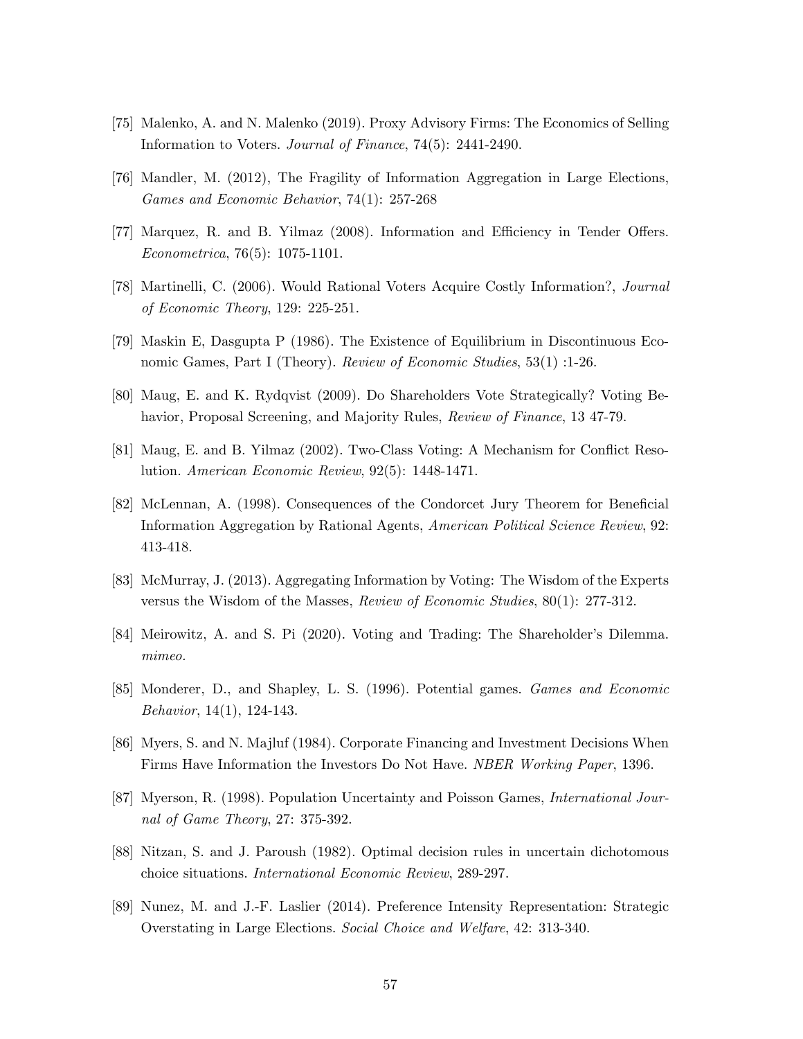[75] Malenko, A. and N. Malenko (2019). Proxy Advisory Firms: The Economics of Selling Information to Voters. *Journal of Finance*, 74(5): 2441-2490.

[76] Mandler, M. (2012), The Fragility of Information Aggregation in Large Elections, *Games and Economic Behavior*, 74(1): 257-268

[77] Marquez, R. and B. Yilmaz (2008). Information and Efficiency in Tender Offers. *Econometrica*, 76(5): 1075-1101.

[78] Martinelli, C. (2006). Would Rational Voters Acquire Costly Information?, *Journal of Economic Theory*, 129: 225-251.

[79] Maskin E, Dasgupta P (1986). The Existence of Equilibrium in Discontinuous Economic Games, Part I (Theory). *Review of Economic Studies*, 53(1) :1-26.

[80] Maug, E. and K. Rydqvist (2009). Do Shareholders Vote Strategically? Voting Behavior, Proposal Screening, and Majority Rules, *Review of Finance*, 13 47-79.

[81] Maug, E. and B. Yilmaz (2002). Two-Class Voting: A Mechanism for Conflict Resolution. *American Economic Review*, 92(5): 1448-1471.

[82] McLennan, A. (1998). Consequences of the Condorcet Jury Theorem for Beneficial Information Aggregation by Rational Agents, *American Political Science Review*, 92: 413-418.

[83] McMurray, J. (2013). Aggregating Information by Voting: The Wisdom of the Experts versus the Wisdom of the Masses, *Review of Economic Studies*, 80(1): 277-312.

[84] Meirowitz, A. and S. Pi (2020). Voting and Trading: The Shareholder's Dilemma. *mimeo.*

[85] Monderer, D., and Shapley, L. S. (1996). Potential games. *Games and Economic Behavior*, 14(1), 124-143.

[86] Myers, S. and N. Majluf (1984). Corporate Financing and Investment Decisions When Firms Have Information the Investors Do Not Have. *NBER Working Paper*, 1396.

[87] Myerson, R. (1998). Population Uncertainty and Poisson Games, *International Journal of Game Theory*, 27: 375-392.

[88] Nitzan, S. and J. Paroush (1982). Optimal decision rules in uncertain dichotomous choice situations. *International Economic Review*, 289-297.

[89] Nunez, M. and J.-F. Laslier (2014). Preference Intensity Representation: Strategic Overstating in Large Elections. *Social Choice and Welfare*, 42: 313-340.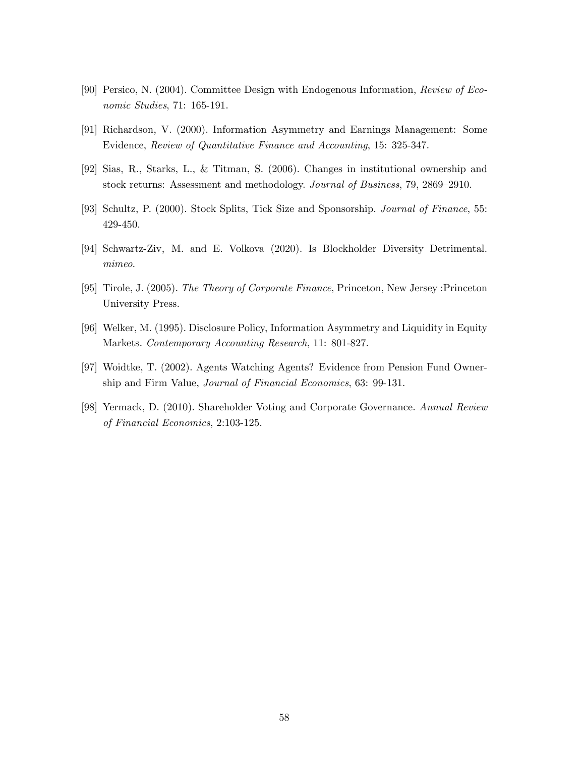[90] Persico, N. (2004). Committee Design with Endogenous Information, *Review of Economic Studies*, 71: 165-191.

[91] Richardson, V. (2000). Information Asymmetry and Earnings Management: Some Evidence, *Review of Quantitative Finance and Accounting*, 15: 325-347.

[92] Sias, R., Starks, L., & Titman, S. (2006). Changes in institutional ownership and stock returns: Assessment and methodology. *Journal of Business*, 79, 2869–2910.

[93] Schultz, P. (2000). Stock Splits, Tick Size and Sponsorship. *Journal of Finance*, 55: 429-450.

[94] Schwartz-Ziv, M. and E. Volkova (2020). Is Blockholder Diversity Detrimental. *mimeo*.

[95] Tirole, J. (2005). *The Theory of Corporate Finance*, Princeton, New Jersey :Princeton University Press.

[96] Welker, M. (1995). Disclosure Policy, Information Asymmetry and Liquidity in Equity Markets. *Contemporary Accounting Research*, 11: 801-827.

[97] Woidtke, T. (2002). Agents Watching Agents? Evidence from Pension Fund Ownership and Firm Value, *Journal of Financial Economics*, 63: 99-131.

[98] Yermack, D. (2010). Shareholder Voting and Corporate Governance. *Annual Review of Financial Economics*, 2:103-125.